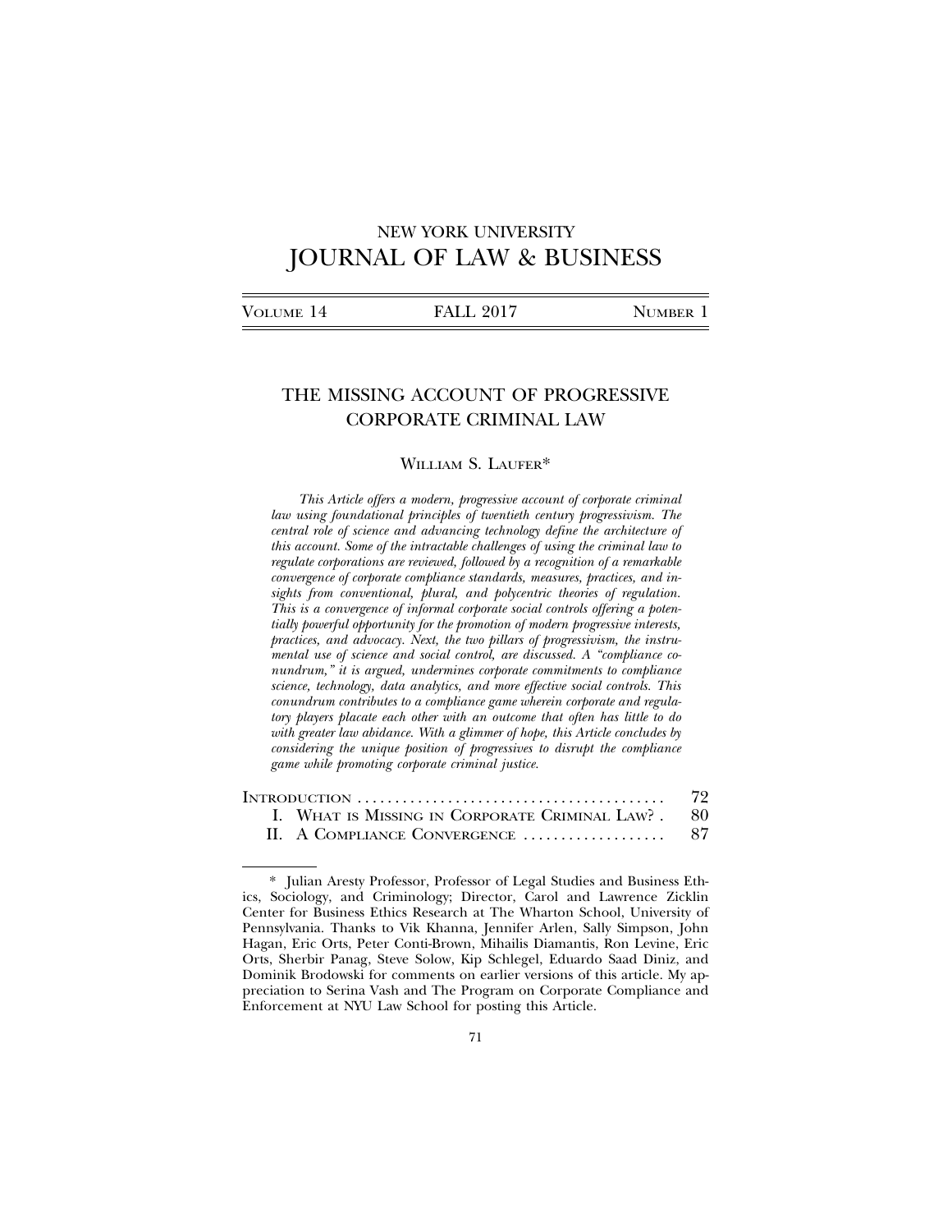NEW YORK UNIVERSITY
# JOURNAL OF LAW & BUSINESS

| VOLUME 14 | FALL 2017 | NUMBER 1 |
|---|---|---|

## THE MISSING ACCOUNT OF PROGRESSIVE CORPORATE CRIMINAL LAW

WILLIAM S. LAUFER*

*This Article offers a modern, progressive account of corporate criminal law using foundational principles of twentieth century progressivism. The central role of science and advancing technology define the architecture of this account. Some of the intractable challenges of using the criminal law to regulate corporations are reviewed, followed by a recognition of a remarkable convergence of corporate compliance standards, measures, practices, and insights from conventional, plural, and polycentric theories of regulation. This is a convergence of informal corporate social controls offering a potentially powerful opportunity for the promotion of modern progressive interests, practices, and advocacy. Next, the two pillars of progressivism, the instrumental use of science and social control, are discussed. A "compliance conundrum," it is argued, undermines corporate commitments to compliance science, technology, data analytics, and more effective social controls. This conundrum contributes to a compliance game wherein corporate and regulatory players placate each other with an outcome that often has little to do with greater law abidance. With a glimmer of hope, this Article concludes by considering the unique position of progressives to disrupt the compliance game while promoting corporate criminal justice.*

| | |
|---|---|
| INTRODUCTION | 72 |
| I. WHAT IS MISSING IN CORPORATE CRIMINAL LAW? | 80 |
| II. A COMPLIANCE CONVERGENCE | 87 |

\* Julian Aresty Professor, Professor of Legal Studies and Business Ethics, Sociology, and Criminology; Director, Carol and Lawrence Zicklin Center for Business Ethics Research at The Wharton School, University of Pennsylvania. Thanks to Vik Khanna, Jennifer Arlen, Sally Simpson, John Hagan, Eric Orts, Peter Conti-Brown, Mihailis Diamantis, Ron Levine, Eric Orts, Sherbir Panag, Steve Solow, Kip Schlegel, Eduardo Saad Diniz, and Dominik Brodowski for comments on earlier versions of this article. My appreciation to Serina Vash and The Program on Corporate Compliance and Enforcement at NYU Law School for posting this Article.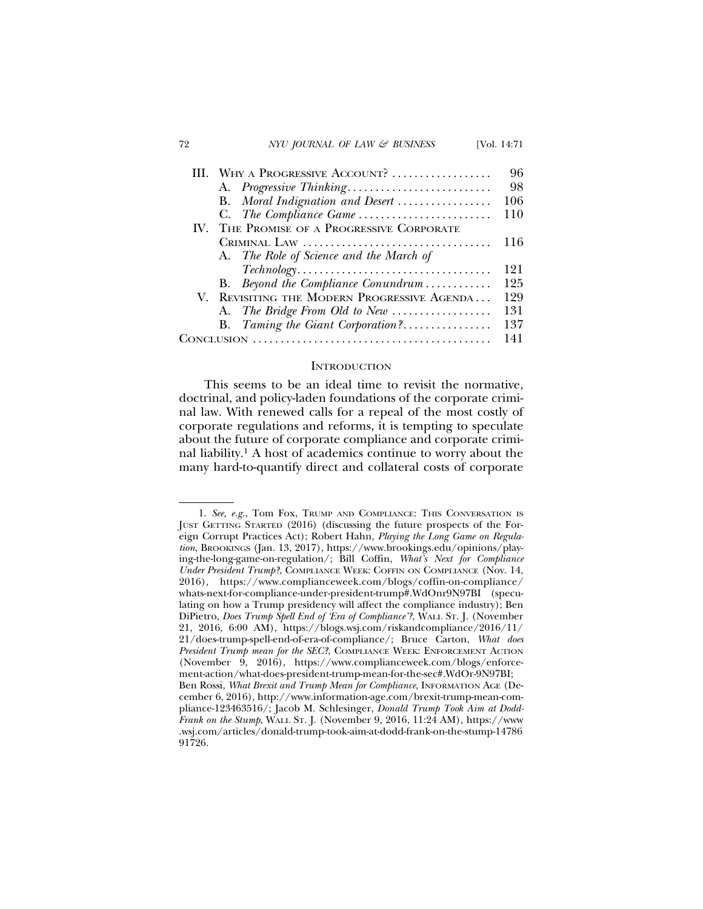| | | |
|---|---|---|
| III. | WHY A PROGRESSIVE ACCOUNT? | 96 |
| | A. *Progressive Thinking* | 98 |
| | B. *Moral Indignation and Desert* | 106 |
| | C. *The Compliance Game* | 110 |
| IV. | THE PROMISE OF A PROGRESSIVE CORPORATE CRIMINAL LAW | 116 |
| | A. *The Role of Science and the March of Technology* | 121 |
| | B. *Beyond the Compliance Conundrum* | 125 |
| V. | REVISITING THE MODERN PROGRESSIVE AGENDA | 129 |
| | A. *The Bridge From Old to New* | 131 |
| | B. *Taming the Giant Corporation?* | 137 |
| CONCLUSION | | 141 |

## INTRODUCTION

This seems to be an ideal time to revisit the normative, doctrinal, and policy-laden foundations of the corporate criminal law. With renewed calls for a repeal of the most costly of corporate regulations and reforms, it is tempting to speculate about the future of corporate compliance and corporate criminal liability.[1] A host of academics continue to worry about the many hard-to-quantify direct and collateral costs of corporate

---

1. *See, e.g.*, Tom Fox, TRUMP AND COMPLIANCE: THIS CONVERSATION IS JUST GETTING STARTED (2016) (discussing the future prospects of the Foreign Corrupt Practices Act); Robert Hahn, *Playing the Long Game on Regulation*, BROOKINGS (Jan. 13, 2017), https://www.brookings.edu/opinions/playing-the-long-game-on-regulation/; Bill Coffin, *What's Next for Compliance Under President Trump?*, COMPLIANCE WEEK: COFFIN ON COMPLIANCE (Nov. 14, 2016), https://www.complianceweek.com/blogs/coffin-on-compliance/whats-next-for-compliance-under-president-trump#.WdOnr9N97BI (speculating on how a Trump presidency will affect the compliance industry); Ben DiPietro, *Does Trump Spell End of 'Era of Compliance'?*, WALL ST. J. (November 21, 2016, 6:00 AM), https://blogs.wsj.com/riskandcompliance/2016/11/21/does-trump-spell-end-of-era-of-compliance/; Bruce Carton, *What does President Trump mean for the SEC?*, COMPLIANCE WEEK: ENFORCEMENT ACTION (November 9, 2016), https://www.complianceweek.com/blogs/enforcement-action/what-does-president-trump-mean-for-the-sec#.WdOr-9N97BI; Ben Rossi, *What Brexit and Trump Mean for Compliance*, INFORMATION AGE (December 6, 2016), http://www.information-age.com/brexit-trump-mean-compliance-123463516/; Jacob M. Schlesinger, *Donald Trump Took Aim at Dodd-Frank on the Stump*, WALL ST. J. (November 9, 2016, 11:24 AM), https://www.wsj.com/articles/donald-trump-took-aim-at-dodd-frank-on-the-stump-1478691726.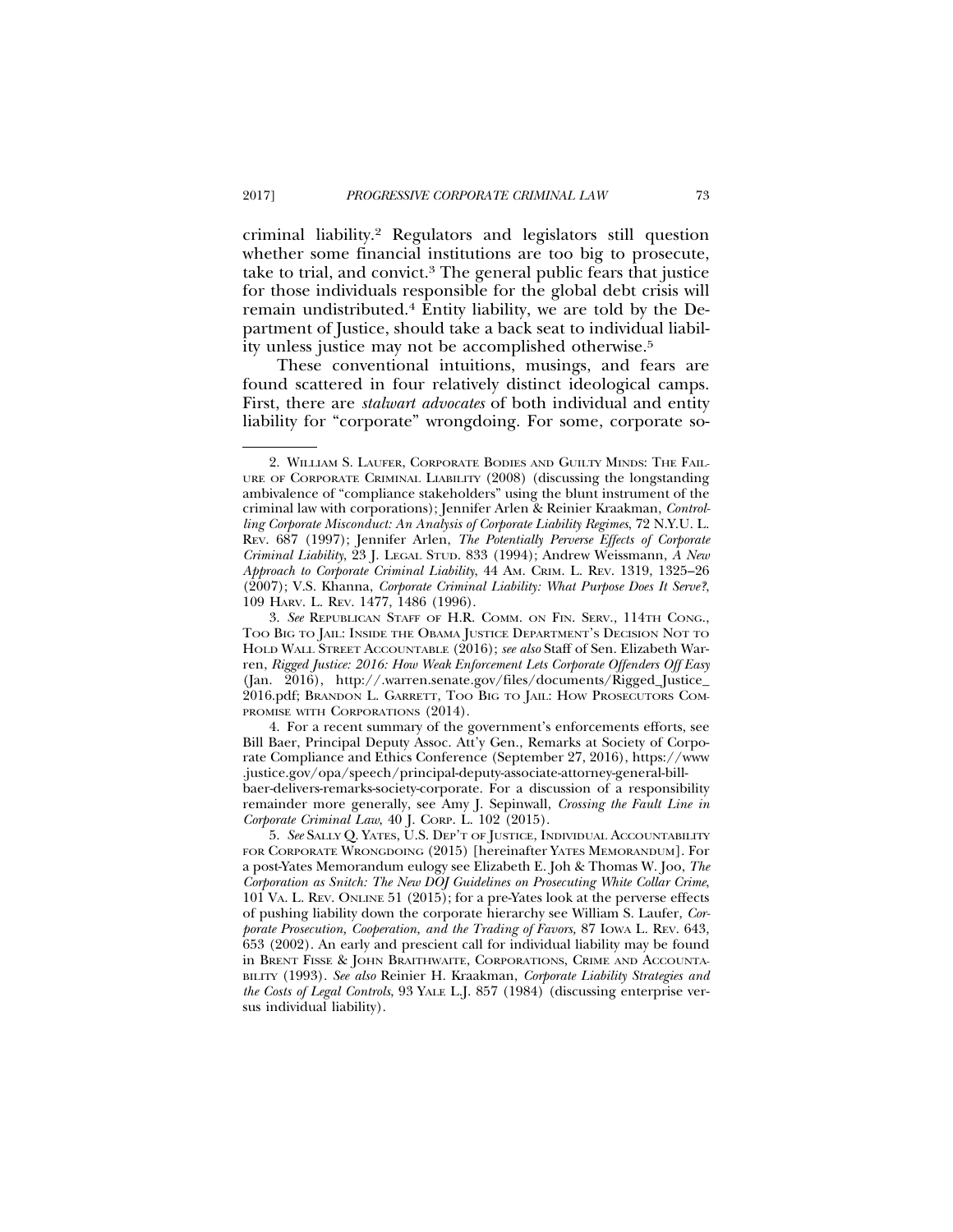criminal liability.[2] Regulators and legislators still question whether some financial institutions are too big to prosecute, take to trial, and convict.[3] The general public fears that justice for those individuals responsible for the global debt crisis will remain undistributed.[4] Entity liability, we are told by the Department of Justice, should take a back seat to individual liability unless justice may not be accomplished otherwise.[5]

These conventional intuitions, musings, and fears are found scattered in four relatively distinct ideological camps. First, there are *stalwart advocates* of both individual and entity liability for "corporate" wrongdoing. For some, corporate so-

---

2. WILLIAM S. LAUFER, CORPORATE BODIES AND GUILTY MINDS: THE FAILURE OF CORPORATE CRIMINAL LIABILITY (2008) (discussing the longstanding ambivalence of "compliance stakeholders" using the blunt instrument of the criminal law with corporations); Jennifer Arlen & Reinier Kraakman, *Controlling Corporate Misconduct: An Analysis of Corporate Liability Regimes*, 72 N.Y.U. L. REV. 687 (1997); Jennifer Arlen, *The Potentially Perverse Effects of Corporate Criminal Liability*, 23 J. LEGAL STUD. 833 (1994); Andrew Weissmann, *A New Approach to Corporate Criminal Liability*, 44 AM. CRIM. L. REV. 1319, 1325–26 (2007); V.S. Khanna, *Corporate Criminal Liability: What Purpose Does It Serve?*, 109 HARV. L. REV. 1477, 1486 (1996).

3. *See* REPUBLICAN STAFF OF H.R. COMM. ON FIN. SERV., 114TH CONG., TOO BIG TO JAIL: INSIDE THE OBAMA JUSTICE DEPARTMENT'S DECISION NOT TO HOLD WALL STREET ACCOUNTABLE (2016); *see also* Staff of Sen. Elizabeth Warren, *Rigged Justice: 2016: How Weak Enforcement Lets Corporate Offenders Off Easy* (Jan. 2016), http://.warren.senate.gov/files/documents/Rigged_Justice_2016.pdf; BRANDON L. GARRETT, TOO BIG TO JAIL: HOW PROSECUTORS COMPROMISE WITH CORPORATIONS (2014).

4. For a recent summary of the government's enforcements efforts, see Bill Baer, Principal Deputy Assoc. Att'y Gen., Remarks at Society of Corporate Compliance and Ethics Conference (September 27, 2016), https://www.justice.gov/opa/speech/principal-deputy-associate-attorney-general-bill-baer-delivers-remarks-society-corporate. For a discussion of a responsibility remainder more generally, see Amy J. Sepinwall, *Crossing the Fault Line in Corporate Criminal Law*, 40 J. CORP. L. 102 (2015).

5. *See* SALLY Q. YATES, U.S. DEP'T OF JUSTICE, INDIVIDUAL ACCOUNTABILITY FOR CORPORATE WRONGDOING (2015) [hereinafter YATES MEMORANDUM]. For a post-Yates Memorandum eulogy see Elizabeth E. Joh & Thomas W. Joo, *The Corporation as Snitch: The New DOJ Guidelines on Prosecuting White Collar Crime*, 101 VA. L. REV. ONLINE 51 (2015); for a pre-Yates look at the perverse effects of pushing liability down the corporate hierarchy see William S. Laufer, *Corporate Prosecution, Cooperation, and the Trading of Favors*, 87 IOWA L. REV. 643, 653 (2002). An early and prescient call for individual liability may be found in BRENT FISSE & JOHN BRAITHWAITE, CORPORATIONS, CRIME AND ACCOUNTABILITY (1993). *See also* Reinier H. Kraakman, *Corporate Liability Strategies and the Costs of Legal Controls*, 93 YALE L.J. 857 (1984) (discussing enterprise versus individual liability).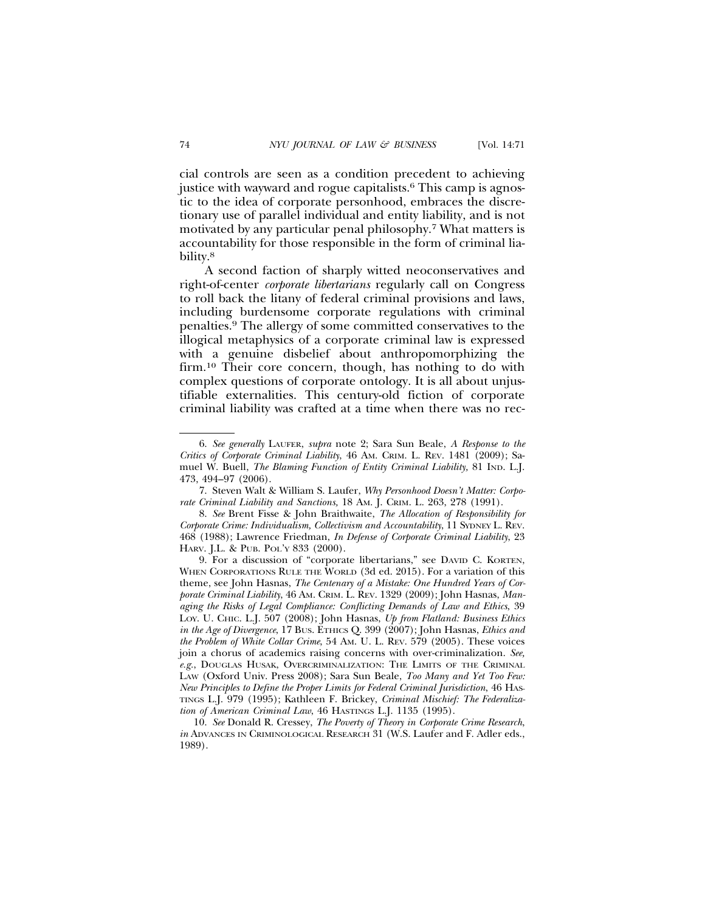cial controls are seen as a condition precedent to achieving justice with wayward and rogue capitalists.[6] This camp is agnostic to the idea of corporate personhood, embraces the discretionary use of parallel individual and entity liability, and is not motivated by any particular penal philosophy.[7] What matters is accountability for those responsible in the form of criminal liability.[8]

A second faction of sharply witted neoconservatives and right-of-center *corporate libertarians* regularly call on Congress to roll back the litany of federal criminal provisions and laws, including burdensome corporate regulations with criminal penalties.[9] The allergy of some committed conservatives to the illogical metaphysics of a corporate criminal law is expressed with a genuine disbelief about anthropomorphizing the firm.[10] Their core concern, though, has nothing to do with complex questions of corporate ontology. It is all about unjustifiable externalities. This century-old fiction of corporate criminal liability was crafted at a time when there was no rec-

---

6. *See generally* LAUFER, *supra* note 2; Sara Sun Beale, *A Response to the Critics of Corporate Criminal Liability*, 46 AM. CRIM. L. REV. 1481 (2009); Samuel W. Buell, *The Blaming Function of Entity Criminal Liability,* 81 IND. L.J. 473, 494–97 (2006).

7. Steven Walt & William S. Laufer, *Why Personhood Doesn't Matter: Corporate Criminal Liability and Sanctions,* 18 AM. J. CRIM. L. 263, 278 (1991).

8. *See* Brent Fisse & John Braithwaite, *The Allocation of Responsibility for Corporate Crime: Individualism, Collectivism and Accountability*, 11 SYDNEY L. REV. 468 (1988); Lawrence Friedman, *In Defense of Corporate Criminal Liability*, 23 HARV. J.L. & PUB. POL'Y 833 (2000).

9. For a discussion of "corporate libertarians," see DAVID C. KORTEN, WHEN CORPORATIONS RULE THE WORLD (3d ed. 2015). For a variation of this theme, see John Hasnas, *The Centenary of a Mistake: One Hundred Years of Corporate Criminal Liability*, 46 AM. CRIM. L. REV. 1329 (2009); John Hasnas, *Managing the Risks of Legal Compliance: Conflicting Demands of Law and Ethics*, 39 LOY. U. CHIC. L.J. 507 (2008); John Hasnas, *Up from Flatland: Business Ethics in the Age of Divergence*, 17 BUS. ETHICS Q. 399 (2007); John Hasnas, *Ethics and the Problem of White Collar Crime*, 54 AM. U. L. REV. 579 (2005). These voices join a chorus of academics raising concerns with over-criminalization. *See, e.g.*, DOUGLAS HUSAK, OVERCRIMINALIZATION: THE LIMITS OF THE CRIMINAL LAW (Oxford Univ. Press 2008); Sara Sun Beale, *Too Many and Yet Too Few: New Principles to Define the Proper Limits for Federal Criminal Jurisdiction*, 46 HASTINGS L.J. 979 (1995); Kathleen F. Brickey, *Criminal Mischief: The Federalization of American Criminal Law*, 46 HASTINGS L.J. 1135 (1995).

10. *See* Donald R. Cressey, *The Poverty of Theory in Corporate Crime Research*, *in* ADVANCES IN CRIMINOLOGICAL RESEARCH 31 (W.S. Laufer and F. Adler eds., 1989).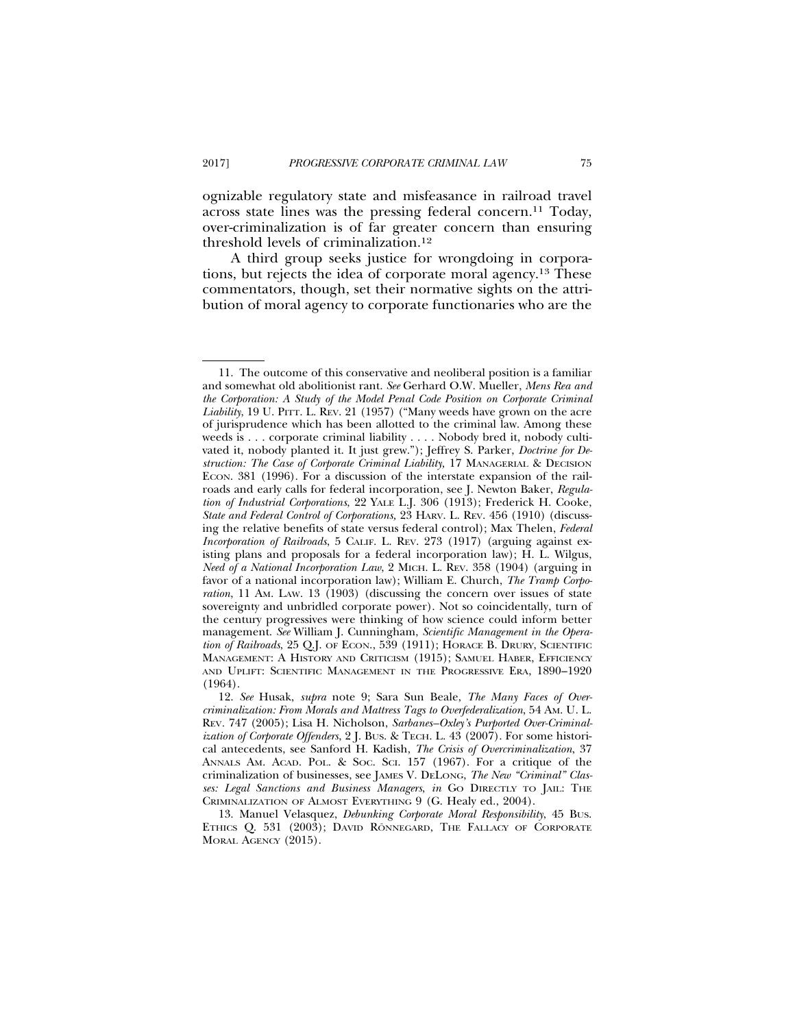ognizable regulatory state and misfeasance in railroad travel across state lines was the pressing federal concern.[11] Today, over-criminalization is of far greater concern than ensuring threshold levels of criminalization.[12]

A third group seeks justice for wrongdoing in corporations, but rejects the idea of corporate moral agency.[13] These commentators, though, set their normative sights on the attribution of moral agency to corporate functionaries who are the

---

11. The outcome of this conservative and neoliberal position is a familiar and somewhat old abolitionist rant. *See* Gerhard O.W. Mueller, *Mens Rea and the Corporation: A Study of the Model Penal Code Position on Corporate Criminal Liability*, 19 U. PITT. L. REV. 21 (1957) ("Many weeds have grown on the acre of jurisprudence which has been allotted to the criminal law. Among these weeds is . . . corporate criminal liability . . . . Nobody bred it, nobody cultivated it, nobody planted it. It just grew."); Jeffrey S. Parker, *Doctrine for Destruction: The Case of Corporate Criminal Liability,* 17 MANAGERIAL & DECISION ECON. 381 (1996). For a discussion of the interstate expansion of the railroads and early calls for federal incorporation, see J. Newton Baker, *Regulation of Industrial Corporations*, 22 YALE L.J. 306 (1913); Frederick H. Cooke, *State and Federal Control of Corporations*, 23 HARV. L. REV. 456 (1910) (discussing the relative benefits of state versus federal control); Max Thelen, *Federal Incorporation of Railroads*, 5 CALIF. L. REV. 273 (1917) (arguing against existing plans and proposals for a federal incorporation law); H. L. Wilgus, *Need of a National Incorporation Law*, 2 MICH. L. REV. 358 (1904) (arguing in favor of a national incorporation law); William E. Church, *The Tramp Corporation*, 11 AM. LAW. 13 (1903) (discussing the concern over issues of state sovereignty and unbridled corporate power). Not so coincidentally, turn of the century progressives were thinking of how science could inform better management. *See* William J. Cunningham, *Scientific Management in the Operation of Railroads*, 25 Q.J. OF ECON., 539 (1911); HORACE B. DRURY, SCIENTIFIC MANAGEMENT: A HISTORY AND CRITICISM (1915); SAMUEL HABER, EFFICIENCY AND UPLIFT: SCIENTIFIC MANAGEMENT IN THE PROGRESSIVE ERA, 1890–1920 (1964).

12. *See* Husak, *supra* note 9; Sara Sun Beale, *The Many Faces of Overcriminalization: From Morals and Mattress Tags to Overfederalization*, 54 AM. U. L. REV. 747 (2005); Lisa H. Nicholson, *Sarbanes–Oxley's Purported Over-Criminalization of Corporate Offenders*, 2 J. BUS. & TECH. L. 43 (2007). For some historical antecedents, see Sanford H. Kadish, *The Crisis of Overcriminalization*, 37 ANNALS AM. ACAD. POL. & SOC. SCI. 157 (1967). For a critique of the criminalization of businesses, see JAMES V. DELONG, *The New "Criminal" Classes: Legal Sanctions and Business Managers*, *in* GO DIRECTLY TO JAIL: THE CRIMINALIZATION OF ALMOST EVERYTHING 9 (G. Healy ed., 2004).

13. Manuel Velasquez, *Debunking Corporate Moral Responsibility*, 45 BUS. ETHICS Q. 531 (2003); DAVID RÖNNEGARD, THE FALLACY OF CORPORATE MORAL AGENCY (2015).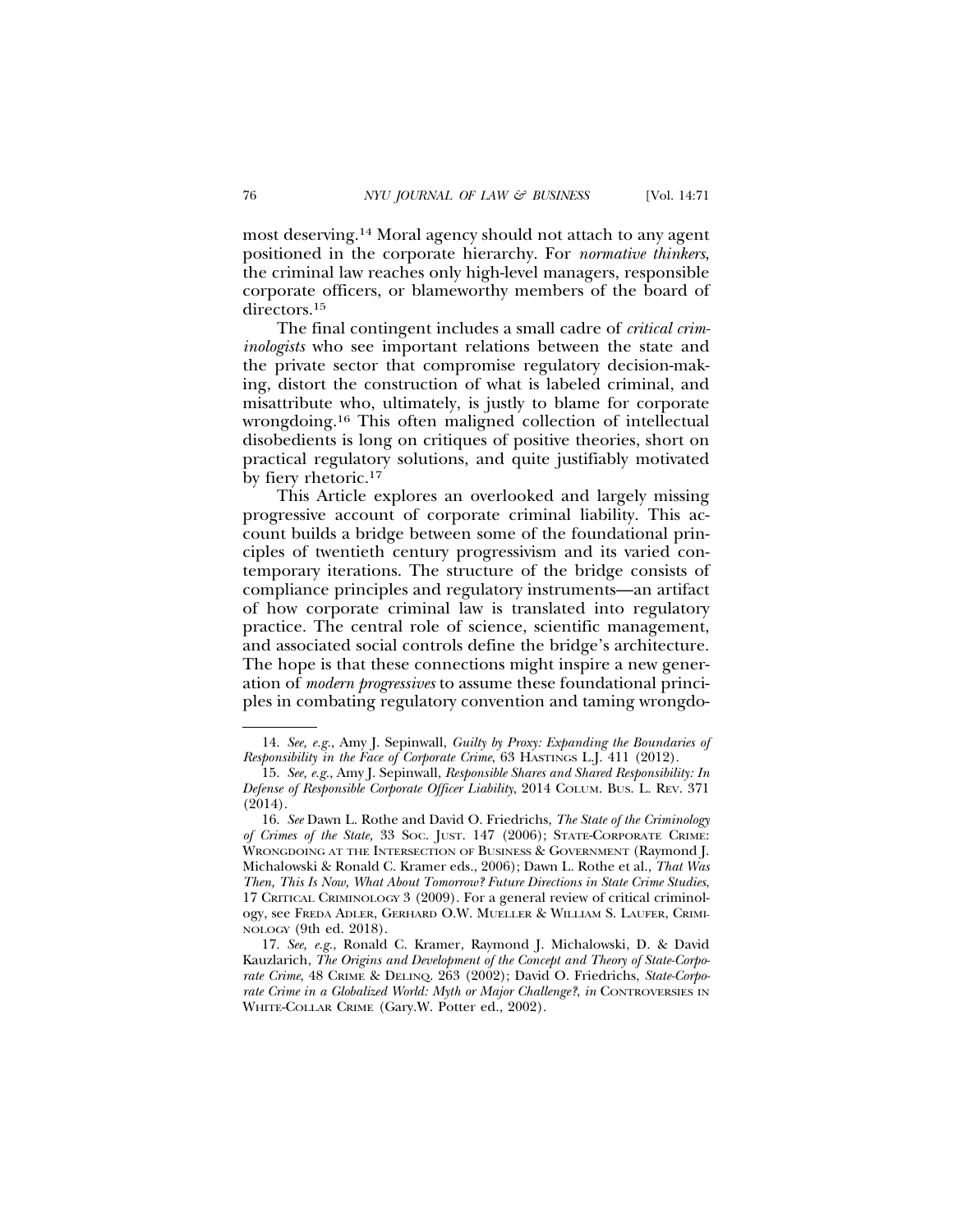most deserving.[14] Moral agency should not attach to any agent positioned in the corporate hierarchy. For *normative thinkers*, the criminal law reaches only high-level managers, responsible corporate officers, or blameworthy members of the board of directors.[15]

The final contingent includes a small cadre of *critical criminologists* who see important relations between the state and the private sector that compromise regulatory decision-making, distort the construction of what is labeled criminal, and misattribute who, ultimately, is justly to blame for corporate wrongdoing.[16] This often maligned collection of intellectual disobedients is long on critiques of positive theories, short on practical regulatory solutions, and quite justifiably motivated by fiery rhetoric.[17]

This Article explores an overlooked and largely missing progressive account of corporate criminal liability. This account builds a bridge between some of the foundational principles of twentieth century progressivism and its varied contemporary iterations. The structure of the bridge consists of compliance principles and regulatory instruments—an artifact of how corporate criminal law is translated into regulatory practice. The central role of science, scientific management, and associated social controls define the bridge's architecture. The hope is that these connections might inspire a new generation of *modern progressives* to assume these foundational principles in combating regulatory convention and taming wrongdo-

---

14. *See, e.g.*, Amy J. Sepinwall, *Guilty by Proxy: Expanding the Boundaries of Responsibility in the Face of Corporate Crime*, 63 HASTINGS L.J. 411 (2012).

15. *See, e.g.*, Amy J. Sepinwall, *Responsible Shares and Shared Responsibility: In Defense of Responsible Corporate Officer Liability*, 2014 COLUM. BUS. L. REV. 371 (2014).

16. *See* Dawn L. Rothe and David O. Friedrichs, *The State of the Criminology of Crimes of the State,* 33 SOC. JUST. 147 (2006); STATE-CORPORATE CRIME: WRONGDOING AT THE INTERSECTION OF BUSINESS & GOVERNMENT (Raymond J. Michalowski & Ronald C. Kramer eds., 2006); Dawn L. Rothe et al., *That Was Then, This Is Now, What About Tomorrow? Future Directions in State Crime Studies,* 17 CRITICAL CRIMINOLOGY 3 (2009). For a general review of critical criminology, see FREDA ADLER, GERHARD O.W. MUELLER & WILLIAM S. LAUFER, CRIMINOLOGY (9th ed. 2018).

17. *See, e.g.*, Ronald C. Kramer, Raymond J. Michalowski, D. & David Kauzlarich, *The Origins and Development of the Concept and Theory of State-Corporate Crime*, 48 CRIME & DELINQ. 263 (2002); David O. Friedrichs, *State-Corporate Crime in a Globalized World: Myth or Major Challenge?*, *in* CONTROVERSIES IN WHITE-COLLAR CRIME (Gary.W. Potter ed., 2002).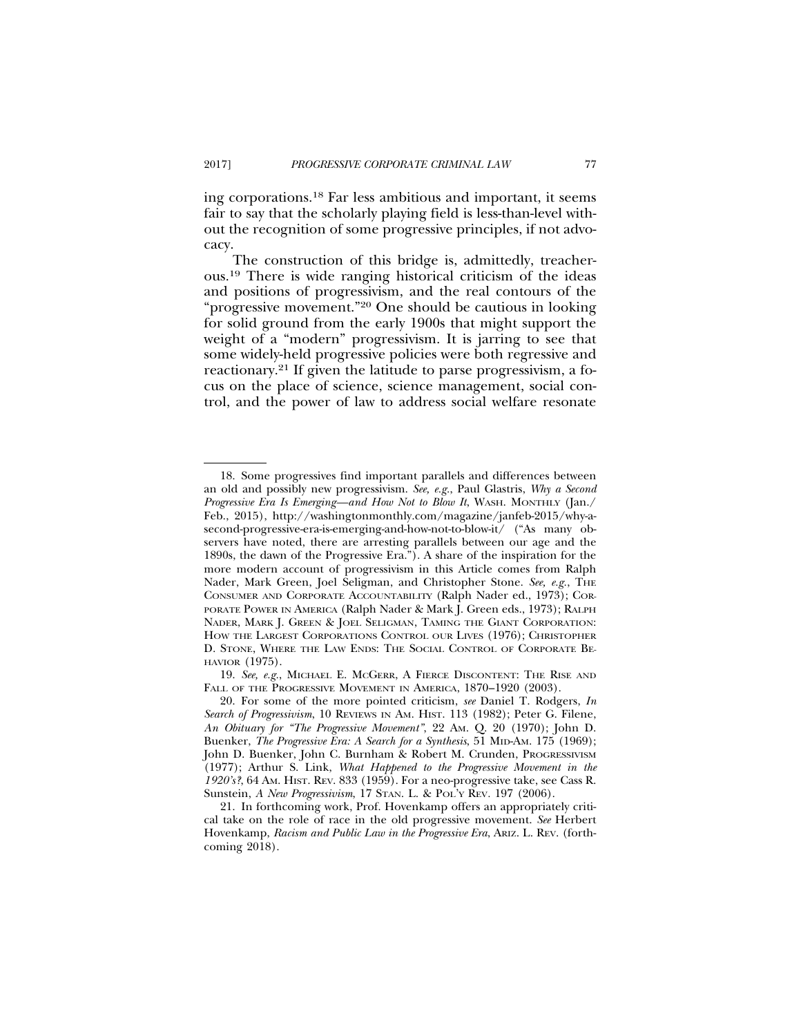ing corporations.[18] Far less ambitious and important, it seems fair to say that the scholarly playing field is less-than-level without the recognition of some progressive principles, if not advocacy.

The construction of this bridge is, admittedly, treacherous.[19] There is wide ranging historical criticism of the ideas and positions of progressivism, and the real contours of the "progressive movement."[20] One should be cautious in looking for solid ground from the early 1900s that might support the weight of a "modern" progressivism. It is jarring to see that some widely-held progressive policies were both regressive and reactionary.[21] If given the latitude to parse progressivism, a focus on the place of science, science management, social control, and the power of law to address social welfare resonate

---

18. Some progressives find important parallels and differences between an old and possibly new progressivism. *See, e.g.*, Paul Glastris, *Why a Second Progressive Era Is Emerging—and How Not to Blow It*, WASH. MONTHLY (Jan./Feb., 2015), http://washingtonmonthly.com/magazine/janfeb-2015/why-a-second-progressive-era-is-emerging-and-how-not-to-blow-it/ ("As many observers have noted, there are arresting parallels between our age and the 1890s, the dawn of the Progressive Era."). A share of the inspiration for the more modern account of progressivism in this Article comes from Ralph Nader, Mark Green, Joel Seligman, and Christopher Stone. *See, e.g.*, THE CONSUMER AND CORPORATE ACCOUNTABILITY (Ralph Nader ed., 1973); CORPORATE POWER IN AMERICA (Ralph Nader & Mark J. Green eds., 1973); RALPH NADER, MARK J. GREEN & JOEL SELIGMAN, TAMING THE GIANT CORPORATION: HOW THE LARGEST CORPORATIONS CONTROL OUR LIVES (1976); CHRISTOPHER D. STONE, WHERE THE LAW ENDS: THE SOCIAL CONTROL OF CORPORATE BEHAVIOR (1975).

19. *See, e.g.*, MICHAEL E. MCGERR, A FIERCE DISCONTENT: THE RISE AND FALL OF THE PROGRESSIVE MOVEMENT IN AMERICA, 1870–1920 (2003).

20. For some of the more pointed criticism, *see* Daniel T. Rodgers, *In Search of Progressivism*, 10 REVIEWS IN AM. HIST. 113 (1982); Peter G. Filene, *An Obituary for "The Progressive Movement"*, 22 AM. Q. 20 (1970); John D. Buenker, *The Progressive Era: A Search for a Synthesis*, 51 MID-AM. 175 (1969); John D. Buenker, John C. Burnham & Robert M. Crunden, PROGRESSIVISM (1977); Arthur S. Link, *What Happened to the Progressive Movement in the 1920's?*, 64 AM. HIST. REV. 833 (1959). For a neo-progressive take, see Cass R. Sunstein, *A New Progressivism*, 17 STAN. L. & POL'Y REV. 197 (2006).

21. In forthcoming work, Prof. Hovenkamp offers an appropriately critical take on the role of race in the old progressive movement. *See* Herbert Hovenkamp, *Racism and Public Law in the Progressive Era*, ARIZ. L. REV. (forthcoming 2018).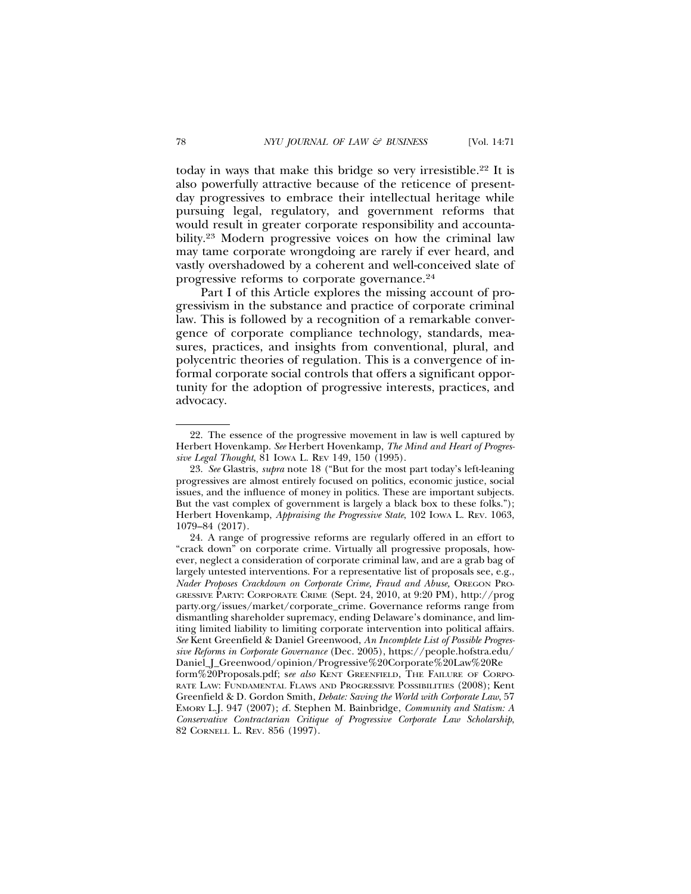today in ways that make this bridge so very irresistible.[22] It is also powerfully attractive because of the reticence of present-day progressives to embrace their intellectual heritage while pursuing legal, regulatory, and government reforms that would result in greater corporate responsibility and accountability.[23] Modern progressive voices on how the criminal law may tame corporate wrongdoing are rarely if ever heard, and vastly overshadowed by a coherent and well-conceived slate of progressive reforms to corporate governance.[24]

Part I of this Article explores the missing account of progressivism in the substance and practice of corporate criminal law. This is followed by a recognition of a remarkable convergence of corporate compliance technology, standards, measures, practices, and insights from conventional, plural, and polycentric theories of regulation. This is a convergence of informal corporate social controls that offers a significant opportunity for the adoption of progressive interests, practices, and advocacy.

---

22. The essence of the progressive movement in law is well captured by Herbert Hovenkamp. *See* Herbert Hovenkamp, *The Mind and Heart of Progressive Legal Thought*, 81 IOWA L. REV 149, 150 (1995).

23. *See* Glastris, *supra* note 18 ("But for the most part today's left-leaning progressives are almost entirely focused on politics, economic justice, social issues, and the influence of money in politics. These are important subjects. But the vast complex of government is largely a black box to these folks."); Herbert Hovenkamp, *Appraising the Progressive State*, 102 IOWA L. REV. 1063, 1079–84 (2017).

24. A range of progressive reforms are regularly offered in an effort to "crack down" on corporate crime. Virtually all progressive proposals, however, neglect a consideration of corporate criminal law, and are a grab bag of largely untested interventions. For a representative list of proposals see, e.g., *Nader Proposes Crackdown on Corporate Crime, Fraud and Abuse*, OREGON PROGRESSIVE PARTY: CORPORATE CRIME (Sept. 24, 2010, at 9:20 PM), http://progparty.org/issues/market/corporate_crime. Governance reforms range from dismantling shareholder supremacy, ending Delaware's dominance, and limiting limited liability to limiting corporate intervention into political affairs. *See* Kent Greenfield & Daniel Greenwood, *An Incomplete List of Possible Progressive Reforms in Corporate Governance* (Dec. 2005), https://people.hofstra.edu/Daniel_J_Greenwood/opinion/Progressive%20Corporate%20Law%20Reform%20Proposals.pdf; s*ee also* KENT GREENFIELD, THE FAILURE OF CORPORATE LAW: FUNDAMENTAL FLAWS AND PROGRESSIVE POSSIBILITIES (2008); Kent Greenfield & D. Gordon Smith, *Debate: Saving the World with Corporate Law*, 57 EMORY L.J. 947 (2007); *cf.* Stephen M. Bainbridge, *Community and Statism: A Conservative Contractarian Critique of Progressive Corporate Law Scholarship*, 82 CORNELL L. REV. 856 (1997).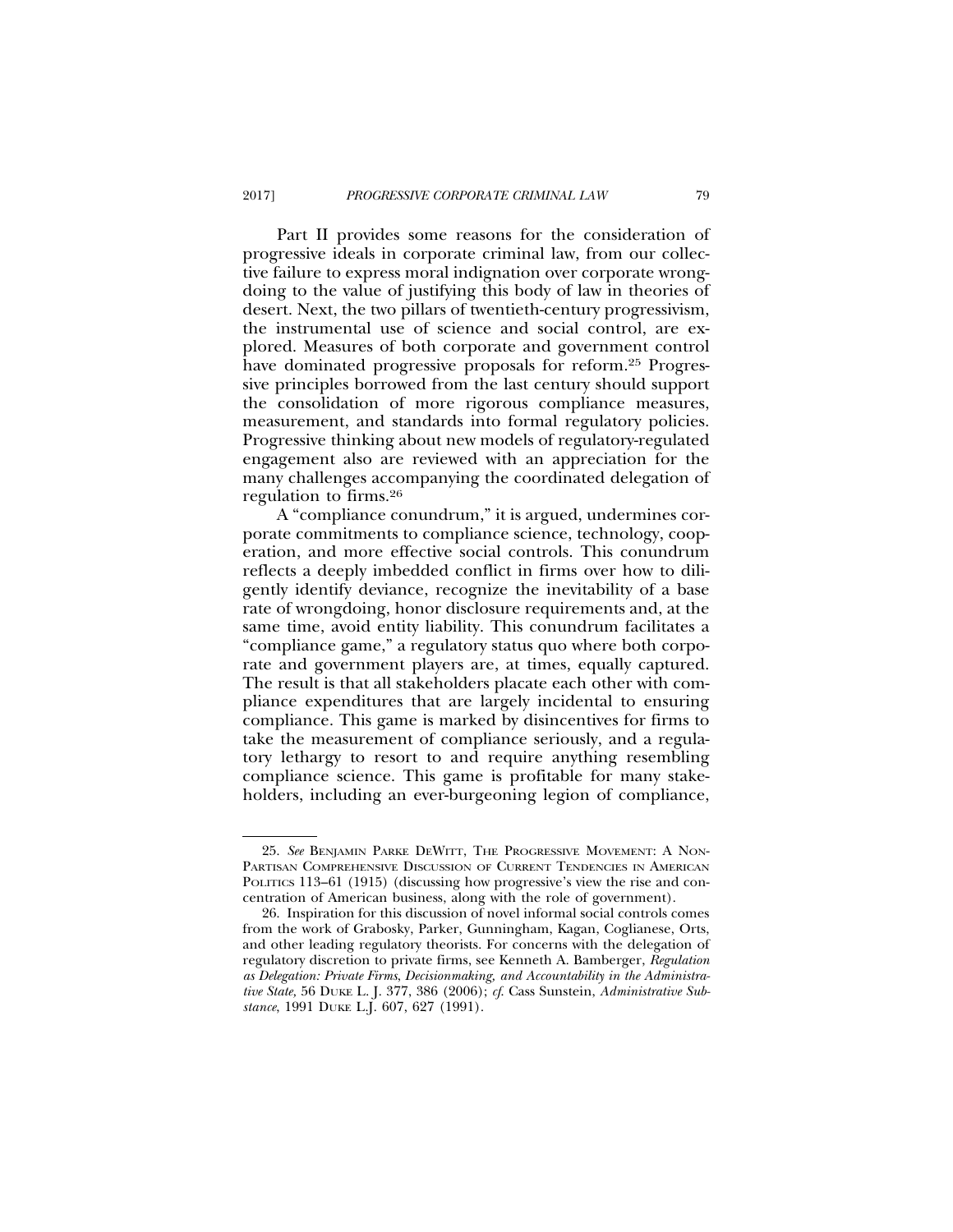Part II provides some reasons for the consideration of progressive ideals in corporate criminal law, from our collective failure to express moral indignation over corporate wrongdoing to the value of justifying this body of law in theories of desert. Next, the two pillars of twentieth-century progressivism, the instrumental use of science and social control, are explored. Measures of both corporate and government control have dominated progressive proposals for reform.[25] Progressive principles borrowed from the last century should support the consolidation of more rigorous compliance measures, measurement, and standards into formal regulatory policies. Progressive thinking about new models of regulatory-regulated engagement also are reviewed with an appreciation for the many challenges accompanying the coordinated delegation of regulation to firms.[26]

A "compliance conundrum," it is argued, undermines corporate commitments to compliance science, technology, cooperation, and more effective social controls. This conundrum reflects a deeply imbedded conflict in firms over how to diligently identify deviance, recognize the inevitability of a base rate of wrongdoing, honor disclosure requirements and, at the same time, avoid entity liability. This conundrum facilitates a "compliance game," a regulatory status quo where both corporate and government players are, at times, equally captured. The result is that all stakeholders placate each other with compliance expenditures that are largely incidental to ensuring compliance. This game is marked by disincentives for firms to take the measurement of compliance seriously, and a regulatory lethargy to resort to and require anything resembling compliance science. This game is profitable for many stakeholders, including an ever-burgeoning legion of compliance,

---

25. *See* BENJAMIN PARKE DEWITT, THE PROGRESSIVE MOVEMENT: A NON-PARTISAN COMPREHENSIVE DISCUSSION OF CURRENT TENDENCIES IN AMERICAN POLITICS 113–61 (1915) (discussing how progressive's view the rise and concentration of American business, along with the role of government).

26. Inspiration for this discussion of novel informal social controls comes from the work of Grabosky, Parker, Gunningham, Kagan, Coglianese, Orts, and other leading regulatory theorists. For concerns with the delegation of regulatory discretion to private firms, see Kenneth A. Bamberger, *Regulation as Delegation: Private Firms, Decisionmaking, and Accountability in the Administrative State,* 56 DUKE L. J. 377, 386 (2006); *cf.* Cass Sunstein, *Administrative Substance*, 1991 DUKE L.J. 607, 627 (1991).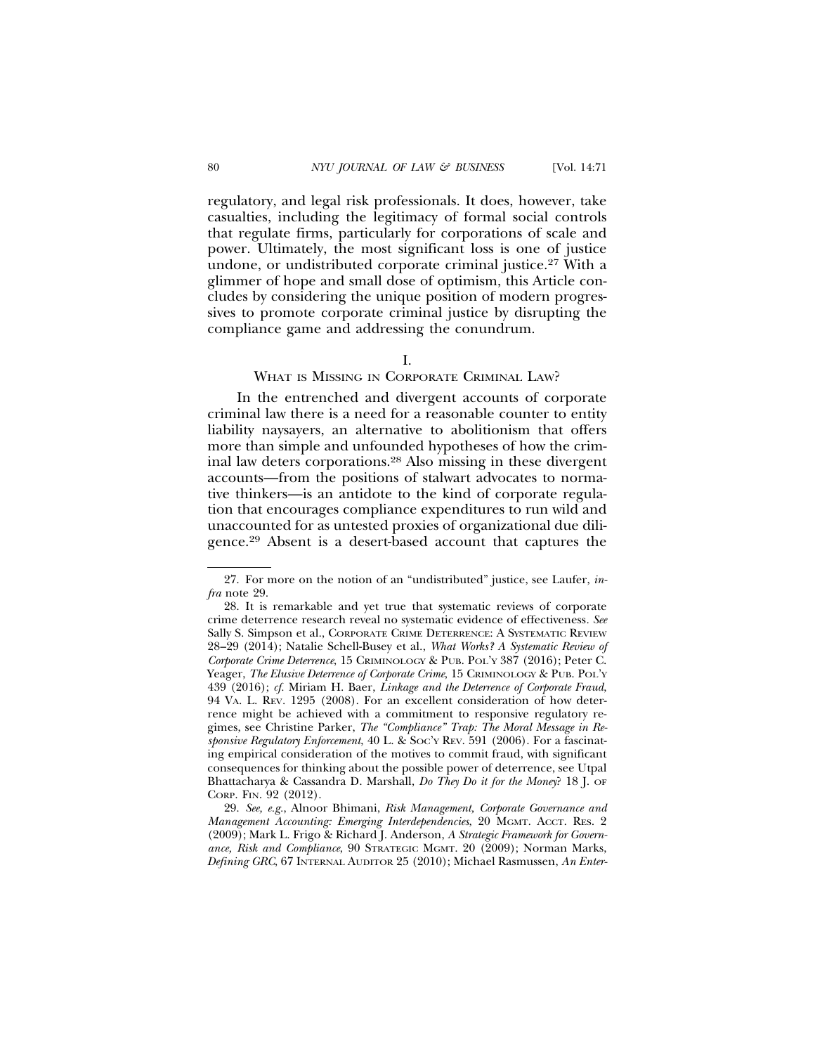regulatory, and legal risk professionals. It does, however, take casualties, including the legitimacy of formal social controls that regulate firms, particularly for corporations of scale and power. Ultimately, the most significant loss is one of justice undone, or undistributed corporate criminal justice.[27] With a glimmer of hope and small dose of optimism, this Article concludes by considering the unique position of modern progressives to promote corporate criminal justice by disrupting the compliance game and addressing the conundrum.

## I.
## WHAT IS MISSING IN CORPORATE CRIMINAL LAW?

In the entrenched and divergent accounts of corporate criminal law there is a need for a reasonable counter to entity liability naysayers, an alternative to abolitionism that offers more than simple and unfounded hypotheses of how the criminal law deters corporations.[28] Also missing in these divergent accounts—from the positions of stalwart advocates to normative thinkers—is an antidote to the kind of corporate regulation that encourages compliance expenditures to run wild and unaccounted for as untested proxies of organizational due diligence.[29] Absent is a desert-based account that captures the

---

27. For more on the notion of an "undistributed" justice, see Laufer, *infra* note 29.

28. It is remarkable and yet true that systematic reviews of corporate crime deterrence research reveal no systematic evidence of effectiveness. *See* Sally S. Simpson et al., CORPORATE CRIME DETERRENCE: A SYSTEMATIC REVIEW 28–29 (2014); Natalie Schell-Busey et al., *What Works? A Systematic Review of Corporate Crime Deterrence*, 15 CRIMINOLOGY & PUB. POL'Y 387 (2016); Peter C. Yeager, *The Elusive Deterrence of Corporate Crime*, 15 CRIMINOLOGY & PUB. POL'Y 439 (2016); *cf.* Miriam H. Baer, *Linkage and the Deterrence of Corporate Fraud*, 94 VA. L. REV. 1295 (2008). For an excellent consideration of how deterrence might be achieved with a commitment to responsive regulatory regimes, see Christine Parker, *The "Compliance" Trap: The Moral Message in Responsive Regulatory Enforcement*, 40 L. & SOC'Y REV. 591 (2006). For a fascinating empirical consideration of the motives to commit fraud, with significant consequences for thinking about the possible power of deterrence, see Utpal Bhattacharya & Cassandra D. Marshall, *Do They Do it for the Money*? 18 J. OF CORP. FIN. 92 (2012).

29. *See, e.g.*, Alnoor Bhimani, *Risk Management, Corporate Governance and Management Accounting: Emerging Interdependencies*, 20 MGMT. ACCT. RES. 2 (2009); Mark L. Frigo & Richard J. Anderson, *A Strategic Framework for Governance, Risk and Compliance*, 90 STRATEGIC MGMT. 20 (2009); Norman Marks, *Defining GRC*, 67 INTERNAL AUDITOR 25 (2010); Michael Rasmussen, *An Enter-*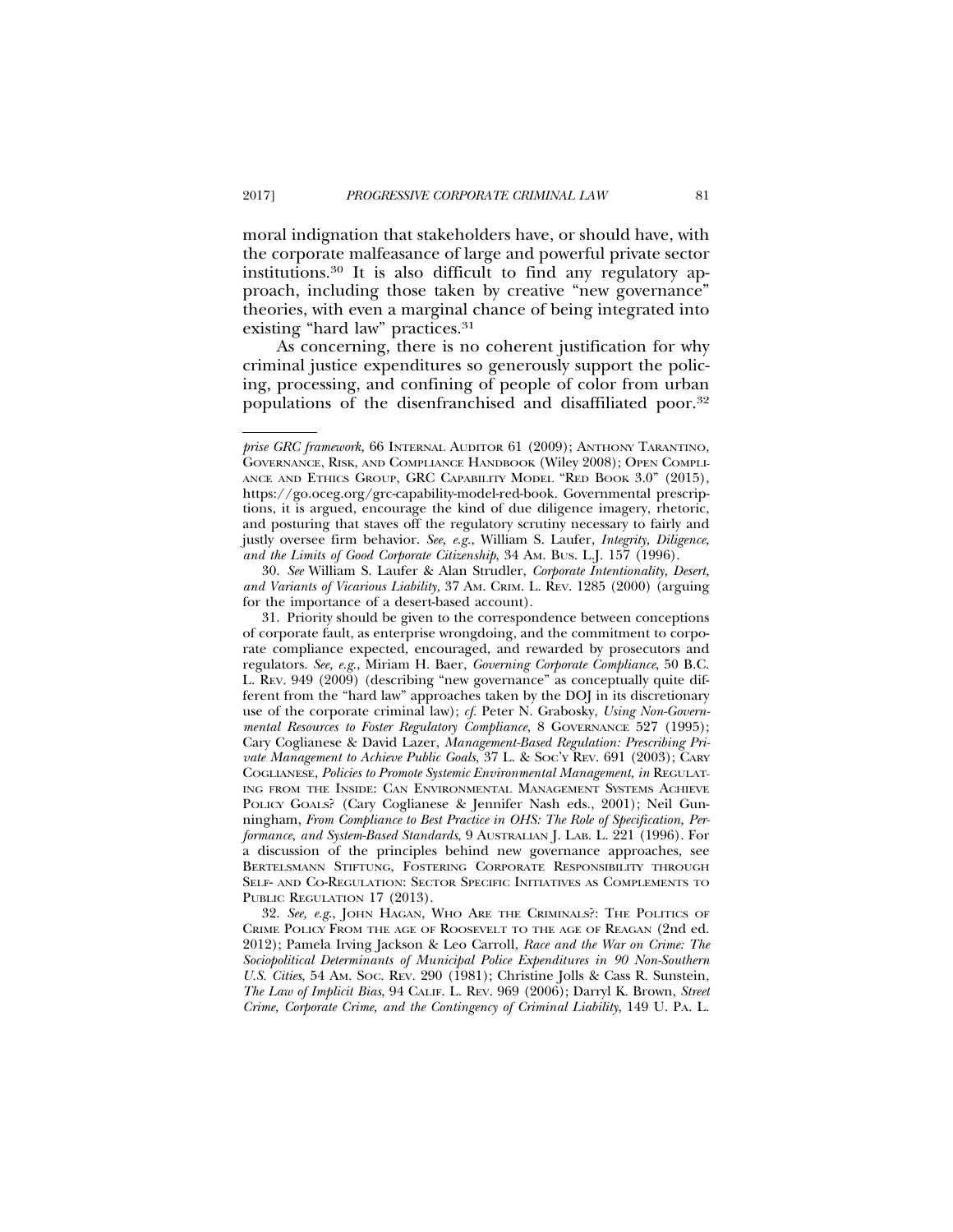moral indignation that stakeholders have, or should have, with the corporate malfeasance of large and powerful private sector institutions.[30] It is also difficult to find any regulatory approach, including those taken by creative "new governance" theories, with even a marginal chance of being integrated into existing "hard law" practices.[31]

As concerning, there is no coherent justification for why criminal justice expenditures so generously support the policing, processing, and confining of people of color from urban populations of the disenfranchised and disaffiliated poor.[32]

---

*prise GRC framework*, 66 INTERNAL AUDITOR 61 (2009); ANTHONY TARANTINO, GOVERNANCE, RISK, AND COMPLIANCE HANDBOOK (Wiley 2008); OPEN COMPLIANCE AND ETHICS GROUP, GRC CAPABILITY MODEL "RED BOOK 3.0" (2015), https://go.oceg.org/grc-capability-model-red-book. Governmental prescriptions, it is argued, encourage the kind of due diligence imagery, rhetoric, and posturing that staves off the regulatory scrutiny necessary to fairly and justly oversee firm behavior. *See, e.g.*, William S. Laufer, *Integrity, Diligence, and the Limits of Good Corporate Citizenship*, 34 AM. BUS. L.J. 157 (1996).

30. *See* William S. Laufer & Alan Strudler, *Corporate Intentionality, Desert, and Variants of Vicarious Liability,* 37 AM. CRIM. L. REV. 1285 (2000) (arguing for the importance of a desert-based account).

31. Priority should be given to the correspondence between conceptions of corporate fault, as enterprise wrongdoing, and the commitment to corporate compliance expected, encouraged, and rewarded by prosecutors and regulators. *See, e.g.*, Miriam H. Baer, *Governing Corporate Compliance*, 50 B.C. L. REV. 949 (2009) (describing "new governance" as conceptually quite different from the "hard law" approaches taken by the DOJ in its discretionary use of the corporate criminal law); *cf.* Peter N. Grabosky, *Using Non-Governmental Resources to Foster Regulatory Compliance*, 8 GOVERNANCE 527 (1995); Cary Coglianese & David Lazer, *Management-Based Regulation: Prescribing Private Management to Achieve Public Goals*, 37 L. & SOC'Y REV. 691 (2003); CARY COGLIANESE, *Policies to Promote Systemic Environmental Management*, *in* REGULATING FROM THE INSIDE: CAN ENVIRONMENTAL MANAGEMENT SYSTEMS ACHIEVE POLICY GOALS? (Cary Coglianese & Jennifer Nash eds., 2001); Neil Gunningham, *From Compliance to Best Practice in OHS: The Role of Specification, Performance, and System-Based Standards*, 9 AUSTRALIAN J. LAB. L. 221 (1996). For a discussion of the principles behind new governance approaches, see BERTELSMANN STIFTUNG, FOSTERING CORPORATE RESPONSIBILITY THROUGH SELF- AND CO-REGULATION: SECTOR SPECIFIC INITIATIVES AS COMPLEMENTS TO PUBLIC REGULATION 17 (2013).

32. *See, e.g.*, JOHN HAGAN, WHO ARE THE CRIMINALS?: THE POLITICS OF CRIME POLICY FROM THE AGE OF ROOSEVELT TO THE AGE OF REAGAN (2nd ed. 2012); Pamela Irving Jackson & Leo Carroll, *Race and the War on Crime: The Sociopolitical Determinants of Municipal Police Expenditures in 90 Non-Southern U.S. Cities*, 54 AM. SOC. REV. 290 (1981); Christine Jolls & Cass R. Sunstein, *The Law of Implicit Bias*, 94 CALIF. L. REV. 969 (2006); Darryl K. Brown, *Street Crime, Corporate Crime, and the Contingency of Criminal Liability*, 149 U. PA. L.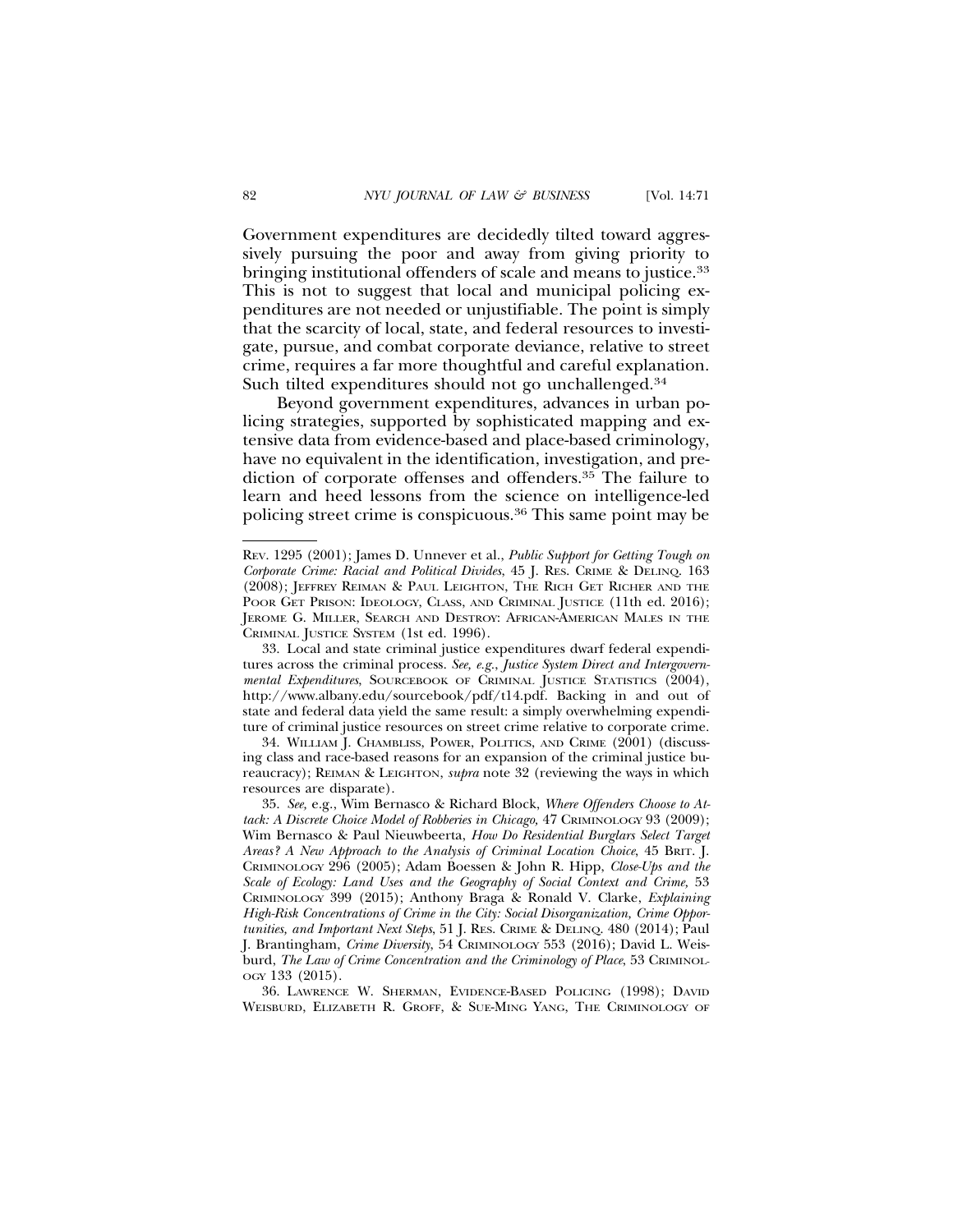Government expenditures are decidedly tilted toward aggressively pursuing the poor and away from giving priority to bringing institutional offenders of scale and means to justice.[33] This is not to suggest that local and municipal policing expenditures are not needed or unjustifiable. The point is simply that the scarcity of local, state, and federal resources to investigate, pursue, and combat corporate deviance, relative to street crime, requires a far more thoughtful and careful explanation. Such tilted expenditures should not go unchallenged.[34]

Beyond government expenditures, advances in urban policing strategies, supported by sophisticated mapping and extensive data from evidence-based and place-based criminology, have no equivalent in the identification, investigation, and prediction of corporate offenses and offenders.[35] The failure to learn and heed lessons from the science on intelligence-led policing street crime is conspicuous.[36] This same point may be

---

REV. 1295 (2001); James D. Unnever et al., *Public Support for Getting Tough on Corporate Crime: Racial and Political Divides*, 45 J. RES. CRIME & DELINQ. 163 (2008); JEFFREY REIMAN & PAUL LEIGHTON, THE RICH GET RICHER AND THE POOR GET PRISON: IDEOLOGY, CLASS, AND CRIMINAL JUSTICE (11th ed. 2016); JEROME G. MILLER, SEARCH AND DESTROY: AFRICAN-AMERICAN MALES IN THE CRIMINAL JUSTICE SYSTEM (1st ed. 1996).

33. Local and state criminal justice expenditures dwarf federal expenditures across the criminal process. *See, e.g.*, *Justice System Direct and Intergovernmental Expenditures*, SOURCEBOOK OF CRIMINAL JUSTICE STATISTICS (2004), http://www.albany.edu/sourcebook/pdf/t14.pdf. Backing in and out of state and federal data yield the same result: a simply overwhelming expenditure of criminal justice resources on street crime relative to corporate crime.

34. WILLIAM J. CHAMBLISS, POWER, POLITICS, AND CRIME (2001) (discussing class and race-based reasons for an expansion of the criminal justice bureaucracy); REIMAN & LEIGHTON, *supra* note 32 (reviewing the ways in which resources are disparate).

35. *See,* e.g., Wim Bernasco & Richard Block, *Where Offenders Choose to Attack: A Discrete Choice Model of Robberies in Chicago,* 47 CRIMINOLOGY 93 (2009); Wim Bernasco & Paul Nieuwbeerta, *How Do Residential Burglars Select Target Areas? A New Approach to the Analysis of Criminal Location Choice*, 45 BRIT. J. CRIMINOLOGY 296 (2005); Adam Boessen & John R. Hipp, *Close-Ups and the Scale of Ecology: Land Uses and the Geography of Social Context and Crime,* 53 CRIMINOLOGY 399 (2015); Anthony Braga & Ronald V. Clarke, *Explaining High-Risk Concentrations of Crime in the City: Social Disorganization, Crime Opportunities, and Important Next Steps*, 51 J. RES. CRIME & DELINQ. 480 (2014); Paul J. Brantingham, *Crime Diversity*, 54 CRIMINOLOGY 553 (2016); David L. Weisburd, *The Law of Crime Concentration and the Criminology of Place*, 53 CRIMINOLOGY 133 (2015).

36. LAWRENCE W. SHERMAN, EVIDENCE-BASED POLICING (1998); DAVID WEISBURD, ELIZABETH R. GROFF, & SUE-MING YANG, THE CRIMINOLOGY OF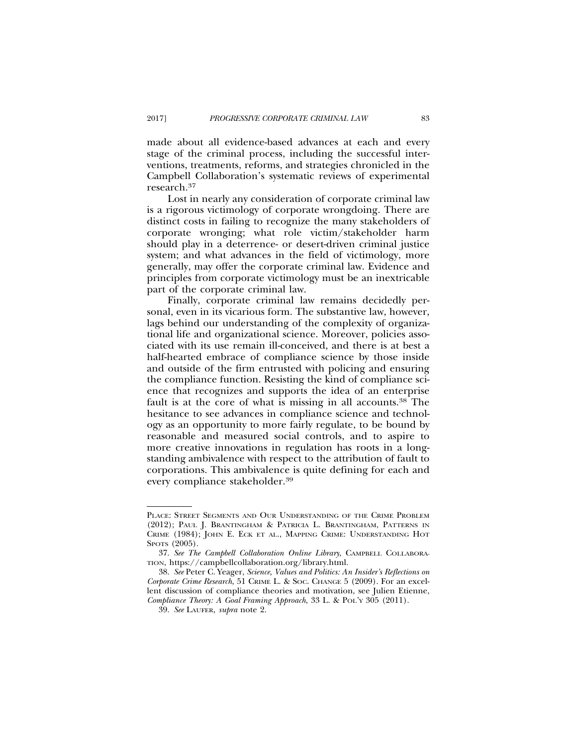made about all evidence-based advances at each and every stage of the criminal process, including the successful interventions, treatments, reforms, and strategies chronicled in the Campbell Collaboration's systematic reviews of experimental research.[37]

Lost in nearly any consideration of corporate criminal law is a rigorous victimology of corporate wrongdoing. There are distinct costs in failing to recognize the many stakeholders of corporate wronging; what role victim/stakeholder harm should play in a deterrence- or desert-driven criminal justice system; and what advances in the field of victimology, more generally, may offer the corporate criminal law. Evidence and principles from corporate victimology must be an inextricable part of the corporate criminal law.

Finally, corporate criminal law remains decidedly personal, even in its vicarious form. The substantive law, however, lags behind our understanding of the complexity of organizational life and organizational science. Moreover, policies associated with its use remain ill-conceived, and there is at best a half-hearted embrace of compliance science by those inside and outside of the firm entrusted with policing and ensuring the compliance function. Resisting the kind of compliance science that recognizes and supports the idea of an enterprise fault is at the core of what is missing in all accounts.[38] The hesitance to see advances in compliance science and technology as an opportunity to more fairly regulate, to be bound by reasonable and measured social controls, and to aspire to more creative innovations in regulation has roots in a longstanding ambivalence with respect to the attribution of fault to corporations. This ambivalence is quite defining for each and every compliance stakeholder.[39]

---

PLACE: STREET SEGMENTS AND OUR UNDERSTANDING OF THE CRIME PROBLEM (2012); PAUL J. BRANTINGHAM & PATRICIA L. BRANTINGHAM, PATTERNS IN CRIME (1984); JOHN E. ECK ET AL., MAPPING CRIME: UNDERSTANDING HOT SPOTS (2005).

37. *See The Campbell Collaboration Online Library*, CAMPBELL COLLABORATION, https://campbellcollaboration.org/library.html.

38. *See* Peter C. Yeager, *Science, Values and Politics: An Insider's Reflections on Corporate Crime Research*, 51 CRIME L. & SOC. CHANGE 5 (2009). For an excellent discussion of compliance theories and motivation, see Julien Etienne, *Compliance Theory: A Goal Framing Approach*, 33 L. & POL'Y 305 (2011).

39. *See* LAUFER, *supra* note 2.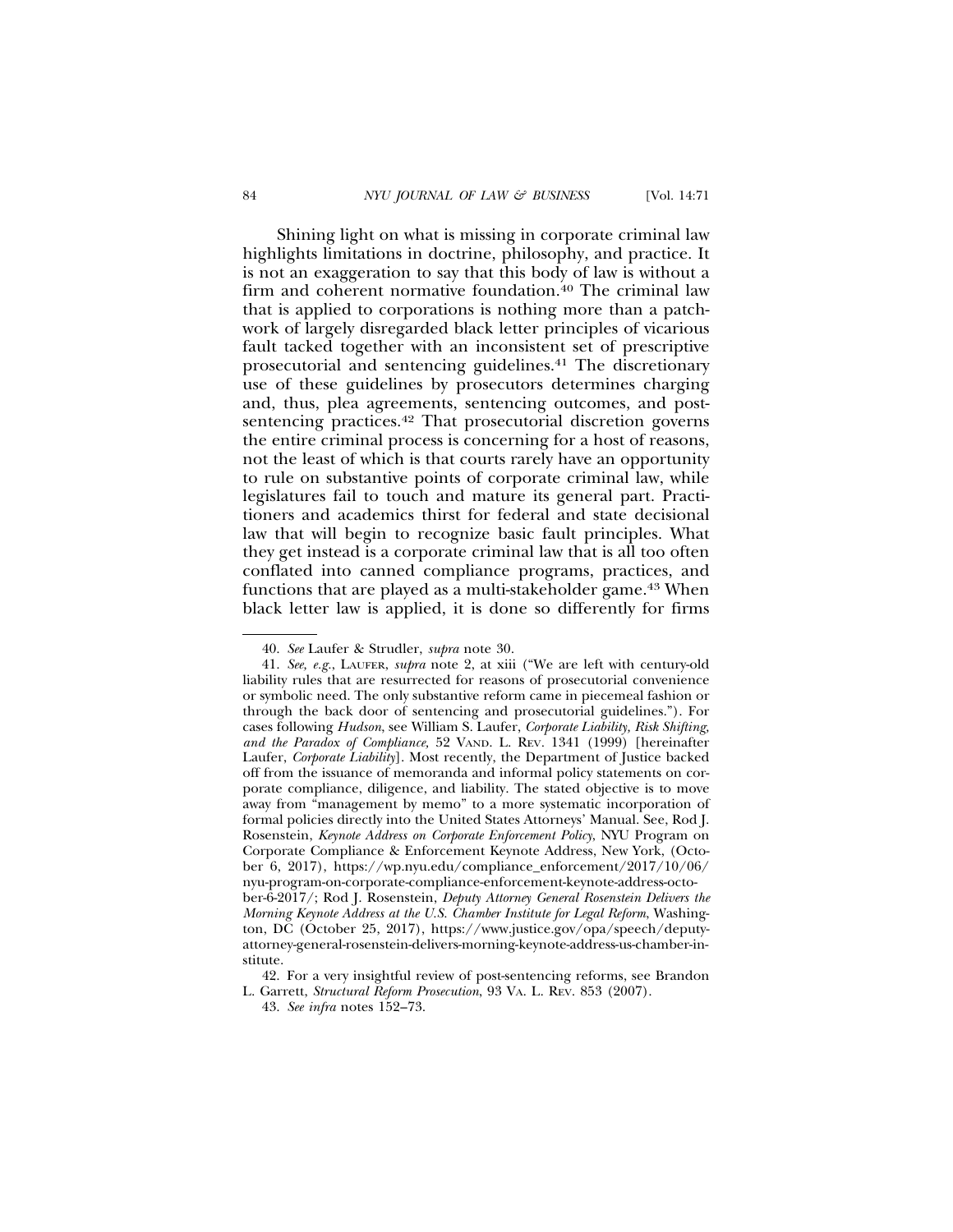Shining light on what is missing in corporate criminal law highlights limitations in doctrine, philosophy, and practice. It is not an exaggeration to say that this body of law is without a firm and coherent normative foundation.[40] The criminal law that is applied to corporations is nothing more than a patchwork of largely disregarded black letter principles of vicarious fault tacked together with an inconsistent set of prescriptive prosecutorial and sentencing guidelines.[41] The discretionary use of these guidelines by prosecutors determines charging and, thus, plea agreements, sentencing outcomes, and post-sentencing practices.[42] That prosecutorial discretion governs the entire criminal process is concerning for a host of reasons, not the least of which is that courts rarely have an opportunity to rule on substantive points of corporate criminal law, while legislatures fail to touch and mature its general part. Practitioners and academics thirst for federal and state decisional law that will begin to recognize basic fault principles. What they get instead is a corporate criminal law that is all too often conflated into canned compliance programs, practices, and functions that are played as a multi-stakeholder game.[43] When black letter law is applied, it is done so differently for firms

---

40. *See* Laufer & Strudler, *supra* note 30.

41. *See, e.g.*, LAUFER, *supra* note 2, at xiii ("We are left with century-old liability rules that are resurrected for reasons of prosecutorial convenience or symbolic need. The only substantive reform came in piecemeal fashion or through the back door of sentencing and prosecutorial guidelines."). For cases following *Hudson*, see William S. Laufer, *Corporate Liability, Risk Shifting, and the Paradox of Compliance,* 52 VAND. L. REV. 1341 (1999) [hereinafter Laufer, *Corporate Liability*]. Most recently, the Department of Justice backed off from the issuance of memoranda and informal policy statements on corporate compliance, diligence, and liability. The stated objective is to move away from "management by memo" to a more systematic incorporation of formal policies directly into the United States Attorneys' Manual. See, Rod J. Rosenstein, *Keynote Address on Corporate Enforcement Policy*, NYU Program on Corporate Compliance & Enforcement Keynote Address, New York, (October 6, 2017), https://wp.nyu.edu/compliance_enforcement/2017/10/06/nyu-program-on-corporate-compliance-enforcement-keynote-address-october-6-2017/; Rod J. Rosenstein, *Deputy Attorney General Rosenstein Delivers the Morning Keynote Address at the U.S. Chamber Institute for Legal Reform*, Washington, DC (October 25, 2017), https://www.justice.gov/opa/speech/deputy-attorney-general-rosenstein-delivers-morning-keynote-address-us-chamber-institute.

42. For a very insightful review of post-sentencing reforms, see Brandon L. Garrett, *Structural Reform Prosecution*, 93 VA. L. REV. 853 (2007).

43. *See infra* notes 152–73.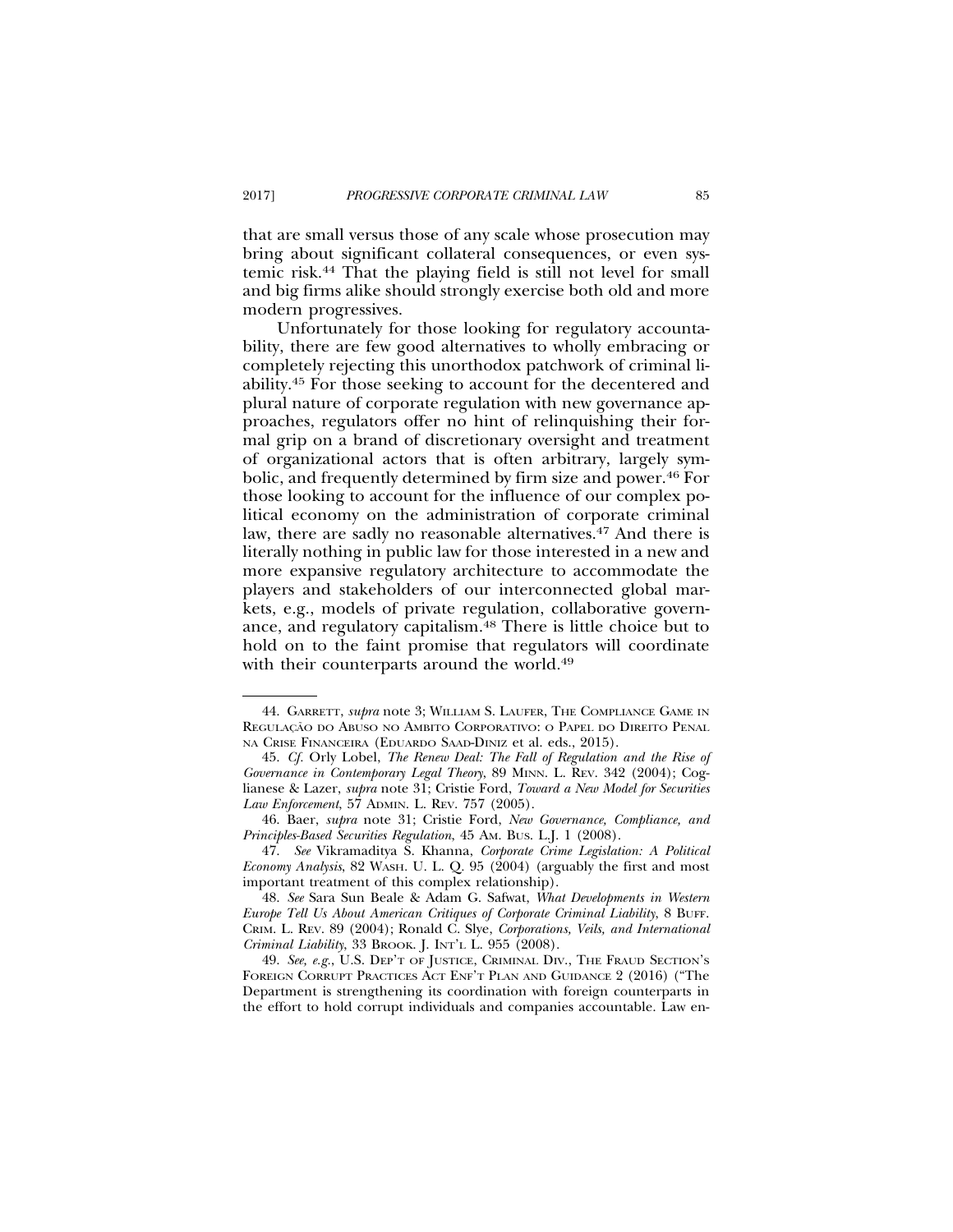that are small versus those of any scale whose prosecution may bring about significant collateral consequences, or even systemic risk.[44] That the playing field is still not level for small and big firms alike should strongly exercise both old and more modern progressives.

Unfortunately for those looking for regulatory accountability, there are few good alternatives to wholly embracing or completely rejecting this unorthodox patchwork of criminal liability.[45] For those seeking to account for the decentered and plural nature of corporate regulation with new governance approaches, regulators offer no hint of relinquishing their formal grip on a brand of discretionary oversight and treatment of organizational actors that is often arbitrary, largely symbolic, and frequently determined by firm size and power.[46] For those looking to account for the influence of our complex political economy on the administration of corporate criminal law, there are sadly no reasonable alternatives.[47] And there is literally nothing in public law for those interested in a new and more expansive regulatory architecture to accommodate the players and stakeholders of our interconnected global markets, e.g., models of private regulation, collaborative governance, and regulatory capitalism.[48] There is little choice but to hold on to the faint promise that regulators will coordinate with their counterparts around the world.[49]

---

44. GARRETT, *supra* note 3; WILLIAM S. LAUFER, THE COMPLIANCE GAME IN REGULAÇÃO DO ABUSO NO AMBITO CORPORATIVO: O PAPEL DO DIREITO PENAL NA CRISE FINANCEIRA (EDUARDO SAAD-DINIZ et al. eds., 2015).

45. *Cf.* Orly Lobel, *The Renew Deal: The Fall of Regulation and the Rise of Governance in Contemporary Legal Theory*, 89 MINN. L. REV. 342 (2004); Coglianese & Lazer, *supra* note 31; Cristie Ford, *Toward a New Model for Securities Law Enforcement*, 57 ADMIN. L. REV. 757 (2005).

46. Baer, *supra* note 31; Cristie Ford, *New Governance, Compliance, and Principles-Based Securities Regulation*, 45 AM. BUS. L.J. 1 (2008).

47. *See* Vikramaditya S. Khanna, *Corporate Crime Legislation: A Political Economy Analysis*, 82 WASH. U. L. Q. 95 (2004) (arguably the first and most important treatment of this complex relationship).

48. *See* Sara Sun Beale & Adam G. Safwat, *What Developments in Western Europe Tell Us About American Critiques of Corporate Criminal Liability*, 8 BUFF. CRIM. L. REV. 89 (2004); Ronald C. Slye, *Corporations, Veils, and International Criminal Liability*, 33 BROOK. J. INT'L L. 955 (2008).

49. *See, e.g.*, U.S. DEP'T OF JUSTICE, CRIMINAL DIV., THE FRAUD SECTION'S FOREIGN CORRUPT PRACTICES ACT ENF'T PLAN AND GUIDANCE 2 (2016) ("The Department is strengthening its coordination with foreign counterparts in the effort to hold corrupt individuals and companies accountable. Law en-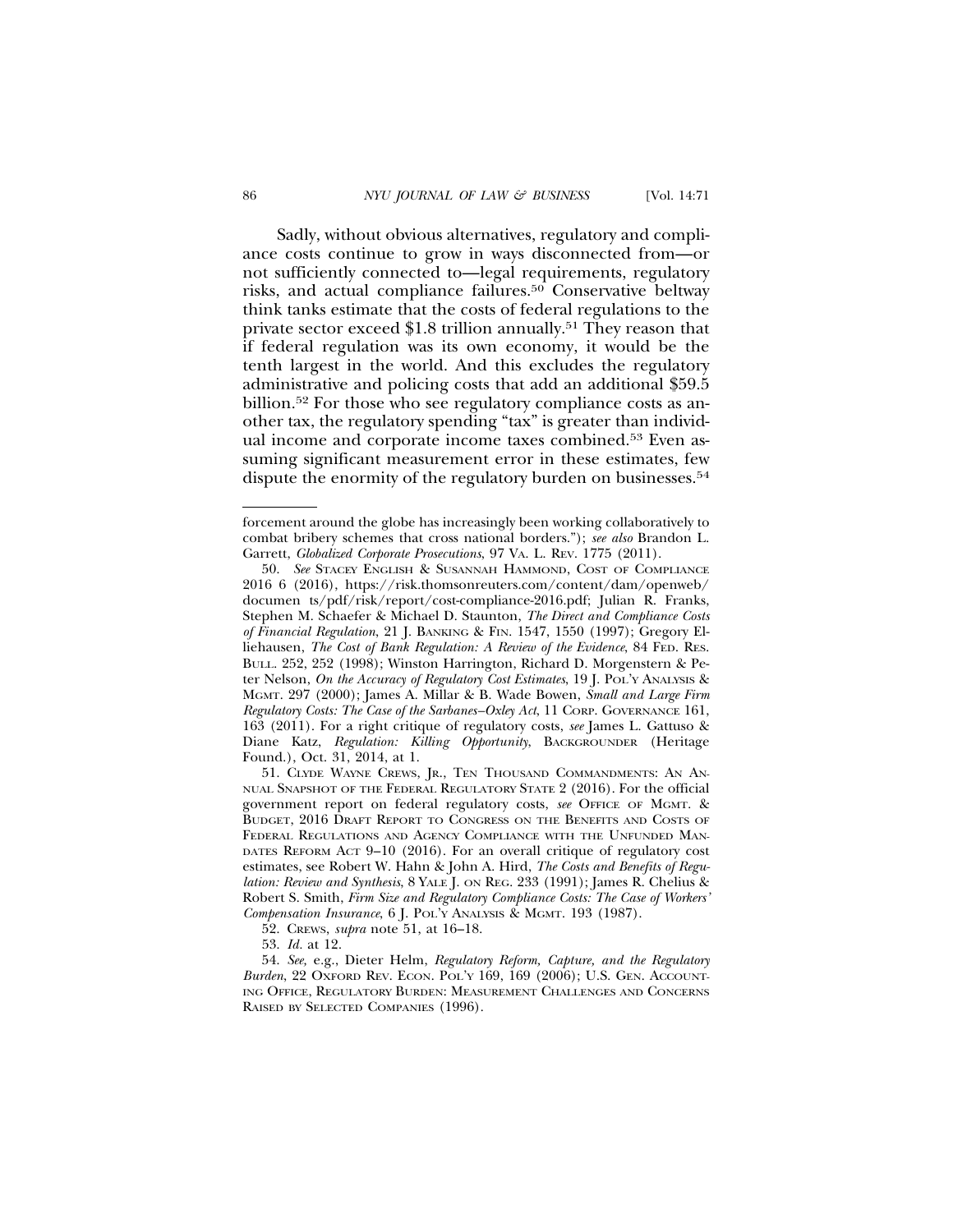Sadly, without obvious alternatives, regulatory and compliance costs continue to grow in ways disconnected from—or not sufficiently connected to—legal requirements, regulatory risks, and actual compliance failures.[50] Conservative beltway think tanks estimate that the costs of federal regulations to the private sector exceed $1.8 trillion annually.[51] They reason that if federal regulation was its own economy, it would be the tenth largest in the world. And this excludes the regulatory administrative and policing costs that add an additional $59.5 billion.[52] For those who see regulatory compliance costs as another tax, the regulatory spending "tax" is greater than individual income and corporate income taxes combined.[53] Even assuming significant measurement error in these estimates, few dispute the enormity of the regulatory burden on businesses.[54]

---

forcement around the globe has increasingly been working collaboratively to combat bribery schemes that cross national borders."); *see also* Brandon L. Garrett, *Globalized Corporate Prosecutions*, 97 VA. L. REV. 1775 (2011).

50. *See* STACEY ENGLISH & SUSANNAH HAMMOND, COST OF COMPLIANCE 2016 6 (2016), https://risk.thomsonreuters.com/content/dam/openweb/documen ts/pdf/risk/report/cost-compliance-2016.pdf; Julian R. Franks, Stephen M. Schaefer & Michael D. Staunton, *The Direct and Compliance Costs of Financial Regulation*, 21 J. BANKING & FIN. 1547, 1550 (1997); Gregory Elliehausen, *The Cost of Bank Regulation: A Review of the Evidence*, 84 FED. RES. BULL. 252, 252 (1998); Winston Harrington, Richard D. Morgenstern & Peter Nelson, *On the Accuracy of Regulatory Cost Estimates*, 19 J. POL'Y ANALYSIS & MGMT. 297 (2000); James A. Millar & B. Wade Bowen, *Small and Large Firm Regulatory Costs: The Case of the Sarbanes–Oxley Act*, 11 CORP. GOVERNANCE 161, 163 (2011). For a right critique of regulatory costs, *see* James L. Gattuso & Diane Katz, *Regulation: Killing Opportunity*, BACKGROUNDER (Heritage Found.), Oct. 31, 2014, at 1.

51. CLYDE WAYNE CREWS, JR., TEN THOUSAND COMMANDMENTS: AN ANNUAL SNAPSHOT OF THE FEDERAL REGULATORY STATE 2 (2016). For the official government report on federal regulatory costs, *see* OFFICE OF MGMT. & BUDGET, 2016 DRAFT REPORT TO CONGRESS ON THE BENEFITS AND COSTS OF FEDERAL REGULATIONS AND AGENCY COMPLIANCE WITH THE UNFUNDED MANDATES REFORM ACT 9–10 (2016). For an overall critique of regulatory cost estimates, see Robert W. Hahn & John A. Hird, *The Costs and Benefits of Regulation: Review and Synthesis*, 8 YALE J. ON REG. 233 (1991); James R. Chelius & Robert S. Smith, *Firm Size and Regulatory Compliance Costs: The Case of Workers' Compensation Insurance*, 6 J. POL'Y ANALYSIS & MGMT. 193 (1987).

52. CREWS, *supra* note 51, at 16–18.

53. *Id.* at 12.

54. *See*, e.g., Dieter Helm, *Regulatory Reform, Capture, and the Regulatory Burden*, 22 OXFORD REV. ECON. POL'Y 169, 169 (2006); U.S. GEN. ACCOUNTING OFFICE, REGULATORY BURDEN: MEASUREMENT CHALLENGES AND CONCERNS RAISED BY SELECTED COMPANIES (1996).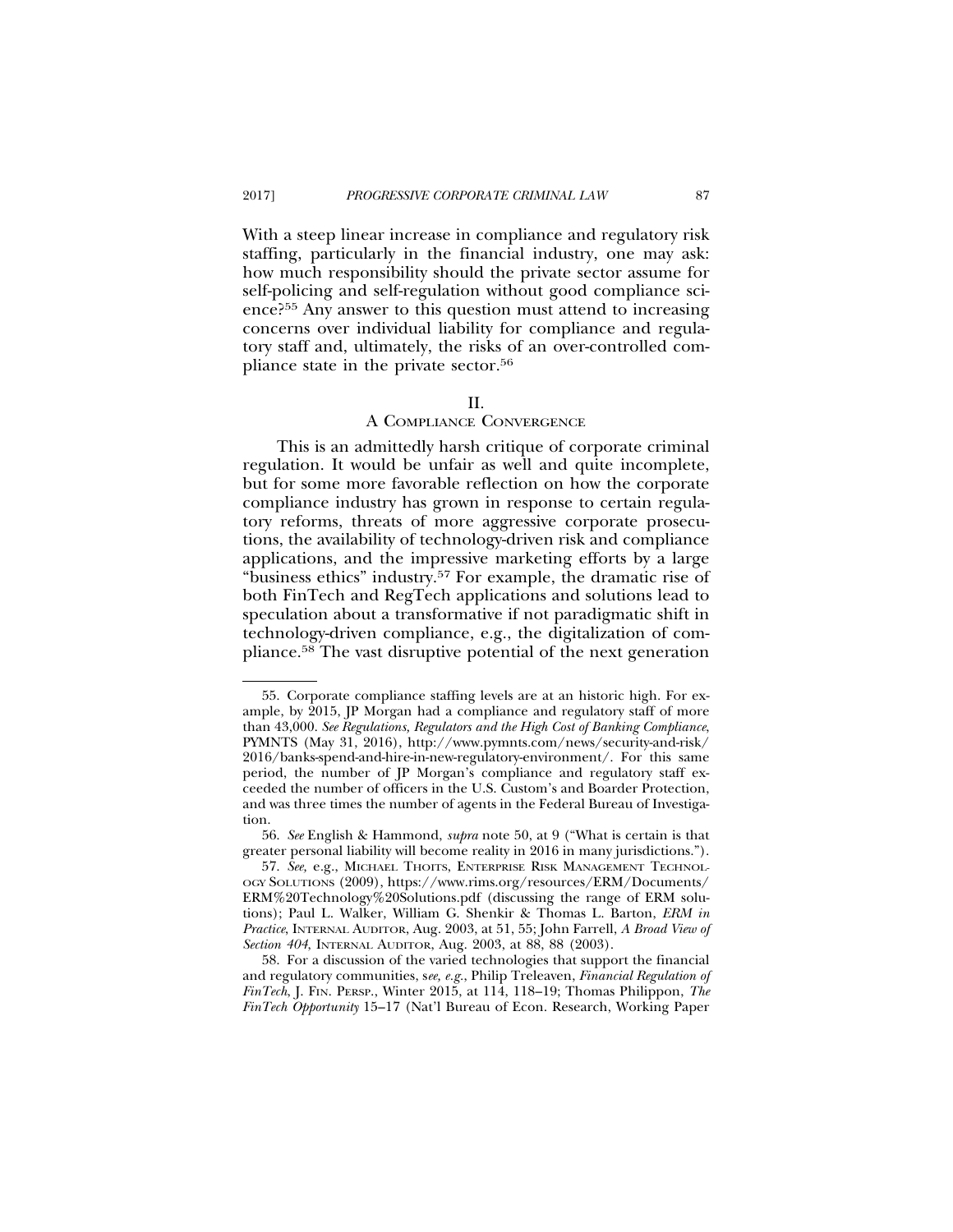With a steep linear increase in compliance and regulatory risk staffing, particularly in the financial industry, one may ask: how much responsibility should the private sector assume for self-policing and self-regulation without good compliance science?[55] Any answer to this question must attend to increasing concerns over individual liability for compliance and regulatory staff and, ultimately, the risks of an over-controlled compliance state in the private sector.[56]

## II. A Compliance Convergence

This is an admittedly harsh critique of corporate criminal regulation. It would be unfair as well and quite incomplete, but for some more favorable reflection on how the corporate compliance industry has grown in response to certain regulatory reforms, threats of more aggressive corporate prosecutions, the availability of technology-driven risk and compliance applications, and the impressive marketing efforts by a large "business ethics" industry.[57] For example, the dramatic rise of both FinTech and RegTech applications and solutions lead to speculation about a transformative if not paradigmatic shift in technology-driven compliance, e.g., the digitalization of compliance.[58] The vast disruptive potential of the next generation

---

55. Corporate compliance staffing levels are at an historic high. For example, by 2015, JP Morgan had a compliance and regulatory staff of more than 43,000. *See Regulations, Regulators and the High Cost of Banking Compliance*, PYMNTS (May 31, 2016), http://www.pymnts.com/news/security-and-risk/2016/banks-spend-and-hire-in-new-regulatory-environment/. For this same period, the number of JP Morgan's compliance and regulatory staff exceeded the number of officers in the U.S. Custom's and Boarder Protection, and was three times the number of agents in the Federal Bureau of Investigation.

56. *See* English & Hammond, *supra* note 50, at 9 ("What is certain is that greater personal liability will become reality in 2016 in many jurisdictions.").

57. *See,* e.g., Michael Thoits, Enterprise Risk Management Technology Solutions (2009), https://www.rims.org/resources/ERM/Documents/ERM%20Technology%20Solutions.pdf (discussing the range of ERM solutions); Paul L. Walker, William G. Shenkir & Thomas L. Barton, *ERM in Practice*, Internal Auditor, Aug. 2003, at 51, 55; John Farrell, *A Broad View of Section 404*, Internal Auditor, Aug. 2003, at 88, 88 (2003).

58. For a discussion of the varied technologies that support the financial and regulatory communities, s*ee, e.g.*, Philip Treleaven, *Financial Regulation of FinTech,* J. Fin. Persp., Winter 2015, at 114, 118–19; Thomas Philippon, *The FinTech Opportunity* 15–17 (Nat'l Bureau of Econ. Research, Working Paper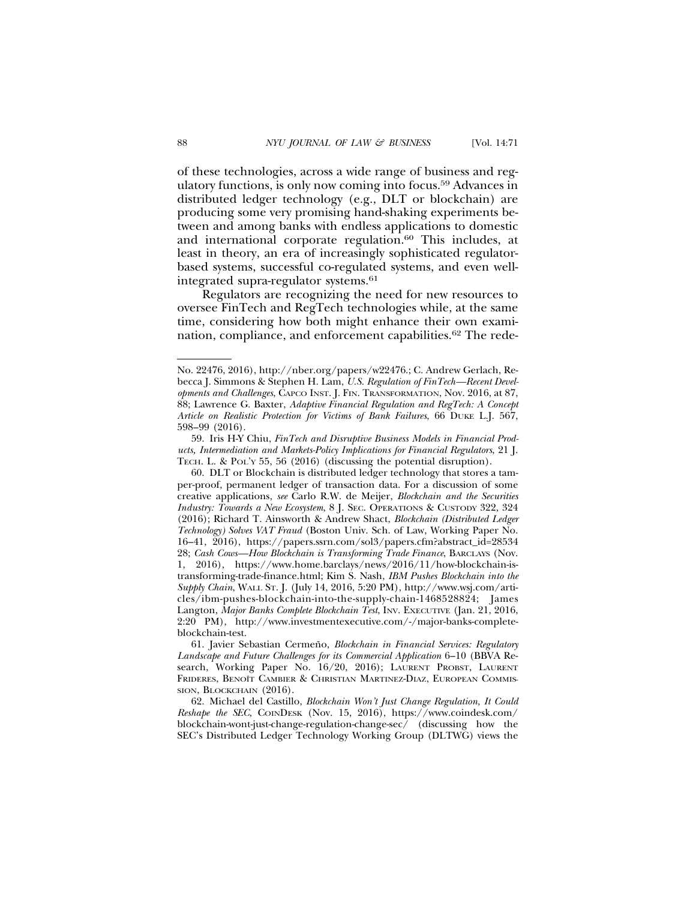of these technologies, across a wide range of business and regulatory functions, is only now coming into focus.[59] Advances in distributed ledger technology (e.g., DLT or blockchain) are producing some very promising hand-shaking experiments between and among banks with endless applications to domestic and international corporate regulation.[60] This includes, at least in theory, an era of increasingly sophisticated regulator-based systems, successful co-regulated systems, and even well-integrated supra-regulator systems.[61]

Regulators are recognizing the need for new resources to oversee FinTech and RegTech technologies while, at the same time, considering how both might enhance their own examination, compliance, and enforcement capabilities.[62] The rede-

---

No. 22476, 2016), http://nber.org/papers/w22476.; C. Andrew Gerlach, Rebecca J. Simmons & Stephen H. Lam, *U.S. Regulation of FinTech—Recent Developments and Challenges*, CAPCO INST. J. FIN. TRANSFORMATION, Nov. 2016, at 87, 88; Lawrence G. Baxter, *Adaptive Financial Regulation and RegTech: A Concept Article on Realistic Protection for Victims of Bank Failures*, 66 DUKE L.J. 567, 598–99 (2016).

59. Iris H-Y Chiu, *FinTech and Disruptive Business Models in Financial Products, Intermediation and Markets-Policy Implications for Financial Regulators*, 21 J. TECH. L. & POL'Y 55, 56 (2016) (discussing the potential disruption).

60. DLT or Blockchain is distributed ledger technology that stores a tamper-proof, permanent ledger of transaction data. For a discussion of some creative applications, *see* Carlo R.W. de Meijer, *Blockchain and the Securities Industry: Towards a New Ecosystem*, 8 J. SEC. OPERATIONS & CUSTODY 322, 324 (2016); Richard T. Ainsworth & Andrew Shact, *Blockchain (Distributed Ledger Technology) Solves VAT Fraud* (Boston Univ. Sch. of Law, Working Paper No. 16–41, 2016), https://papers.ssrn.com/sol3/papers.cfm?abstract_id=2853428; *Cash Cows—How Blockchain is Transforming Trade Finance*, BARCLAYS (Nov. 1, 2016), https://www.home.barclays/news/2016/11/how-blockchain-is-transforming-trade-finance.html; Kim S. Nash, *IBM Pushes Blockchain into the Supply Chain*, WALL ST. J. (July 14, 2016, 5:20 PM), http://www.wsj.com/articles/ibm-pushes-blockchain-into-the-supply-chain-1468528824; James Langton, *Major Banks Complete Blockchain Test*, INV. EXECUTIVE (Jan. 21, 2016, 2:20 PM), http://www.investmentexecutive.com/-/major-banks-complete-blockchain-test.

61. Javier Sebastian Cermeño, *Blockchain in Financial Services: Regulatory Landscape and Future Challenges for its Commercial Application* 6–10 (BBVA Research, Working Paper No. 16/20, 2016); LAURENT PROBST, LAURENT FRIDERES, BENOÎT CAMBIER & CHRISTIAN MARTINEZ-DIAZ, EUROPEAN COMMISSION, BLOCKCHAIN (2016).

62. Michael del Castillo, *Blockchain Won't Just Change Regulation, It Could Reshape the SEC*, COINDESK (Nov. 15, 2016), https://www.coindesk.com/blockchain-wont-just-change-regulation-change-sec/ (discussing how the SEC's Distributed Ledger Technology Working Group (DLTWG) views the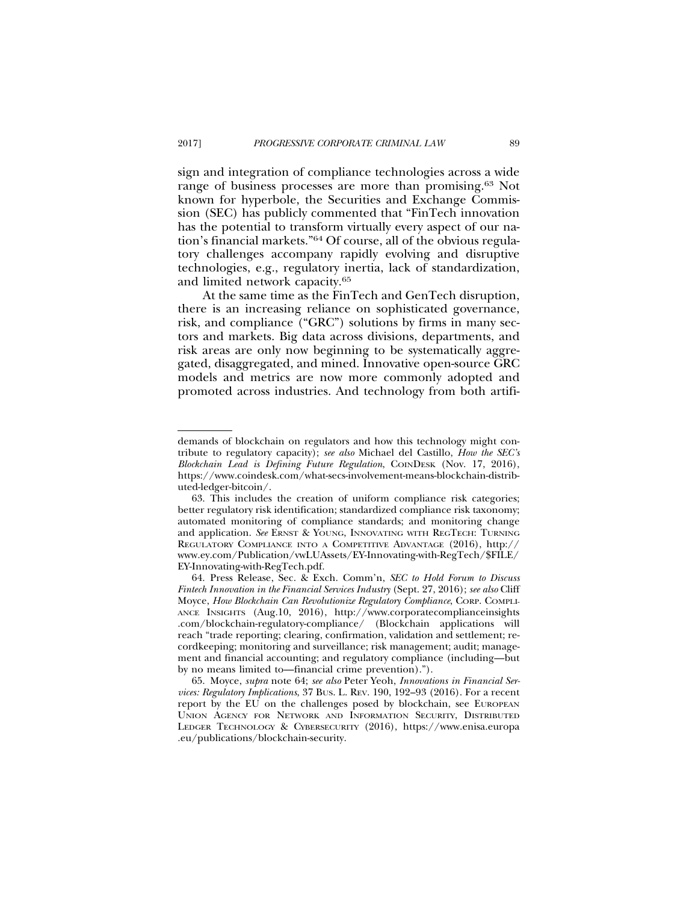sign and integration of compliance technologies across a wide range of business processes are more than promising.[63] Not known for hyperbole, the Securities and Exchange Commission (SEC) has publicly commented that "FinTech innovation has the potential to transform virtually every aspect of our nation's financial markets."[64] Of course, all of the obvious regulatory challenges accompany rapidly evolving and disruptive technologies, e.g., regulatory inertia, lack of standardization, and limited network capacity.[65]

At the same time as the FinTech and GenTech disruption, there is an increasing reliance on sophisticated governance, risk, and compliance ("GRC") solutions by firms in many sectors and markets. Big data across divisions, departments, and risk areas are only now beginning to be systematically aggregated, disaggregated, and mined. Innovative open-source GRC models and metrics are now more commonly adopted and promoted across industries. And technology from both artifi-

---

demands of blockchain on regulators and how this technology might contribute to regulatory capacity); *see also* Michael del Castillo, *How the SEC's Blockchain Lead is Defining Future Regulation*, COINDESK (Nov. 17, 2016), https://www.coindesk.com/what-secs-involvement-means-blockchain-distributed-ledger-bitcoin/.

63. This includes the creation of uniform compliance risk categories; better regulatory risk identification; standardized compliance risk taxonomy; automated monitoring of compliance standards; and monitoring change and application. *See* ERNST & YOUNG, INNOVATING WITH REGTECH: TURNING REGULATORY COMPLIANCE INTO A COMPETITIVE ADVANTAGE (2016), http://www.ey.com/Publication/vwLUAssets/EY-Innovating-with-RegTech/$FILE/EY-Innovating-with-RegTech.pdf.

64. Press Release, Sec. & Exch. Comm'n, *SEC to Hold Forum to Discuss Fintech Innovation in the Financial Services Industry* (Sept. 27, 2016); *see also* Cliff Moyce, *How Blockchain Can Revolutionize Regulatory Compliance*, CORP. COMPLIANCE INSIGHTS (Aug.10, 2016), http://www.corporatecomplianceinsights.com/blockchain-regulatory-compliance/ (Blockchain applications will reach "trade reporting; clearing, confirmation, validation and settlement; recordkeeping; monitoring and surveillance; risk management; audit; management and financial accounting; and regulatory compliance (including—but by no means limited to—financial crime prevention).").

65. Moyce, *supra* note 64; *see also* Peter Yeoh, *Innovations in Financial Services: Regulatory Implications*, 37 BUS. L. REV. 190, 192–93 (2016). For a recent report by the EU on the challenges posed by blockchain, see EUROPEAN UNION AGENCY FOR NETWORK AND INFORMATION SECURITY, DISTRIBUTED LEDGER TECHNOLOGY & CYBERSECURITY (2016), https://www.enisa.europa.eu/publications/blockchain-security.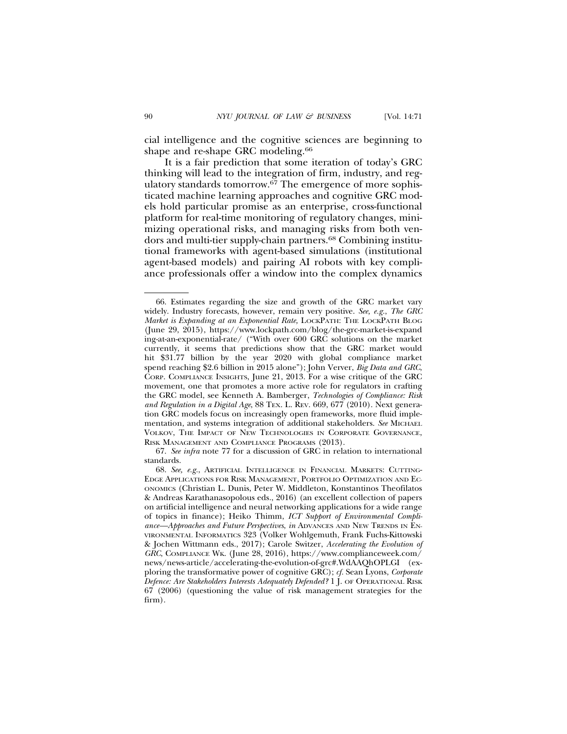cial intelligence and the cognitive sciences are beginning to shape and re-shape GRC modeling.[66]

It is a fair prediction that some iteration of today's GRC thinking will lead to the integration of firm, industry, and regulatory standards tomorrow.[67] The emergence of more sophisticated machine learning approaches and cognitive GRC models hold particular promise as an enterprise, cross-functional platform for real-time monitoring of regulatory changes, minimizing operational risks, and managing risks from both vendors and multi-tier supply-chain partners.[68] Combining institutional frameworks with agent-based simulations (institutional agent-based models) and pairing AI robots with key compliance professionals offer a window into the complex dynamics

---

66. Estimates regarding the size and growth of the GRC market vary widely. Industry forecasts, however, remain very positive. *See, e.g.*, *The GRC Market is Expanding at an Exponential Rate*, LOCKPATH: THE LOCKPATH BLOG (June 29, 2015), https://www.lockpath.com/blog/the-grc-market-is-expanding-at-an-exponential-rate/ ("With over 600 GRC solutions on the market currently, it seems that predictions show that the GRC market would hit $31.77 billion by the year 2020 with global compliance market spend reaching $2.6 billion in 2015 alone"); John Verver, *Big Data and GRC*, CORP. COMPLIANCE INSIGHTS, June 21, 2013. For a wise critique of the GRC movement, one that promotes a more active role for regulators in crafting the GRC model, see Kenneth A. Bamberger, *Technologies of Compliance: Risk and Regulation in a Digital Age*, 88 TEX. L. REV. 669, 677 (2010). Next generation GRC models focus on increasingly open frameworks, more fluid implementation, and systems integration of additional stakeholders. *See* MICHAEL VOLKOV, THE IMPACT OF NEW TECHNOLOGIES IN CORPORATE GOVERNANCE, RISK MANAGEMENT AND COMPLIANCE PROGRAMS (2013).

67. *See infra* note 77 for a discussion of GRC in relation to international standards.

68. *See, e.g.*, ARTIFICIAL INTELLIGENCE IN FINANCIAL MARKETS: CUTTING-EDGE APPLICATIONS FOR RISK MANAGEMENT, PORTFOLIO OPTIMIZATION AND ECONOMICS (Christian L. Dunis, Peter W. Middleton, Konstantinos Theofilatos & Andreas Karathanasopolous eds., 2016) (an excellent collection of papers on artificial intelligence and neural networking applications for a wide range of topics in finance); Heiko Thimm, *ICT Support of Environmental Compliance—Approaches and Future Perspectives*, *in* ADVANCES AND NEW TRENDS IN ENVIRONMENTAL INFORMATICS 323 (Volker Wohlgemuth, Frank Fuchs-Kittowski & Jochen Wittmann eds., 2017); Carole Switzer, *Accelerating the Evolution of GRC*, COMPLIANCE WK. (June 28, 2016), https://www.complianceweek.com/news/news-article/accelerating-the-evolution-of-grc#.WdAAQhOPLGI (exploring the transformative power of cognitive GRC); *cf.* Sean Lyons, *Corporate Defence: Are Stakeholders Interests Adequately Defended?* 1 J. OF OPERATIONAL RISK 67 (2006) (questioning the value of risk management strategies for the firm).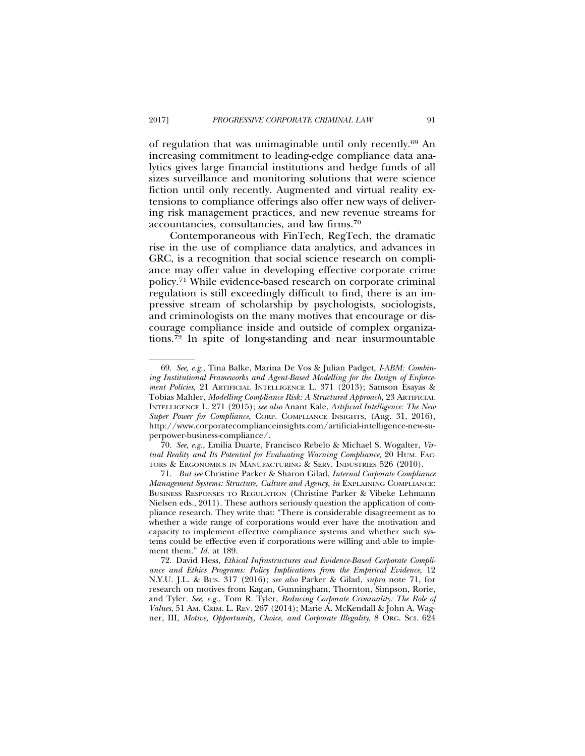of regulation that was unimaginable until only recently.[69] An increasing commitment to leading-edge compliance data analytics gives large financial institutions and hedge funds of all sizes surveillance and monitoring solutions that were science fiction until only recently. Augmented and virtual reality extensions to compliance offerings also offer new ways of delivering risk management practices, and new revenue streams for accountancies, consultancies, and law firms.[70]

Contemporaneous with FinTech, RegTech, the dramatic rise in the use of compliance data analytics, and advances in GRC, is a recognition that social science research on compliance may offer value in developing effective corporate crime policy.[71] While evidence-based research on corporate criminal regulation is still exceedingly difficult to find, there is an impressive stream of scholarship by psychologists, sociologists, and criminologists on the many motives that encourage or discourage compliance inside and outside of complex organizations.[72] In spite of long-standing and near insurmountable

---

69. *See, e.g.*, Tina Balke, Marina De Vos & Julian Padget, *I-ABM: Combining Institutional Frameworks and Agent-Based Modelling for the Design of Enforcement Policies*, 21 ARTIFICIAL INTELLIGENCE L. 371 (2013); Samson Esayas & Tobias Mahler, *Modelling Compliance Risk: A Structured Approach*, 23 ARTIFICIAL INTELLIGENCE L. 271 (2015); *see also* Anant Kale, *Artificial Intelligence: The New Super Power for Compliance*, CORP. COMPLIANCE INSIGHTS, (Aug. 31, 2016), http://www.corporatecomplianceinsights.com/artificial-intelligence-new-superpower-business-compliance/.

70. *See, e.g.*, Emilia Duarte, Francisco Rebelo & Michael S. Wogalter, *Virtual Reality and Its Potential for Evaluating Warning Compliance*, 20 HUM. FACTORS & ERGONOMICS IN MANUFACTURING & SERV. INDUSTRIES 526 (2010).

71. *But see* Christine Parker & Sharon Gilad, *Internal Corporate Compliance Management Systems: Structure, Culture and Agency*, *in* EXPLAINING COMPLIANCE: BUSINESS RESPONSES TO REGULATION (Christine Parker & Vibeke Lehmann Nielsen eds., 2011). These authors seriously question the application of compliance research. They write that: "There is considerable disagreement as to whether a wide range of corporations would ever have the motivation and capacity to implement effective compliance systems and whether such systems could be effective even if corporations were willing and able to implement them." *Id.* at 189.

72. David Hess, *Ethical Infrastructures and Evidence-Based Corporate Compliance and Ethics Programs: Policy Implications from the Empirical Evidence*, 12 N.Y.U. J.L. & BUS. 317 (2016); *see also* Parker & Gilad, *supra* note 71, for research on motives from Kagan, Gunningham, Thornton, Simpson, Rorie, and Tyler. *See, e.g.*, Tom R. Tyler, *Reducing Corporate Criminality: The Role of Values*, 51 AM. CRIM. L. REV. 267 (2014); Marie A. McKendall & John A. Wagner, III, *Motive, Opportunity, Choice, and Corporate Illegality*, 8 ORG. SCI. 624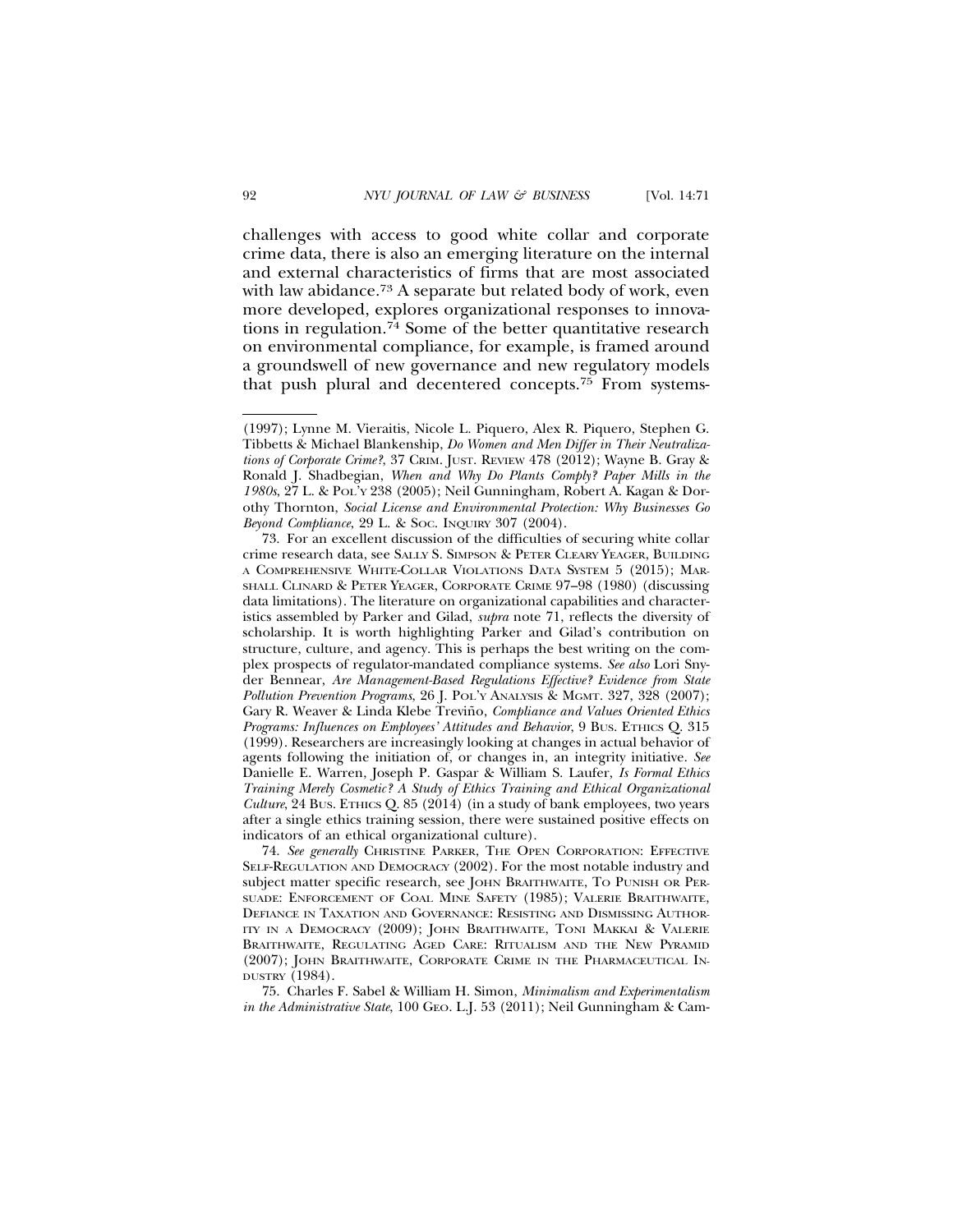challenges with access to good white collar and corporate crime data, there is also an emerging literature on the internal and external characteristics of firms that are most associated with law abidance.[73] A separate but related body of work, even more developed, explores organizational responses to innovations in regulation.[74] Some of the better quantitative research on environmental compliance, for example, is framed around a groundswell of new governance and new regulatory models that push plural and decentered concepts.[75] From systems-

---

(1997); Lynne M. Vieraitis, Nicole L. Piquero, Alex R. Piquero, Stephen G. Tibbetts & Michael Blankenship, *Do Women and Men Differ in Their Neutralizations of Corporate Crime?*, 37 CRIM. JUST. REVIEW 478 (2012); Wayne B. Gray & Ronald J. Shadbegian, *When and Why Do Plants Comply? Paper Mills in the 1980s*, 27 L. & POL'Y 238 (2005); Neil Gunningham, Robert A. Kagan & Dorothy Thornton, *Social License and Environmental Protection: Why Businesses Go Beyond Compliance*, 29 L. & SOC. INQUIRY 307 (2004).

73. For an excellent discussion of the difficulties of securing white collar crime research data, see SALLY S. SIMPSON & PETER CLEARY YEAGER, BUILDING A COMPREHENSIVE WHITE-COLLAR VIOLATIONS DATA SYSTEM 5 (2015); MARSHALL CLINARD & PETER YEAGER, CORPORATE CRIME 97–98 (1980) (discussing data limitations). The literature on organizational capabilities and characteristics assembled by Parker and Gilad, *supra* note 71, reflects the diversity of scholarship. It is worth highlighting Parker and Gilad's contribution on structure, culture, and agency. This is perhaps the best writing on the complex prospects of regulator-mandated compliance systems. *See also* Lori Snyder Bennear, *Are Management-Based Regulations Effective? Evidence from State Pollution Prevention Programs*, 26 J. POL'Y ANALYSIS & MGMT. 327, 328 (2007); Gary R. Weaver & Linda Klebe Treviño, *Compliance and Values Oriented Ethics Programs: Influences on Employees' Attitudes and Behavior*, 9 BUS. ETHICS Q. 315 (1999). Researchers are increasingly looking at changes in actual behavior of agents following the initiation of, or changes in, an integrity initiative. *See* Danielle E. Warren, Joseph P. Gaspar & William S. Laufer, *Is Formal Ethics Training Merely Cosmetic? A Study of Ethics Training and Ethical Organizational Culture*, 24 BUS. ETHICS Q. 85 (2014) (in a study of bank employees, two years after a single ethics training session, there were sustained positive effects on indicators of an ethical organizational culture).

74. *See generally* CHRISTINE PARKER, THE OPEN CORPORATION: EFFECTIVE SELF-REGULATION AND DEMOCRACY (2002). For the most notable industry and subject matter specific research, see JOHN BRAITHWAITE, TO PUNISH OR PERSUADE: ENFORCEMENT OF COAL MINE SAFETY (1985); VALERIE BRAITHWAITE, DEFIANCE IN TAXATION AND GOVERNANCE: RESISTING AND DISMISSING AUTHORITY IN A DEMOCRACY (2009); JOHN BRAITHWAITE, TONI MAKKAI & VALERIE BRAITHWAITE, REGULATING AGED CARE: RITUALISM AND THE NEW PYRAMID (2007); JOHN BRAITHWAITE, CORPORATE CRIME IN THE PHARMACEUTICAL INDUSTRY (1984).

75. Charles F. Sabel & William H. Simon, *Minimalism and Experimentalism in the Administrative State*, 100 GEO. L.J. 53 (2011); Neil Gunningham & Cam-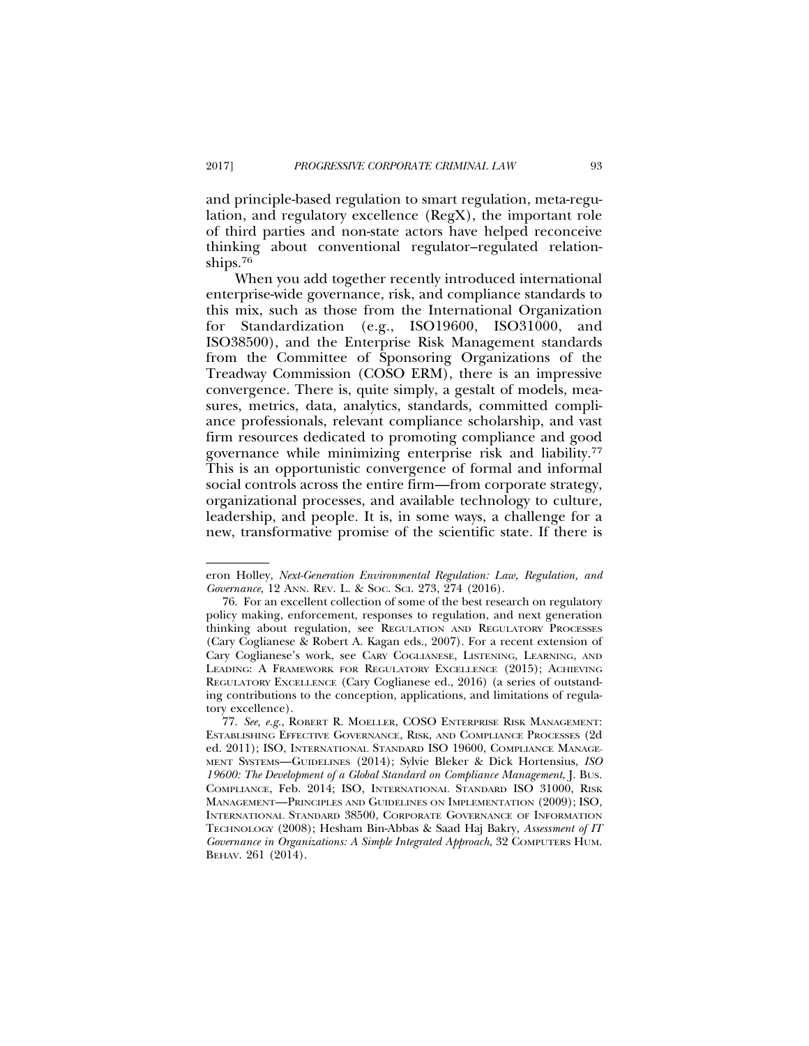and principle-based regulation to smart regulation, meta-regulation, and regulatory excellence (RegX), the important role of third parties and non-state actors have helped reconceive thinking about conventional regulator–regulated relationships.[76]

When you add together recently introduced international enterprise-wide governance, risk, and compliance standards to this mix, such as those from the International Organization for Standardization (e.g., ISO19600, ISO31000, and ISO38500), and the Enterprise Risk Management standards from the Committee of Sponsoring Organizations of the Treadway Commission (COSO ERM), there is an impressive convergence. There is, quite simply, a gestalt of models, measures, metrics, data, analytics, standards, committed compliance professionals, relevant compliance scholarship, and vast firm resources dedicated to promoting compliance and good governance while minimizing enterprise risk and liability.[77] This is an opportunistic convergence of formal and informal social controls across the entire firm—from corporate strategy, organizational processes, and available technology to culture, leadership, and people. It is, in some ways, a challenge for a new, transformative promise of the scientific state. If there is

---

eron Holley, *Next-Generation Environmental Regulation: Law, Regulation, and Governance*, 12 ANN. REV. L. & SOC. SCI. 273, 274 (2016).

76. For an excellent collection of some of the best research on regulatory policy making, enforcement, responses to regulation, and next generation thinking about regulation, see REGULATION AND REGULATORY PROCESSES (Cary Coglianese & Robert A. Kagan eds., 2007). For a recent extension of Cary Coglianese's work, see CARY COGLIANESE, LISTENING, LEARNING, AND LEADING: A FRAMEWORK FOR REGULATORY EXCELLENCE (2015); ACHIEVING REGULATORY EXCELLENCE (Cary Coglianese ed., 2016) (a series of outstanding contributions to the conception, applications, and limitations of regulatory excellence).

77. *See, e.g.*, ROBERT R. MOELLER, COSO ENTERPRISE RISK MANAGEMENT: ESTABLISHING EFFECTIVE GOVERNANCE, RISK, AND COMPLIANCE PROCESSES (2d ed. 2011); ISO, INTERNATIONAL STANDARD ISO 19600, COMPLIANCE MANAGEMENT SYSTEMS—GUIDELINES (2014); Sylvie Bleker & Dick Hortensius, *ISO 19600: The Development of a Global Standard on Compliance Management*, J. BUS. COMPLIANCE, Feb. 2014; ISO, INTERNATIONAL STANDARD ISO 31000, RISK MANAGEMENT—PRINCIPLES AND GUIDELINES ON IMPLEMENTATION (2009); ISO, INTERNATIONAL STANDARD 38500, CORPORATE GOVERNANCE OF INFORMATION TECHNOLOGY (2008); Hesham Bin-Abbas & Saad Haj Bakry, *Assessment of IT Governance in Organizations: A Simple Integrated Approach*, 32 COMPUTERS HUM. BEHAV. 261 (2014).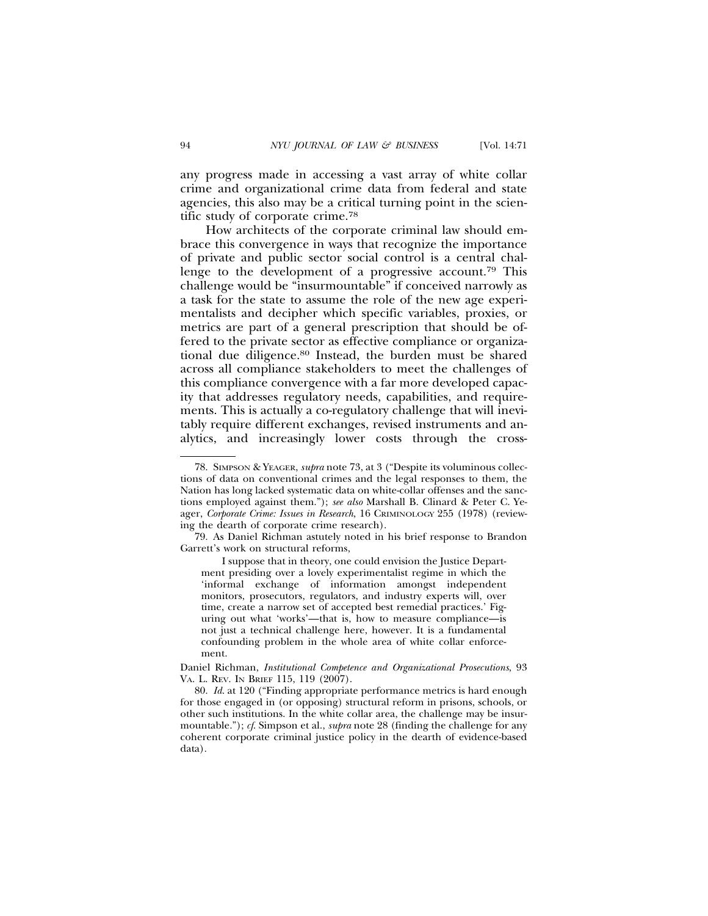any progress made in accessing a vast array of white collar crime and organizational crime data from federal and state agencies, this also may be a critical turning point in the scientific study of corporate crime.[78]

How architects of the corporate criminal law should embrace this convergence in ways that recognize the importance of private and public sector social control is a central challenge to the development of a progressive account.[79] This challenge would be "insurmountable" if conceived narrowly as a task for the state to assume the role of the new age experimentalists and decipher which specific variables, proxies, or metrics are part of a general prescription that should be offered to the private sector as effective compliance or organizational due diligence.[80] Instead, the burden must be shared across all compliance stakeholders to meet the challenges of this compliance convergence with a far more developed capacity that addresses regulatory needs, capabilities, and requirements. This is actually a co-regulatory challenge that will inevitably require different exchanges, revised instruments and analytics, and increasingly lower costs through the cross-

---

78. SIMPSON & YEAGER, *supra* note 73, at 3 ("Despite its voluminous collections of data on conventional crimes and the legal responses to them, the Nation has long lacked systematic data on white-collar offenses and the sanctions employed against them."); *see also* Marshall B. Clinard & Peter C. Yeager, *Corporate Crime: Issues in Research*, 16 CRIMINOLOGY 255 (1978) (reviewing the dearth of corporate crime research).

79. As Daniel Richman astutely noted in his brief response to Brandon Garrett's work on structural reforms,

> I suppose that in theory, one could envision the Justice Department presiding over a lovely experimentalist regime in which the 'informal exchange of information amongst independent monitors, prosecutors, regulators, and industry experts will, over time, create a narrow set of accepted best remedial practices.' Figuring out what 'works'—that is, how to measure compliance—is not just a technical challenge here, however. It is a fundamental confounding problem in the whole area of white collar enforcement.

Daniel Richman, *Institutional Competence and Organizational Prosecutions*, 93 VA. L. REV. IN BRIEF 115, 119 (2007).

80. *Id.* at 120 ("Finding appropriate performance metrics is hard enough for those engaged in (or opposing) structural reform in prisons, schools, or other such institutions. In the white collar area, the challenge may be insurmountable."); *cf.* Simpson et al., *supra* note 28 (finding the challenge for any coherent corporate criminal justice policy in the dearth of evidence-based data).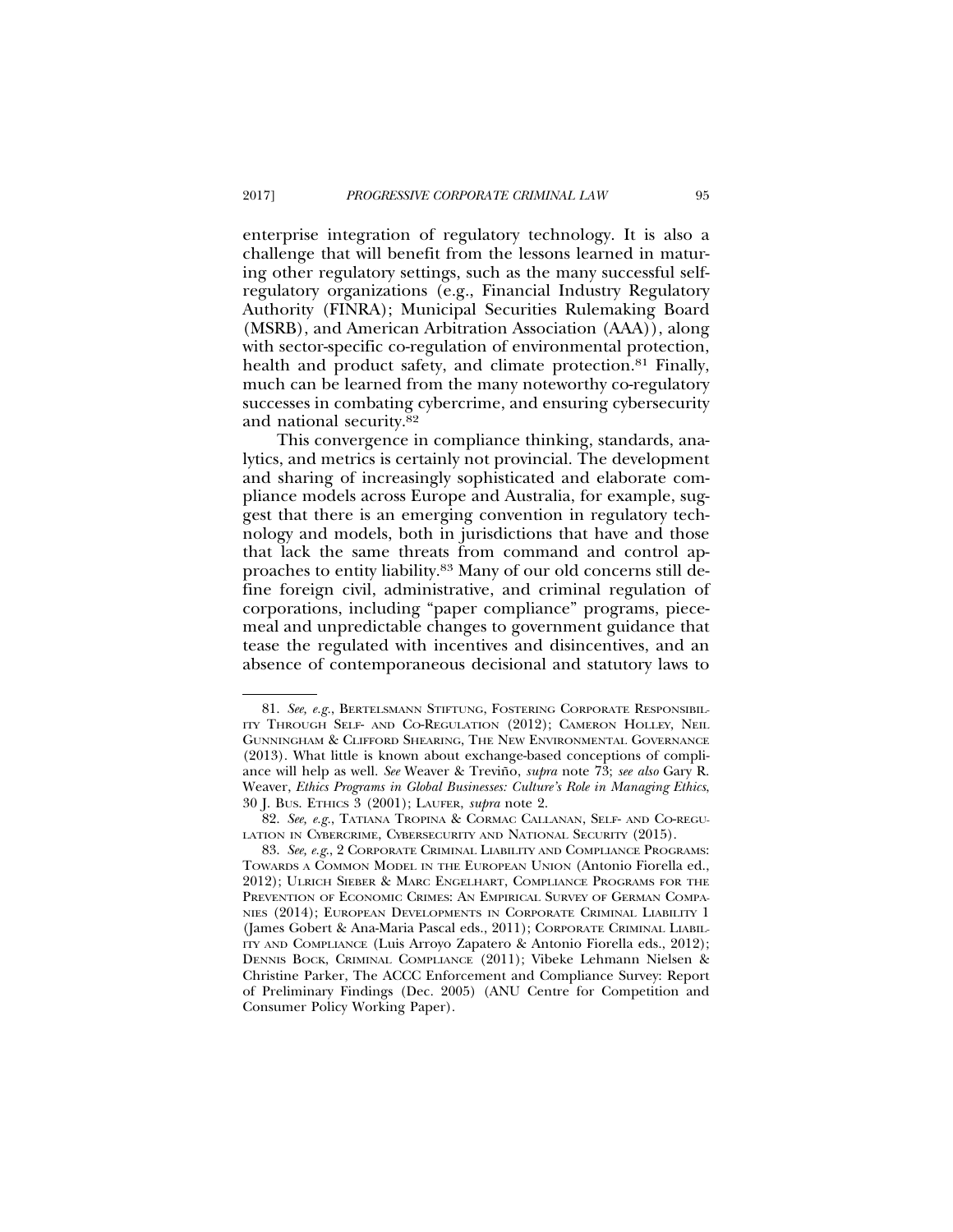enterprise integration of regulatory technology. It is also a challenge that will benefit from the lessons learned in maturing other regulatory settings, such as the many successful self-regulatory organizations (e.g., Financial Industry Regulatory Authority (FINRA); Municipal Securities Rulemaking Board (MSRB), and American Arbitration Association (AAA)), along with sector-specific co-regulation of environmental protection, health and product safety, and climate protection.[81] Finally, much can be learned from the many noteworthy co-regulatory successes in combating cybercrime, and ensuring cybersecurity and national security.[82]

This convergence in compliance thinking, standards, analytics, and metrics is certainly not provincial. The development and sharing of increasingly sophisticated and elaborate compliance models across Europe and Australia, for example, suggest that there is an emerging convention in regulatory technology and models, both in jurisdictions that have and those that lack the same threats from command and control approaches to entity liability.[83] Many of our old concerns still define foreign civil, administrative, and criminal regulation of corporations, including "paper compliance" programs, piecemeal and unpredictable changes to government guidance that tease the regulated with incentives and disincentives, and an absence of contemporaneous decisional and statutory laws to

---

81. *See, e.g.*, BERTELSMANN STIFTUNG, FOSTERING CORPORATE RESPONSIBILITY THROUGH SELF- AND CO-REGULATION (2012); CAMERON HOLLEY, NEIL GUNNINGHAM & CLIFFORD SHEARING, THE NEW ENVIRONMENTAL GOVERNANCE (2013). What little is known about exchange-based conceptions of compliance will help as well. *See* Weaver & Treviño, *supra* note 73; *see also* Gary R. Weaver, *Ethics Programs in Global Businesses: Culture's Role in Managing Ethics*, 30 J. BUS. ETHICS 3 (2001); LAUFER, *supra* note 2.

82. *See, e.g.*, TATIANA TROPINA & CORMAC CALLANAN, SELF- AND CO-REGULATION IN CYBERCRIME, CYBERSECURITY AND NATIONAL SECURITY (2015).

83. *See, e.g.*, 2 CORPORATE CRIMINAL LIABILITY AND COMPLIANCE PROGRAMS: TOWARDS A COMMON MODEL IN THE EUROPEAN UNION (Antonio Fiorella ed., 2012); ULRICH SIEBER & MARC ENGELHART, COMPLIANCE PROGRAMS FOR THE PREVENTION OF ECONOMIC CRIMES: AN EMPIRICAL SURVEY OF GERMAN COMPANIES (2014); EUROPEAN DEVELOPMENTS IN CORPORATE CRIMINAL LIABILITY 1 (James Gobert & Ana-Maria Pascal eds., 2011); CORPORATE CRIMINAL LIABILITY AND COMPLIANCE (Luis Arroyo Zapatero & Antonio Fiorella eds., 2012); DENNIS BOCK, CRIMINAL COMPLIANCE (2011); Vibeke Lehmann Nielsen & Christine Parker, The ACCC Enforcement and Compliance Survey: Report of Preliminary Findings (Dec. 2005) (ANU Centre for Competition and Consumer Policy Working Paper).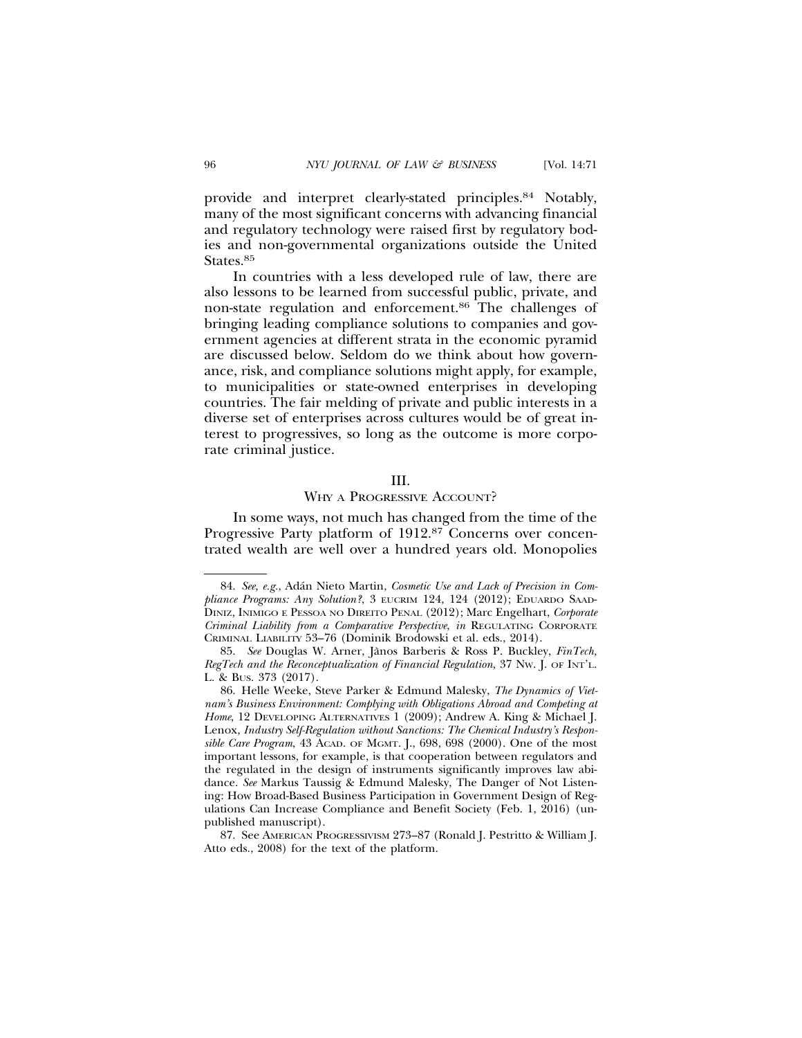provide and interpret clearly-stated principles.[84] Notably, many of the most significant concerns with advancing financial and regulatory technology were raised first by regulatory bodies and non-governmental organizations outside the United States.[85]

In countries with a less developed rule of law, there are also lessons to be learned from successful public, private, and non-state regulation and enforcement.[86] The challenges of bringing leading compliance solutions to companies and government agencies at different strata in the economic pyramid are discussed below. Seldom do we think about how governance, risk, and compliance solutions might apply, for example, to municipalities or state-owned enterprises in developing countries. The fair melding of private and public interests in a diverse set of enterprises across cultures would be of great interest to progressives, so long as the outcome is more corporate criminal justice.

## III.
## Why a Progressive Account?

In some ways, not much has changed from the time of the Progressive Party platform of 1912.[87] Concerns over concentrated wealth are well over a hundred years old. Monopolies

---

84. *See, e.g.*, Adán Nieto Martin, *Cosmetic Use and Lack of Precision in Compliance Programs: Any Solution?*, 3 EUCRIM 124, 124 (2012); Eduardo Saad-Diniz, Inimigo e Pessoa no Direito Penal (2012); Marc Engelhart, *Corporate Criminal Liability from a Comparative Perspective*, *in* Regulating Corporate Criminal Liability 53–76 (Dominik Brodowski et al. eds., 2014).

85. *See* Douglas W. Arner, Jànos Barberis & Ross P. Buckley, *FinTech, RegTech and the Reconceptualization of Financial Regulation*, 37 Nw. J. of Int'l. L. & Bus. 373 (2017).

86. Helle Weeke, Steve Parker & Edmund Malesky, *The Dynamics of Vietnam's Business Environment: Complying with Obligations Abroad and Competing at Home*, 12 Developing Alternatives 1 (2009); Andrew A. King & Michael J. Lenox, *Industry Self-Regulation without Sanctions: The Chemical Industry's Responsible Care Program*, 43 Acad. of Mgmt. J., 698, 698 (2000). One of the most important lessons, for example, is that cooperation between regulators and the regulated in the design of instruments significantly improves law abidance. *See* Markus Taussig & Edmund Malesky, The Danger of Not Listening: How Broad-Based Business Participation in Government Design of Regulations Can Increase Compliance and Benefit Society (Feb. 1, 2016) (unpublished manuscript).

87. See American Progressivism 273–87 (Ronald J. Pestritto & William J. Atto eds., 2008) for the text of the platform.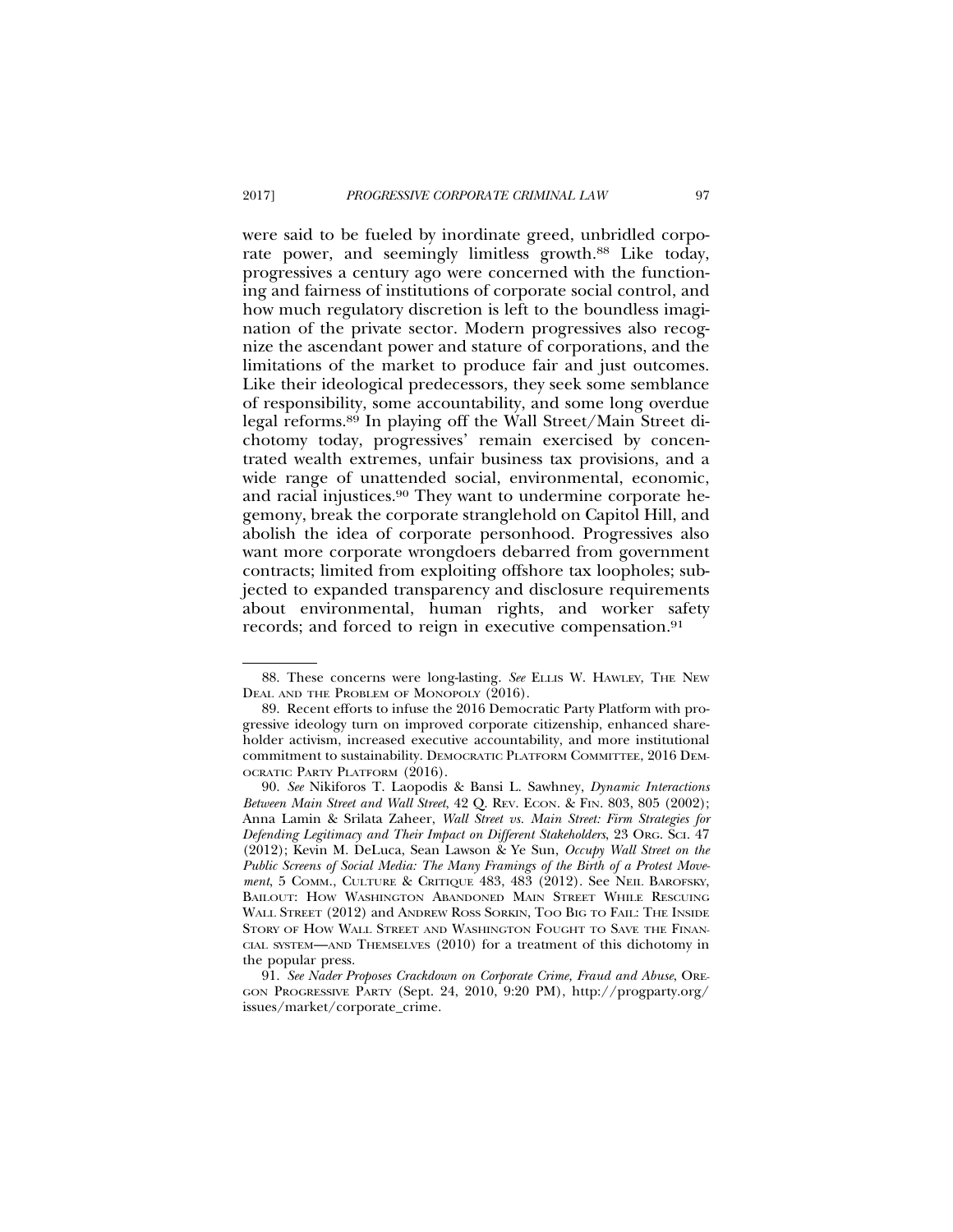were said to be fueled by inordinate greed, unbridled corporate power, and seemingly limitless growth.[88] Like today, progressives a century ago were concerned with the functioning and fairness of institutions of corporate social control, and how much regulatory discretion is left to the boundless imagination of the private sector. Modern progressives also recognize the ascendant power and stature of corporations, and the limitations of the market to produce fair and just outcomes. Like their ideological predecessors, they seek some semblance of responsibility, some accountability, and some long overdue legal reforms.[89] In playing off the Wall Street/Main Street dichotomy today, progressives' remain exercised by concentrated wealth extremes, unfair business tax provisions, and a wide range of unattended social, environmental, economic, and racial injustices.[90] They want to undermine corporate hegemony, break the corporate stranglehold on Capitol Hill, and abolish the idea of corporate personhood. Progressives also want more corporate wrongdoers debarred from government contracts; limited from exploiting offshore tax loopholes; subjected to expanded transparency and disclosure requirements about environmental, human rights, and worker safety records; and forced to reign in executive compensation.[91]

---

88. These concerns were long-lasting. *See* ELLIS W. HAWLEY, THE NEW DEAL AND THE PROBLEM OF MONOPOLY (2016).

89. Recent efforts to infuse the 2016 Democratic Party Platform with progressive ideology turn on improved corporate citizenship, enhanced shareholder activism, increased executive accountability, and more institutional commitment to sustainability. DEMOCRATIC PLATFORM COMMITTEE, 2016 DEMOCRATIC PARTY PLATFORM (2016).

90. *See* Nikiforos T. Laopodis & Bansi L. Sawhney, *Dynamic Interactions Between Main Street and Wall Street*, 42 Q. REV. ECON. & FIN. 803, 805 (2002); Anna Lamin & Srilata Zaheer, *Wall Street vs. Main Street: Firm Strategies for Defending Legitimacy and Their Impact on Different Stakeholders*, 23 ORG. SCI. 47 (2012); Kevin M. DeLuca, Sean Lawson & Ye Sun, *Occupy Wall Street on the Public Screens of Social Media: The Many Framings of the Birth of a Protest Movement*, 5 COMM., CULTURE & CRITIQUE 483, 483 (2012). See NEIL BAROFSKY, BAILOUT: HOW WASHINGTON ABANDONED MAIN STREET WHILE RESCUING WALL STREET (2012) and ANDREW ROSS SORKIN, TOO BIG TO FAIL: THE INSIDE STORY OF HOW WALL STREET AND WASHINGTON FOUGHT TO SAVE THE FINANCIAL SYSTEM—AND THEMSELVES (2010) for a treatment of this dichotomy in the popular press.

91. *See Nader Proposes Crackdown on Corporate Crime, Fraud and Abuse*, OREGON PROGRESSIVE PARTY (Sept. 24, 2010, 9:20 PM), http://progparty.org/issues/market/corporate_crime.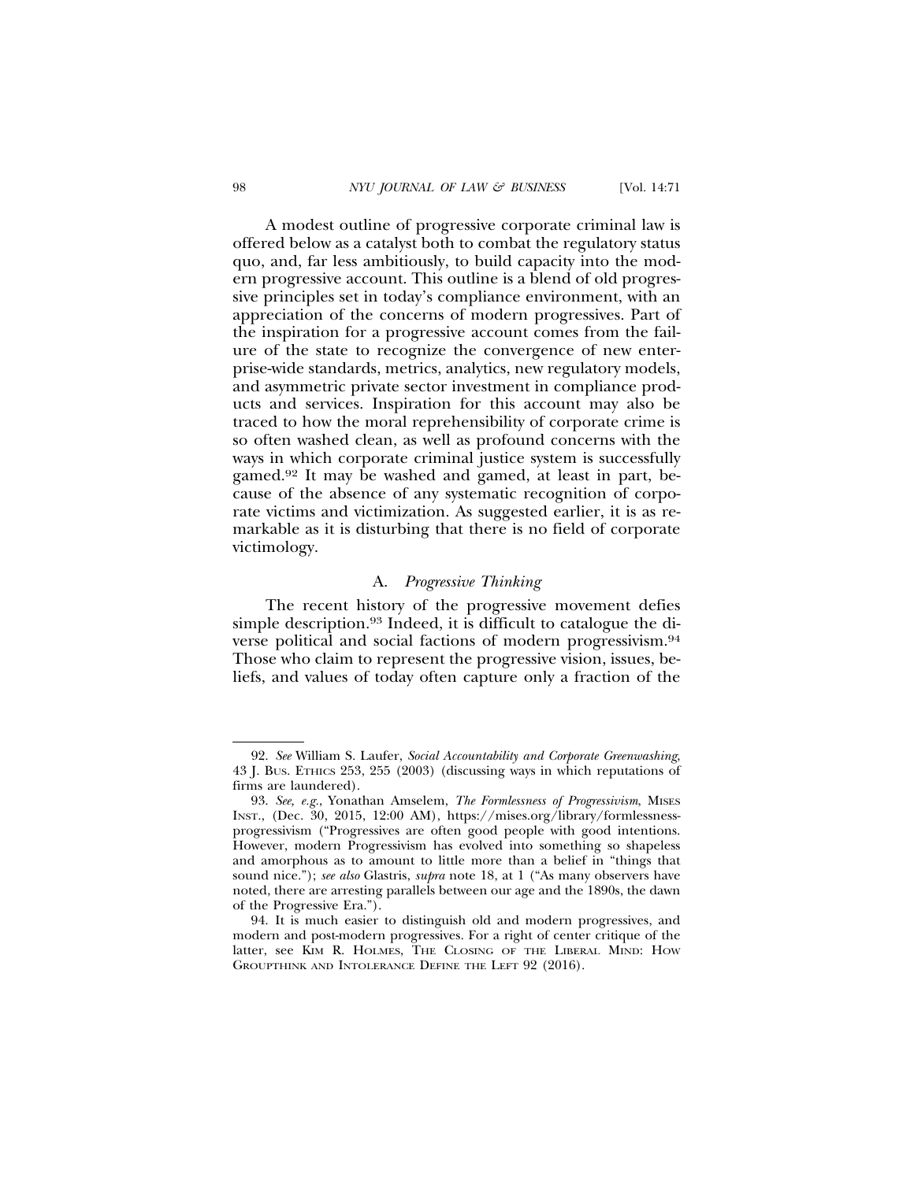A modest outline of progressive corporate criminal law is offered below as a catalyst both to combat the regulatory status quo, and, far less ambitiously, to build capacity into the modern progressive account. This outline is a blend of old progressive principles set in today's compliance environment, with an appreciation of the concerns of modern progressives. Part of the inspiration for a progressive account comes from the failure of the state to recognize the convergence of new enterprise-wide standards, metrics, analytics, new regulatory models, and asymmetric private sector investment in compliance products and services. Inspiration for this account may also be traced to how the moral reprehensibility of corporate crime is so often washed clean, as well as profound concerns with the ways in which corporate criminal justice system is successfully gamed.[92] It may be washed and gamed, at least in part, because of the absence of any systematic recognition of corporate victims and victimization. As suggested earlier, it is as remarkable as it is disturbing that there is no field of corporate victimology.

### A. *Progressive Thinking*

The recent history of the progressive movement defies simple description.[93] Indeed, it is difficult to catalogue the diverse political and social factions of modern progressivism.[94] Those who claim to represent the progressive vision, issues, beliefs, and values of today often capture only a fraction of the

---

92. *See* William S. Laufer, *Social Accountability and Corporate Greenwashing*, 43 J. BUS. ETHICS 253, 255 (2003) (discussing ways in which reputations of firms are laundered).

93. *See, e.g.*, Yonathan Amselem, *The Formlessness of Progressivism*, MISES INST., (Dec. 30, 2015, 12:00 AM), https://mises.org/library/formlessness-progressivism ("Progressives are often good people with good intentions. However, modern Progressivism has evolved into something so shapeless and amorphous as to amount to little more than a belief in "things that sound nice."); *see also* Glastris, *supra* note 18, at 1 ("As many observers have noted, there are arresting parallels between our age and the 1890s, the dawn of the Progressive Era.").

94. It is much easier to distinguish old and modern progressives, and modern and post-modern progressives. For a right of center critique of the latter, see KIM R. HOLMES, THE CLOSING OF THE LIBERAL MIND: HOW GROUPTHINK AND INTOLERANCE DEFINE THE LEFT 92 (2016).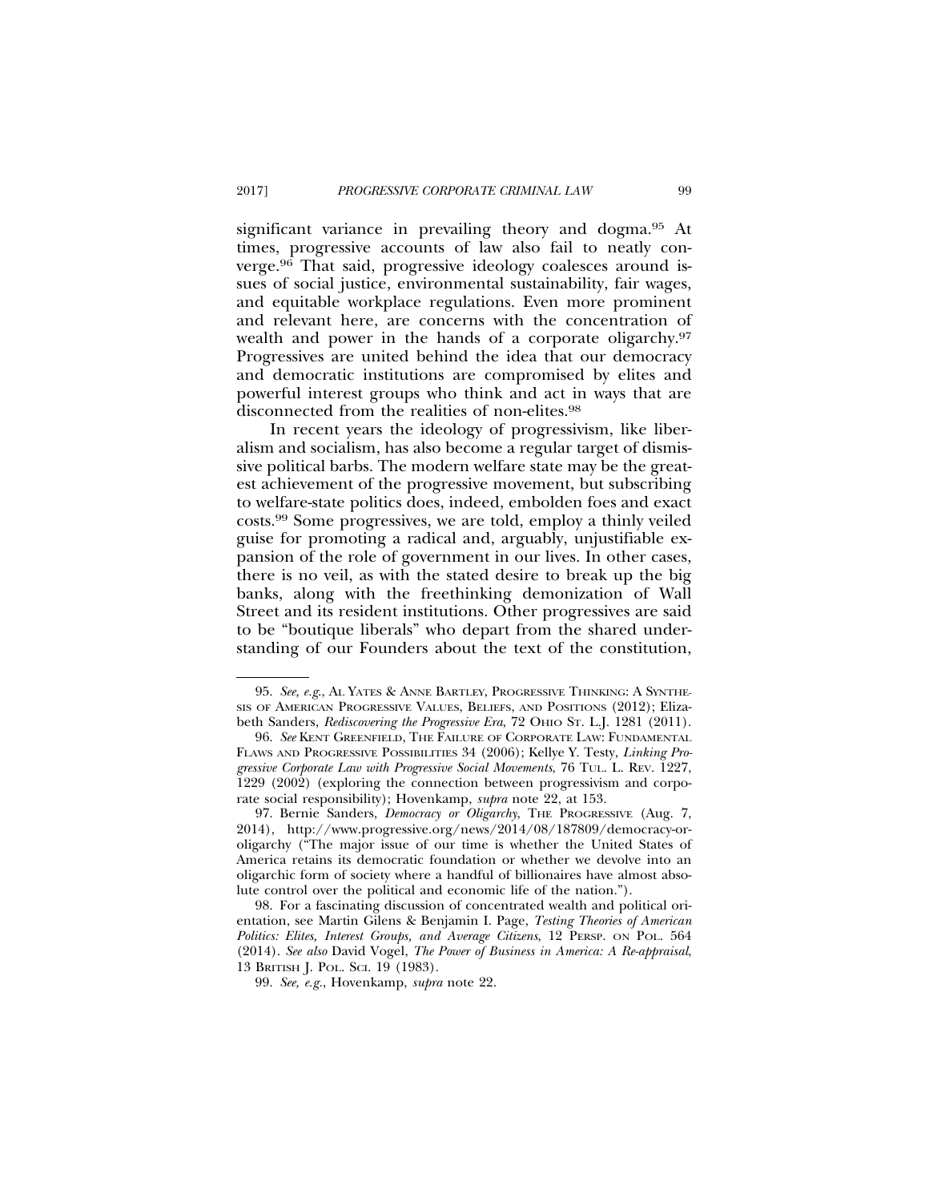significant variance in prevailing theory and dogma.[95] At times, progressive accounts of law also fail to neatly converge.[96] That said, progressive ideology coalesces around issues of social justice, environmental sustainability, fair wages, and equitable workplace regulations. Even more prominent and relevant here, are concerns with the concentration of wealth and power in the hands of a corporate oligarchy.[97] Progressives are united behind the idea that our democracy and democratic institutions are compromised by elites and powerful interest groups who think and act in ways that are disconnected from the realities of non-elites.[98]

In recent years the ideology of progressivism, like liberalism and socialism, has also become a regular target of dismissive political barbs. The modern welfare state may be the greatest achievement of the progressive movement, but subscribing to welfare-state politics does, indeed, embolden foes and exact costs.[99] Some progressives, we are told, employ a thinly veiled guise for promoting a radical and, arguably, unjustifiable expansion of the role of government in our lives. In other cases, there is no veil, as with the stated desire to break up the big banks, along with the freethinking demonization of Wall Street and its resident institutions. Other progressives are said to be "boutique liberals" who depart from the shared understanding of our Founders about the text of the constitution,

---

95. *See, e.g.*, AL YATES & ANNE BARTLEY, PROGRESSIVE THINKING: A SYNTHESIS OF AMERICAN PROGRESSIVE VALUES, BELIEFS, AND POSITIONS (2012); Elizabeth Sanders, *Rediscovering the Progressive Era*, 72 OHIO ST. L.J. 1281 (2011).

96. *See* KENT GREENFIELD, THE FAILURE OF CORPORATE LAW: FUNDAMENTAL FLAWS AND PROGRESSIVE POSSIBILITIES 34 (2006); Kellye Y. Testy, *Linking Progressive Corporate Law with Progressive Social Movements*, 76 TUL. L. REV. 1227, 1229 (2002) (exploring the connection between progressivism and corporate social responsibility); Hovenkamp, *supra* note 22, at 153.

97. Bernie Sanders, *Democracy or Oligarchy*, THE PROGRESSIVE (Aug. 7, 2014), http://www.progressive.org/news/2014/08/187809/democracy-or-oligarchy ("The major issue of our time is whether the United States of America retains its democratic foundation or whether we devolve into an oligarchic form of society where a handful of billionaires have almost absolute control over the political and economic life of the nation.").

98. For a fascinating discussion of concentrated wealth and political orientation, see Martin Gilens & Benjamin I. Page, *Testing Theories of American Politics: Elites, Interest Groups, and Average Citizens*, 12 PERSP. ON POL. 564 (2014). *See also* David Vogel, *The Power of Business in America: A Re-appraisal*, 13 BRITISH J. POL. SCI. 19 (1983).

99. *See, e.g.*, Hovenkamp, *supra* note 22.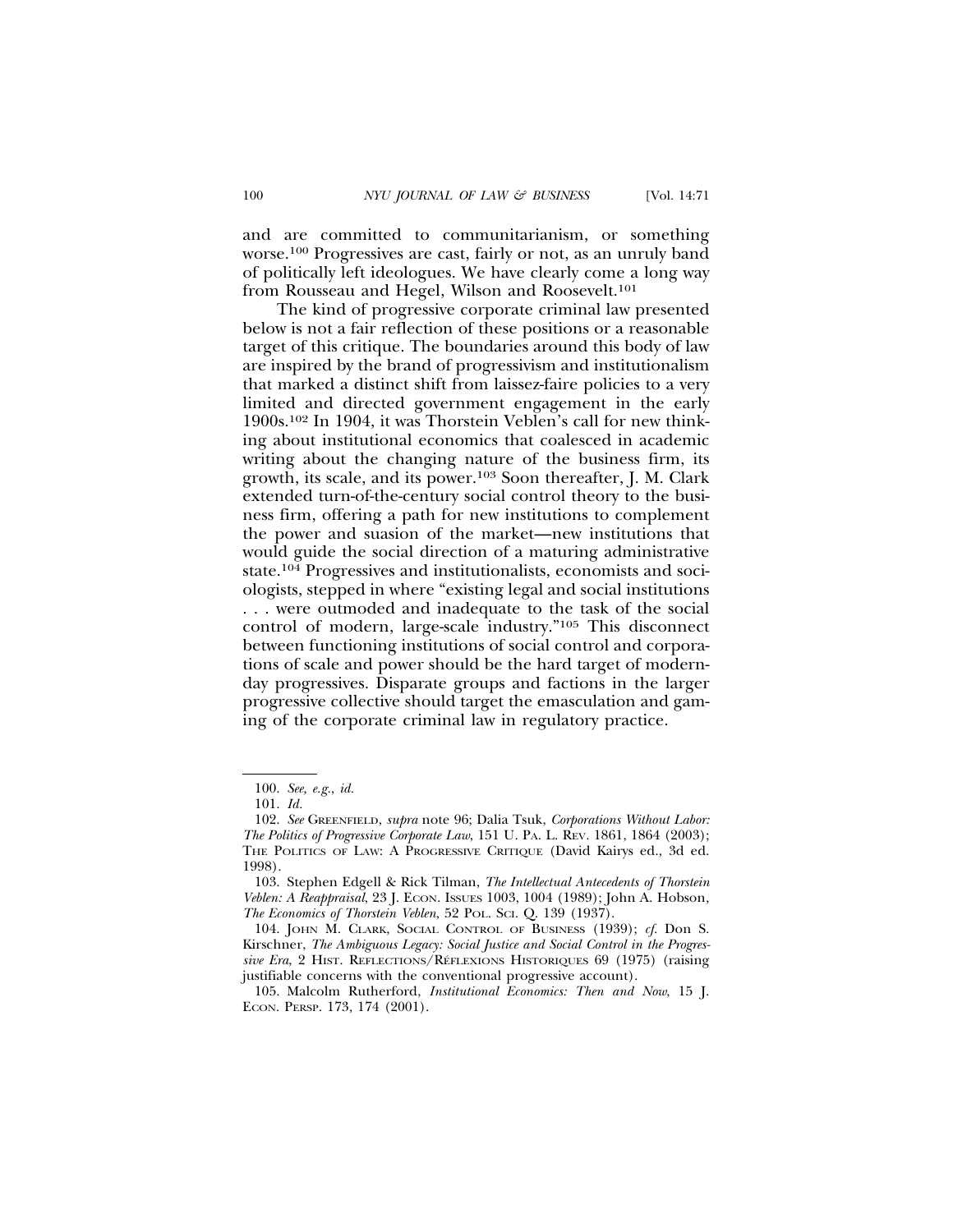and are committed to communitarianism, or something worse.[100] Progressives are cast, fairly or not, as an unruly band of politically left ideologues. We have clearly come a long way from Rousseau and Hegel, Wilson and Roosevelt.[101]

The kind of progressive corporate criminal law presented below is not a fair reflection of these positions or a reasonable target of this critique. The boundaries around this body of law are inspired by the brand of progressivism and institutionalism that marked a distinct shift from laissez-faire policies to a very limited and directed government engagement in the early 1900s.[102] In 1904, it was Thorstein Veblen's call for new thinking about institutional economics that coalesced in academic writing about the changing nature of the business firm, its growth, its scale, and its power.[103] Soon thereafter, J. M. Clark extended turn-of-the-century social control theory to the business firm, offering a path for new institutions to complement the power and suasion of the market—new institutions that would guide the social direction of a maturing administrative state.[104] Progressives and institutionalists, economists and sociologists, stepped in where "existing legal and social institutions . . . were outmoded and inadequate to the task of the social control of modern, large-scale industry."[105] This disconnect between functioning institutions of social control and corporations of scale and power should be the hard target of modern-day progressives. Disparate groups and factions in the larger progressive collective should target the emasculation and gaming of the corporate criminal law in regulatory practice.

---

100. *See, e.g.*, *id.*

101. *Id.*

102. *See* GREENFIELD, *supra* note 96; Dalia Tsuk, *Corporations Without Labor: The Politics of Progressive Corporate Law*, 151 U. PA. L. REV. 1861, 1864 (2003); THE POLITICS OF LAW: A PROGRESSIVE CRITIQUE (David Kairys ed., 3d ed. 1998).

103. Stephen Edgell & Rick Tilman, *The Intellectual Antecedents of Thorstein Veblen: A Reappraisal*, 23 J. ECON. ISSUES 1003, 1004 (1989); John A. Hobson, *The Economics of Thorstein Veblen*, 52 POL. SCI. Q. 139 (1937).

104. JOHN M. CLARK, SOCIAL CONTROL OF BUSINESS (1939); *cf.* Don S. Kirschner, *The Ambiguous Legacy: Social Justice and Social Control in the Progressive Era*, 2 HIST. REFLECTIONS/RÉFLEXIONS HISTORIQUES 69 (1975) (raising justifiable concerns with the conventional progressive account).

105. Malcolm Rutherford, *Institutional Economics: Then and Now*, 15 J. ECON. PERSP. 173, 174 (2001).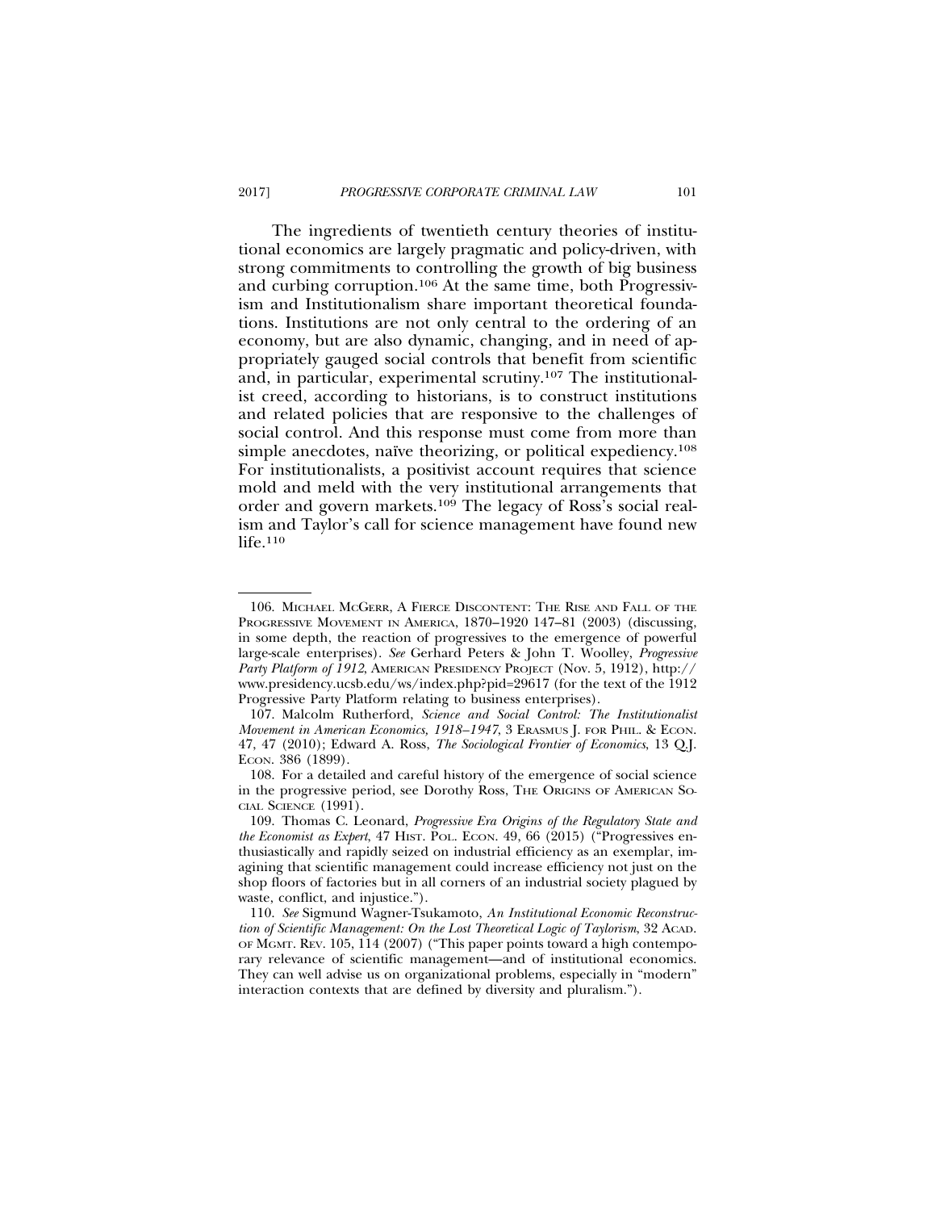The ingredients of twentieth century theories of institutional economics are largely pragmatic and policy-driven, with strong commitments to controlling the growth of big business and curbing corruption.[106] At the same time, both Progressivism and Institutionalism share important theoretical foundations. Institutions are not only central to the ordering of an economy, but are also dynamic, changing, and in need of appropriately gauged social controls that benefit from scientific and, in particular, experimental scrutiny.[107] The institutionalist creed, according to historians, is to construct institutions and related policies that are responsive to the challenges of social control. And this response must come from more than simple anecdotes, naïve theorizing, or political expediency.[108] For institutionalists, a positivist account requires that science mold and meld with the very institutional arrangements that order and govern markets.[109] The legacy of Ross's social realism and Taylor's call for science management have found new life.[110]

---

106. MICHAEL MCGERR, A FIERCE DISCONTENT: THE RISE AND FALL OF THE PROGRESSIVE MOVEMENT IN AMERICA, 1870–1920 147–81 (2003) (discussing, in some depth, the reaction of progressives to the emergence of powerful large-scale enterprises). *See* Gerhard Peters & John T. Woolley, *Progressive Party Platform of 1912*, AMERICAN PRESIDENCY PROJECT (Nov. 5, 1912), http://www.presidency.ucsb.edu/ws/index.php?pid=29617 (for the text of the 1912 Progressive Party Platform relating to business enterprises).

107. Malcolm Rutherford, *Science and Social Control: The Institutionalist Movement in American Economics, 1918–1947*, 3 ERASMUS J. FOR PHIL. & ECON. 47, 47 (2010); Edward A. Ross, *The Sociological Frontier of Economics*, 13 Q.J. ECON. 386 (1899).

108. For a detailed and careful history of the emergence of social science in the progressive period, see Dorothy Ross, THE ORIGINS OF AMERICAN SOCIAL SCIENCE (1991).

109. Thomas C. Leonard, *Progressive Era Origins of the Regulatory State and the Economist as Expert*, 47 HIST. POL. ECON. 49, 66 (2015) ("Progressives enthusiastically and rapidly seized on industrial efficiency as an exemplar, imagining that scientific management could increase efficiency not just on the shop floors of factories but in all corners of an industrial society plagued by waste, conflict, and injustice.").

110. *See* Sigmund Wagner-Tsukamoto, *An Institutional Economic Reconstruction of Scientific Management: On the Lost Theoretical Logic of Taylorism*, 32 ACAD. OF MGMT. REV. 105, 114 (2007) ("This paper points toward a high contemporary relevance of scientific management—and of institutional economics. They can well advise us on organizational problems, especially in "modern" interaction contexts that are defined by diversity and pluralism.").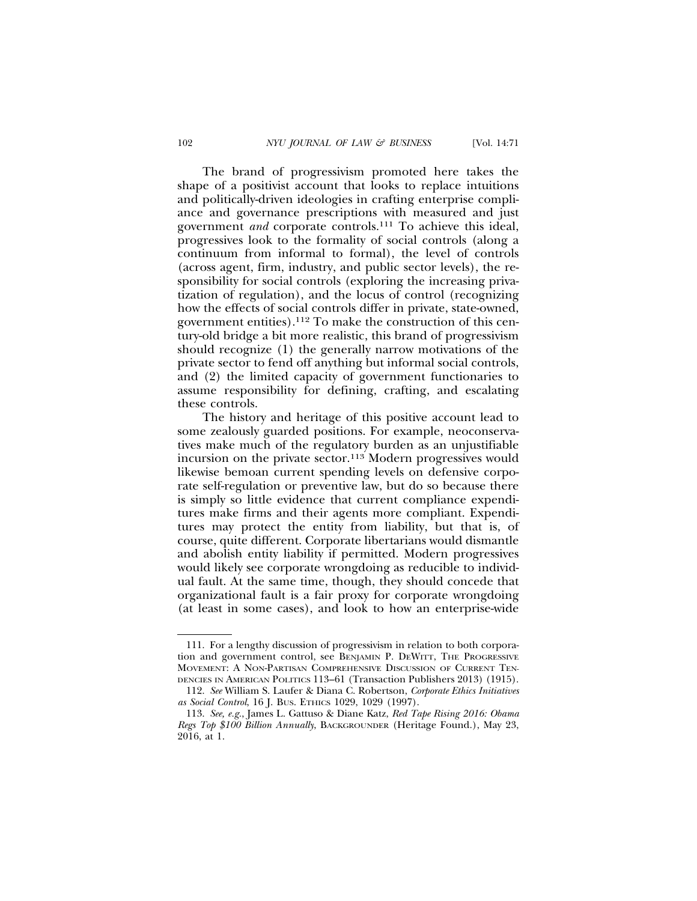The brand of progressivism promoted here takes the shape of a positivist account that looks to replace intuitions and politically-driven ideologies in crafting enterprise compliance and governance prescriptions with measured and just government *and* corporate controls.[111] To achieve this ideal, progressives look to the formality of social controls (along a continuum from informal to formal), the level of controls (across agent, firm, industry, and public sector levels), the responsibility for social controls (exploring the increasing privatization of regulation), and the locus of control (recognizing how the effects of social controls differ in private, state-owned, government entities).[112] To make the construction of this century-old bridge a bit more realistic, this brand of progressivism should recognize (1) the generally narrow motivations of the private sector to fend off anything but informal social controls, and (2) the limited capacity of government functionaries to assume responsibility for defining, crafting, and escalating these controls.

The history and heritage of this positive account lead to some zealously guarded positions. For example, neoconservatives make much of the regulatory burden as an unjustifiable incursion on the private sector.[113] Modern progressives would likewise bemoan current spending levels on defensive corporate self-regulation or preventive law, but do so because there is simply so little evidence that current compliance expenditures make firms and their agents more compliant. Expenditures may protect the entity from liability, but that is, of course, quite different. Corporate libertarians would dismantle and abolish entity liability if permitted. Modern progressives would likely see corporate wrongdoing as reducible to individual fault. At the same time, though, they should concede that organizational fault is a fair proxy for corporate wrongdoing (at least in some cases), and look to how an enterprise-wide

---

111. For a lengthy discussion of progressivism in relation to both corporation and government control, see BENJAMIN P. DEWITT, THE PROGRESSIVE MOVEMENT: A NON-PARTISAN COMPREHENSIVE DISCUSSION OF CURRENT TENDENCIES IN AMERICAN POLITICS 113–61 (Transaction Publishers 2013) (1915).

112. *See* William S. Laufer & Diana C. Robertson, *Corporate Ethics Initiatives as Social Control*, 16 J. BUS. ETHICS 1029, 1029 (1997).

113. *See, e.g.*, James L. Gattuso & Diane Katz, *Red Tape Rising 2016: Obama Regs Top $100 Billion Annually*, BACKGROUNDER (Heritage Found.), May 23, 2016, at 1.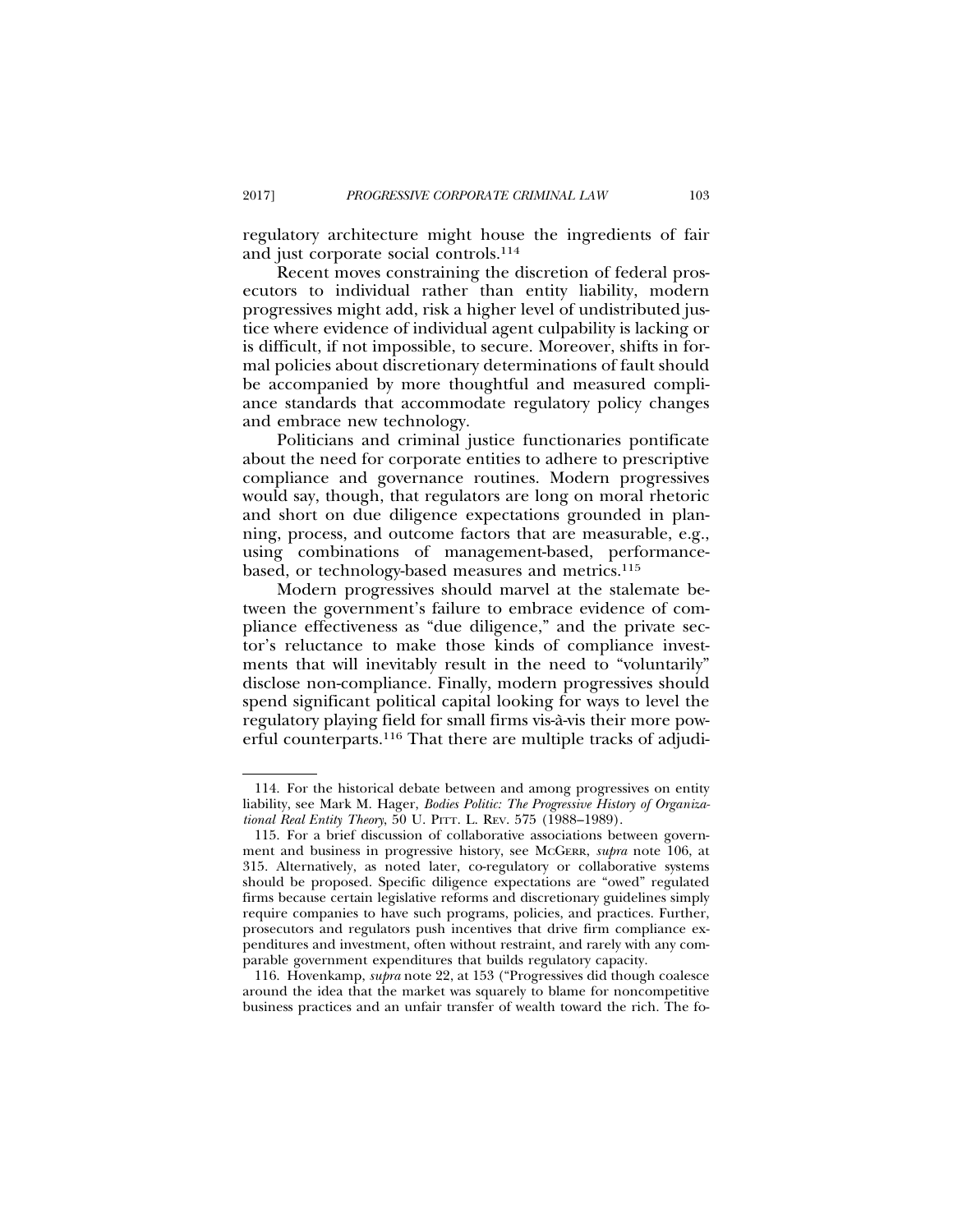regulatory architecture might house the ingredients of fair and just corporate social controls.[114]

Recent moves constraining the discretion of federal prosecutors to individual rather than entity liability, modern progressives might add, risk a higher level of undistributed justice where evidence of individual agent culpability is lacking or is difficult, if not impossible, to secure. Moreover, shifts in formal policies about discretionary determinations of fault should be accompanied by more thoughtful and measured compliance standards that accommodate regulatory policy changes and embrace new technology.

Politicians and criminal justice functionaries pontificate about the need for corporate entities to adhere to prescriptive compliance and governance routines. Modern progressives would say, though, that regulators are long on moral rhetoric and short on due diligence expectations grounded in planning, process, and outcome factors that are measurable, e.g., using combinations of management-based, performance-based, or technology-based measures and metrics.[115]

Modern progressives should marvel at the stalemate between the government's failure to embrace evidence of compliance effectiveness as "due diligence," and the private sector's reluctance to make those kinds of compliance investments that will inevitably result in the need to "voluntarily" disclose non-compliance. Finally, modern progressives should spend significant political capital looking for ways to level the regulatory playing field for small firms vis-à-vis their more powerful counterparts.[116] That there are multiple tracks of adjudi-

---

114. For the historical debate between and among progressives on entity liability, see Mark M. Hager, *Bodies Politic: The Progressive History of Organizational Real Entity Theory*, 50 U. PITT. L. REV. 575 (1988–1989).

115. For a brief discussion of collaborative associations between government and business in progressive history, see MCGERR, *supra* note 106, at 315. Alternatively, as noted later, co-regulatory or collaborative systems should be proposed. Specific diligence expectations are "owed" regulated firms because certain legislative reforms and discretionary guidelines simply require companies to have such programs, policies, and practices. Further, prosecutors and regulators push incentives that drive firm compliance expenditures and investment, often without restraint, and rarely with any comparable government expenditures that builds regulatory capacity.

116. Hovenkamp, *supra* note 22, at 153 ("Progressives did though coalesce around the idea that the market was squarely to blame for noncompetitive business practices and an unfair transfer of wealth toward the rich. The fo-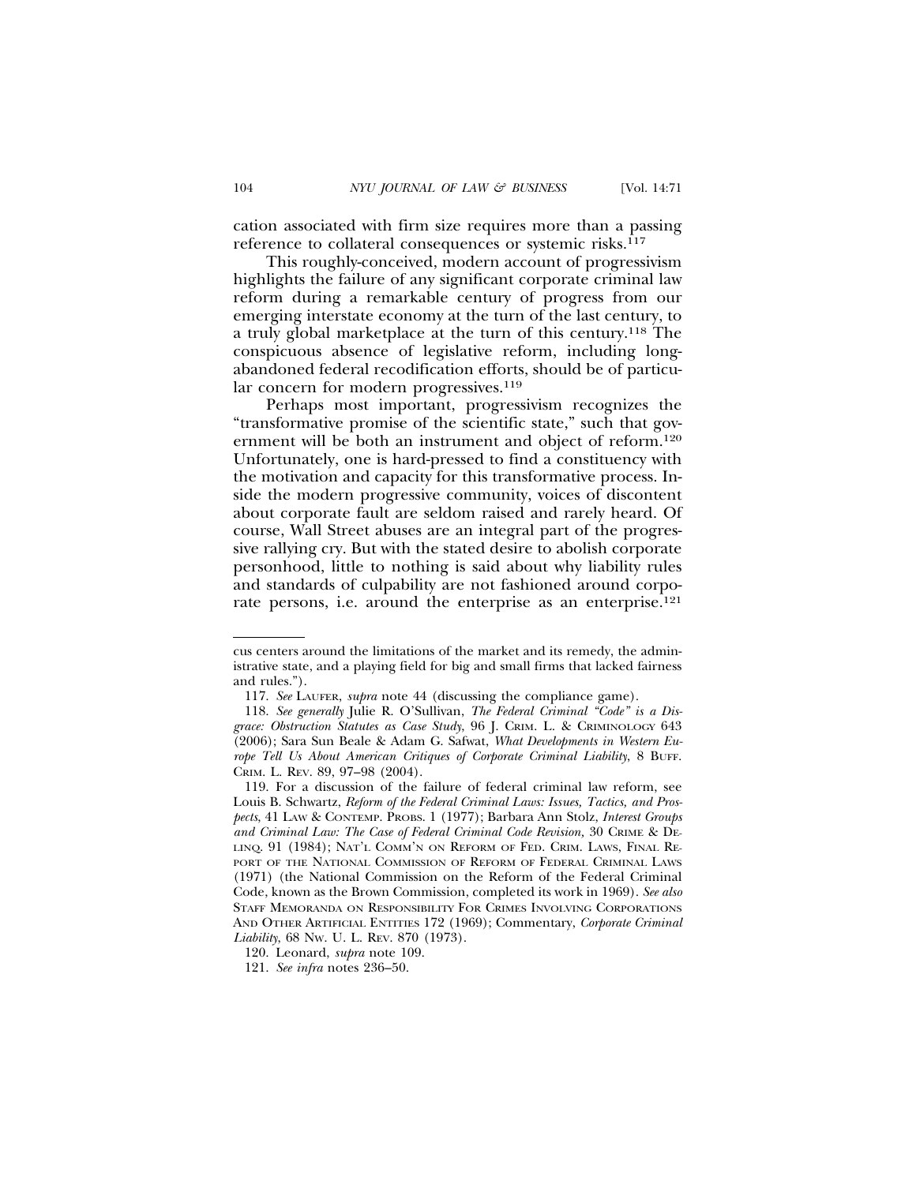cation associated with firm size requires more than a passing reference to collateral consequences or systemic risks.[117]

This roughly-conceived, modern account of progressivism highlights the failure of any significant corporate criminal law reform during a remarkable century of progress from our emerging interstate economy at the turn of the last century, to a truly global marketplace at the turn of this century.[118] The conspicuous absence of legislative reform, including long-abandoned federal recodification efforts, should be of particular concern for modern progressives.[119]

Perhaps most important, progressivism recognizes the "transformative promise of the scientific state," such that government will be both an instrument and object of reform.[120] Unfortunately, one is hard-pressed to find a constituency with the motivation and capacity for this transformative process. Inside the modern progressive community, voices of discontent about corporate fault are seldom raised and rarely heard. Of course, Wall Street abuses are an integral part of the progressive rallying cry. But with the stated desire to abolish corporate personhood, little to nothing is said about why liability rules and standards of culpability are not fashioned around corporate persons, i.e. around the enterprise as an enterprise.[121]

---

cus centers around the limitations of the market and its remedy, the administrative state, and a playing field for big and small firms that lacked fairness and rules.").

117. *See* LAUFER, *supra* note 44 (discussing the compliance game).

118. *See generally* Julie R. O'Sullivan, *The Federal Criminal "Code" is a Disgrace: Obstruction Statutes as Case Study*, 96 J. CRIM. L. & CRIMINOLOGY 643 (2006); Sara Sun Beale & Adam G. Safwat, *What Developments in Western Europe Tell Us About American Critiques of Corporate Criminal Liability*, 8 BUFF. CRIM. L. REV. 89, 97–98 (2004).

119. For a discussion of the failure of federal criminal law reform, see Louis B. Schwartz, *Reform of the Federal Criminal Laws: Issues, Tactics, and Prospects*, 41 LAW & CONTEMP. PROBS. 1 (1977); Barbara Ann Stolz, *Interest Groups and Criminal Law: The Case of Federal Criminal Code Revision*, 30 CRIME & DELINQ. 91 (1984); NAT'L COMM'N ON REFORM OF FED. CRIM. LAWS, FINAL REPORT OF THE NATIONAL COMMISSION OF REFORM OF FEDERAL CRIMINAL LAWS (1971) (the National Commission on the Reform of the Federal Criminal Code, known as the Brown Commission, completed its work in 1969). *See also* STAFF MEMORANDA ON RESPONSIBILITY FOR CRIMES INVOLVING CORPORATIONS AND OTHER ARTIFICIAL ENTITIES 172 (1969); Commentary, *Corporate Criminal Liability*, 68 NW. U. L. REV. 870 (1973).

120. Leonard, *supra* note 109.

121. *See infra* notes 236–50.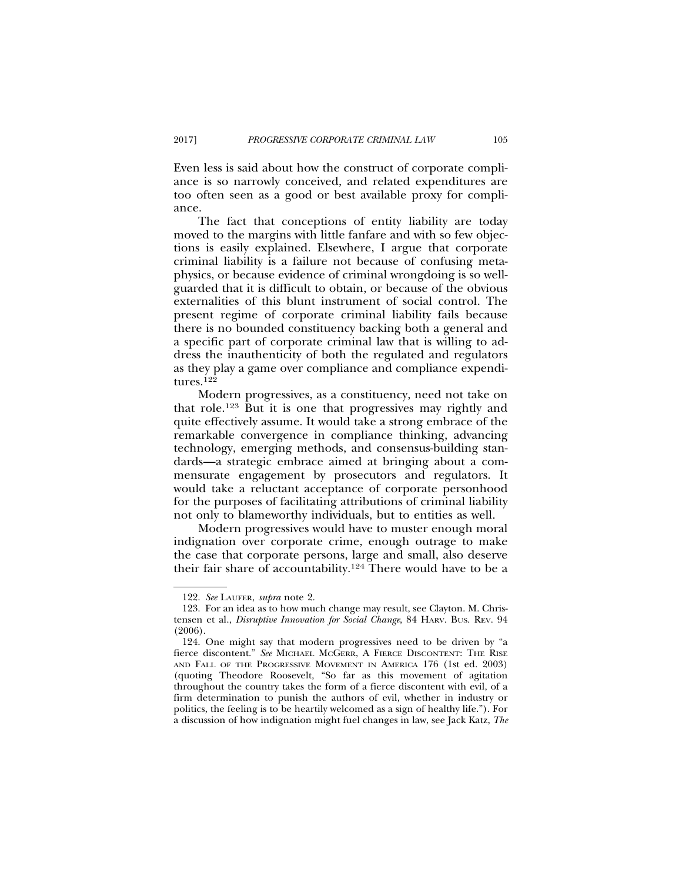Even less is said about how the construct of corporate compliance is so narrowly conceived, and related expenditures are too often seen as a good or best available proxy for compliance.

The fact that conceptions of entity liability are today moved to the margins with little fanfare and with so few objections is easily explained. Elsewhere, I argue that corporate criminal liability is a failure not because of confusing metaphysics, or because evidence of criminal wrongdoing is so well-guarded that it is difficult to obtain, or because of the obvious externalities of this blunt instrument of social control. The present regime of corporate criminal liability fails because there is no bounded constituency backing both a general and a specific part of corporate criminal law that is willing to address the inauthenticity of both the regulated and regulators as they play a game over compliance and compliance expenditures.[122]

Modern progressives, as a constituency, need not take on that role.[123] But it is one that progressives may rightly and quite effectively assume. It would take a strong embrace of the remarkable convergence in compliance thinking, advancing technology, emerging methods, and consensus-building standards—a strategic embrace aimed at bringing about a commensurate engagement by prosecutors and regulators. It would take a reluctant acceptance of corporate personhood for the purposes of facilitating attributions of criminal liability not only to blameworthy individuals, but to entities as well.

Modern progressives would have to muster enough moral indignation over corporate crime, enough outrage to make the case that corporate persons, large and small, also deserve their fair share of accountability.[124] There would have to be a

---

122. *See* LAUFER, *supra* note 2.

123. For an idea as to how much change may result, see Clayton. M. Christensen et al., *Disruptive Innovation for Social Change*, 84 HARV. BUS. REV. 94 (2006).

124. One might say that modern progressives need to be driven by "a fierce discontent." *See* MICHAEL MCGERR, A FIERCE DISCONTENT: THE RISE AND FALL OF THE PROGRESSIVE MOVEMENT IN AMERICA 176 (1st ed. 2003) (quoting Theodore Roosevelt, "So far as this movement of agitation throughout the country takes the form of a fierce discontent with evil, of a firm determination to punish the authors of evil, whether in industry or politics, the feeling is to be heartily welcomed as a sign of healthy life."). For a discussion of how indignation might fuel changes in law, see Jack Katz, *The*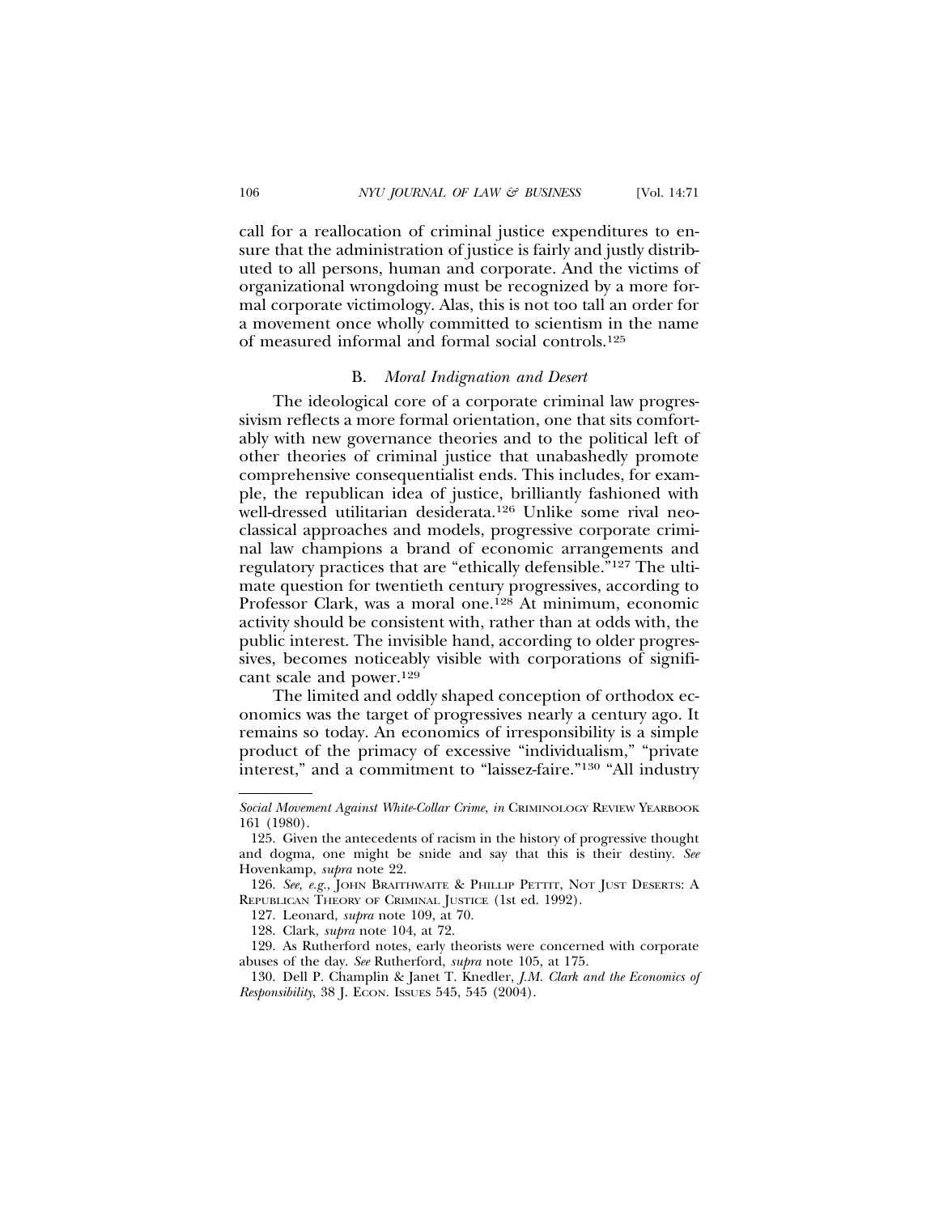call for a reallocation of criminal justice expenditures to ensure that the administration of justice is fairly and justly distributed to all persons, human and corporate. And the victims of organizational wrongdoing must be recognized by a more formal corporate victimology. Alas, this is not too tall an order for a movement once wholly committed to scientism in the name of measured informal and formal social controls.[125]

### B. *Moral Indignation and Desert*

The ideological core of a corporate criminal law progressivism reflects a more formal orientation, one that sits comfortably with new governance theories and to the political left of other theories of criminal justice that unabashedly promote comprehensive consequentialist ends. This includes, for example, the republican idea of justice, brilliantly fashioned with well-dressed utilitarian desiderata.[126] Unlike some rival neoclassical approaches and models, progressive corporate criminal law champions a brand of economic arrangements and regulatory practices that are "ethically defensible."[127] The ultimate question for twentieth century progressives, according to Professor Clark, was a moral one.[128] At minimum, economic activity should be consistent with, rather than at odds with, the public interest. The invisible hand, according to older progressives, becomes noticeably visible with corporations of significant scale and power.[129]

The limited and oddly shaped conception of orthodox economics was the target of progressives nearly a century ago. It remains so today. An economics of irresponsibility is a simple product of the primacy of excessive "individualism," "private interest," and a commitment to "laissez-faire."[130] "All industry

---

*Social Movement Against White-Collar Crime*, *in* CRIMINOLOGY REVIEW YEARBOOK 161 (1980).

125. Given the antecedents of racism in the history of progressive thought and dogma, one might be snide and say that this is their destiny. *See* Hovenkamp, *supra* note 22.

126. *See, e.g.*, JOHN BRAITHWAITE & PHILLIP PETTIT, NOT JUST DESERTS: A REPUBLICAN THEORY OF CRIMINAL JUSTICE (1st ed. 1992).

127. Leonard, *supra* note 109, at 70.

128. Clark, *supra* note 104, at 72.

129. As Rutherford notes, early theorists were concerned with corporate abuses of the day. *See* Rutherford, *supra* note 105, at 175.

130. Dell P. Champlin & Janet T. Knedler, *J.M. Clark and the Economics of Responsibility*, 38 J. ECON. ISSUES 545, 545 (2004).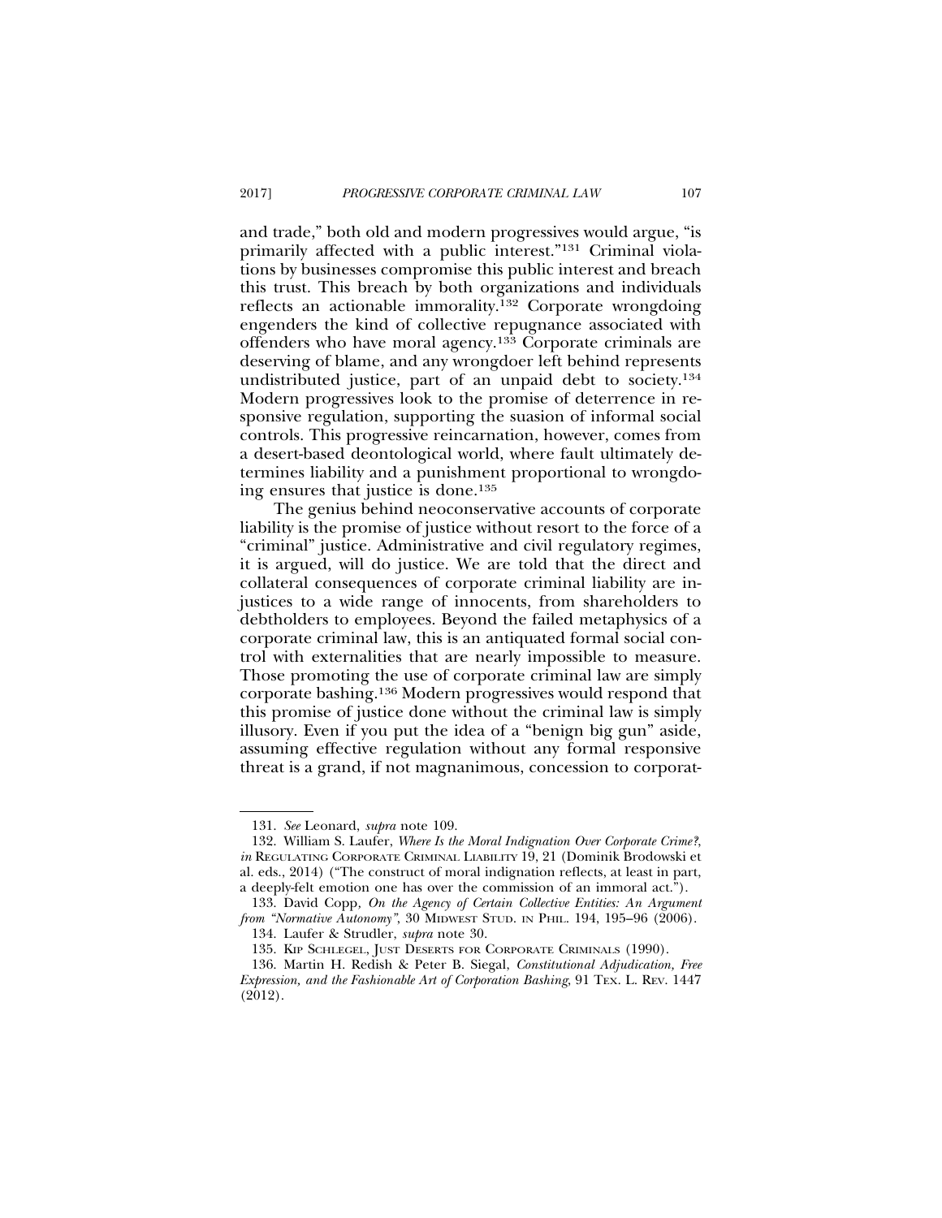and trade," both old and modern progressives would argue, "is primarily affected with a public interest."[131] Criminal violations by businesses compromise this public interest and breach this trust. This breach by both organizations and individuals reflects an actionable immorality.[132] Corporate wrongdoing engenders the kind of collective repugnance associated with offenders who have moral agency.[133] Corporate criminals are deserving of blame, and any wrongdoer left behind represents undistributed justice, part of an unpaid debt to society.[134] Modern progressives look to the promise of deterrence in responsive regulation, supporting the suasion of informal social controls. This progressive reincarnation, however, comes from a desert-based deontological world, where fault ultimately determines liability and a punishment proportional to wrongdoing ensures that justice is done.[135]

The genius behind neoconservative accounts of corporate liability is the promise of justice without resort to the force of a "criminal" justice. Administrative and civil regulatory regimes, it is argued, will do justice. We are told that the direct and collateral consequences of corporate criminal liability are injustices to a wide range of innocents, from shareholders to debtholders to employees. Beyond the failed metaphysics of a corporate criminal law, this is an antiquated formal social control with externalities that are nearly impossible to measure. Those promoting the use of corporate criminal law are simply corporate bashing.[136] Modern progressives would respond that this promise of justice done without the criminal law is simply illusory. Even if you put the idea of a "benign big gun" aside, assuming effective regulation without any formal responsive threat is a grand, if not magnanimous, concession to corporat-

131. *See* Leonard, *supra* note 109.

132. William S. Laufer, *Where Is the Moral Indignation Over Corporate Crime?*, *in* REGULATING CORPORATE CRIMINAL LIABILITY 19, 21 (Dominik Brodowski et al. eds., 2014) ("The construct of moral indignation reflects, at least in part, a deeply-felt emotion one has over the commission of an immoral act.").

133. David Copp, *On the Agency of Certain Collective Entities: An Argument from "Normative Autonomy"*, 30 MIDWEST STUD. IN PHIL. 194, 195–96 (2006).

134. Laufer & Strudler, *supra* note 30.

135. KIP SCHLEGEL, JUST DESERTS FOR CORPORATE CRIMINALS (1990).

136. Martin H. Redish & Peter B. Siegal, *Constitutional Adjudication, Free Expression, and the Fashionable Art of Corporation Bashing*, 91 TEX. L. REV. 1447 (2012).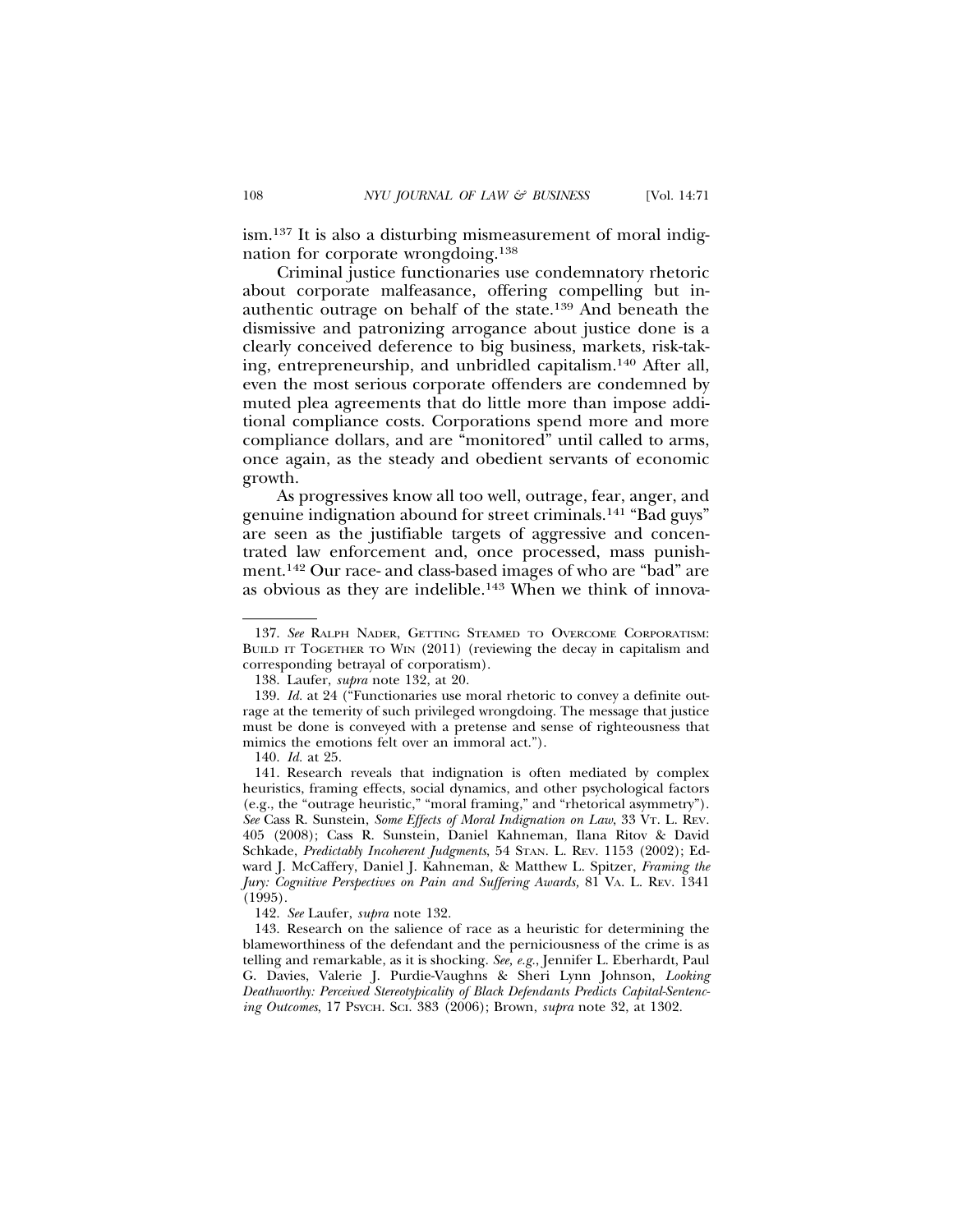ism.[137] It is also a disturbing mismeasurement of moral indignation for corporate wrongdoing.[138]

Criminal justice functionaries use condemnatory rhetoric about corporate malfeasance, offering compelling but inauthentic outrage on behalf of the state.[139] And beneath the dismissive and patronizing arrogance about justice done is a clearly conceived deference to big business, markets, risk-taking, entrepreneurship, and unbridled capitalism.[140] After all, even the most serious corporate offenders are condemned by muted plea agreements that do little more than impose additional compliance costs. Corporations spend more and more compliance dollars, and are "monitored" until called to arms, once again, as the steady and obedient servants of economic growth.

As progressives know all too well, outrage, fear, anger, and genuine indignation abound for street criminals.[141] "Bad guys" are seen as the justifiable targets of aggressive and concentrated law enforcement and, once processed, mass punishment.[142] Our race- and class-based images of who are "bad" are as obvious as they are indelible.[143] When we think of innova-

---

137. *See* RALPH NADER, GETTING STEAMED TO OVERCOME CORPORATISM: BUILD IT TOGETHER TO WIN (2011) (reviewing the decay in capitalism and corresponding betrayal of corporatism).

138. Laufer, *supra* note 132, at 20.

139. *Id.* at 24 ("Functionaries use moral rhetoric to convey a definite outrage at the temerity of such privileged wrongdoing. The message that justice must be done is conveyed with a pretense and sense of righteousness that mimics the emotions felt over an immoral act.").

140. *Id.* at 25.

141. Research reveals that indignation is often mediated by complex heuristics, framing effects, social dynamics, and other psychological factors (e.g., the "outrage heuristic," "moral framing," and "rhetorical asymmetry"). *See* Cass R. Sunstein, *Some Effects of Moral Indignation on Law*, 33 VT. L. REV. 405 (2008); Cass R. Sunstein, Daniel Kahneman, Ilana Ritov & David Schkade, *Predictably Incoherent Judgments*, 54 STAN. L. REV. 1153 (2002); Edward J. McCaffery, Daniel J. Kahneman, & Matthew L. Spitzer, *Framing the Jury: Cognitive Perspectives on Pain and Suffering Awards,* 81 VA. L. REV. 1341 (1995).

142. *See* Laufer, *supra* note 132.

143. Research on the salience of race as a heuristic for determining the blameworthiness of the defendant and the perniciousness of the crime is as telling and remarkable, as it is shocking. *See, e.g.*, Jennifer L. Eberhardt, Paul G. Davies, Valerie J. Purdie-Vaughns & Sheri Lynn Johnson, *Looking Deathworthy: Perceived Stereotypicality of Black Defendants Predicts Capital-Sentencing Outcomes*, 17 PSYCH. SCI. 383 (2006); Brown, *supra* note 32, at 1302.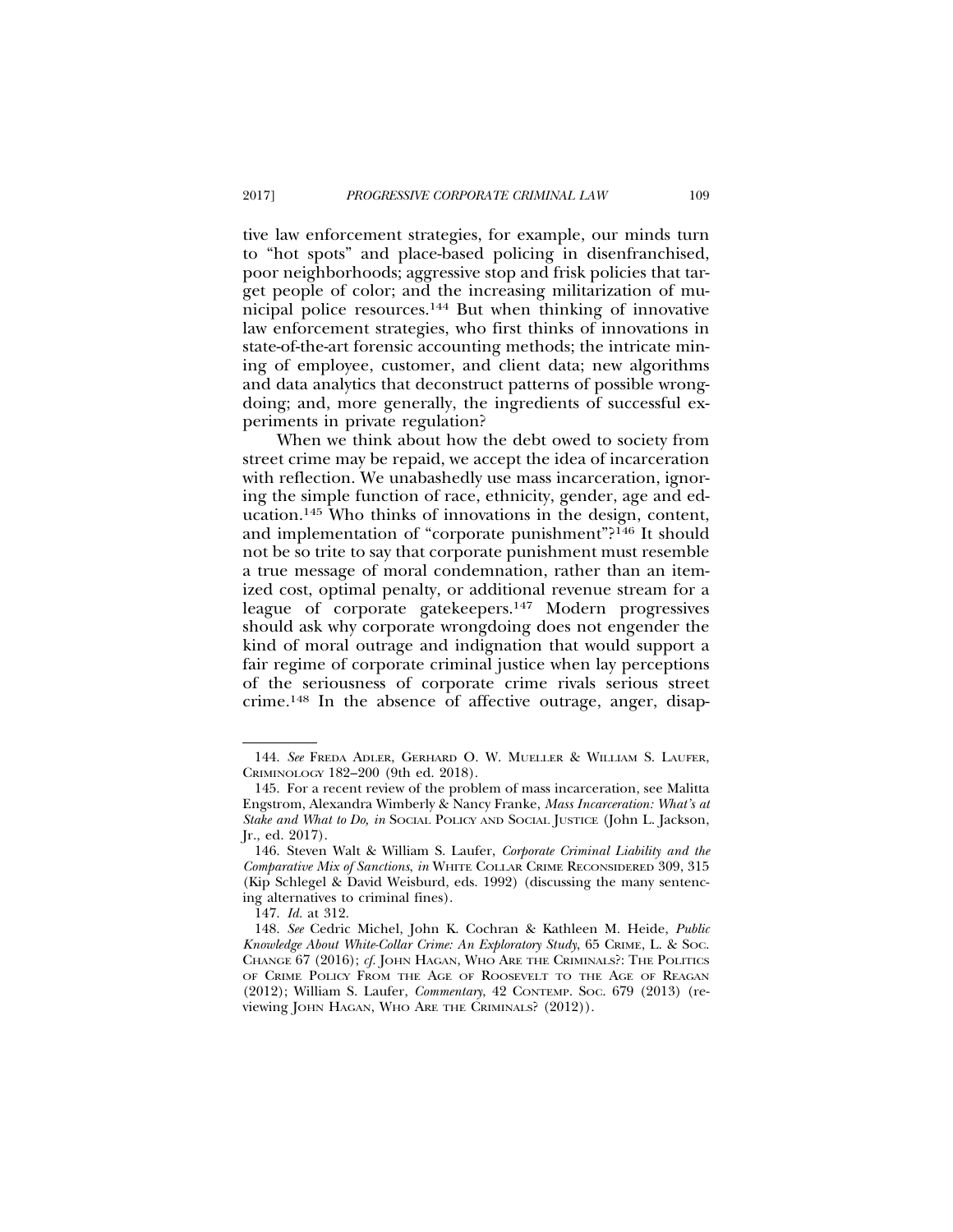tive law enforcement strategies, for example, our minds turn to "hot spots" and place-based policing in disenfranchised, poor neighborhoods; aggressive stop and frisk policies that target people of color; and the increasing militarization of municipal police resources.[144] But when thinking of innovative law enforcement strategies, who first thinks of innovations in state-of-the-art forensic accounting methods; the intricate mining of employee, customer, and client data; new algorithms and data analytics that deconstruct patterns of possible wrongdoing; and, more generally, the ingredients of successful experiments in private regulation?

When we think about how the debt owed to society from street crime may be repaid, we accept the idea of incarceration with reflection. We unabashedly use mass incarceration, ignoring the simple function of race, ethnicity, gender, age and education.[145] Who thinks of innovations in the design, content, and implementation of "corporate punishment"?[146] It should not be so trite to say that corporate punishment must resemble a true message of moral condemnation, rather than an itemized cost, optimal penalty, or additional revenue stream for a league of corporate gatekeepers.[147] Modern progressives should ask why corporate wrongdoing does not engender the kind of moral outrage and indignation that would support a fair regime of corporate criminal justice when lay perceptions of the seriousness of corporate crime rivals serious street crime.[148] In the absence of affective outrage, anger, disap-

---

144. *See* Freda Adler, Gerhard O. W. Mueller & William S. Laufer, Criminology 182–200 (9th ed. 2018).

145. For a recent review of the problem of mass incarceration, see Malitta Engstrom, Alexandra Wimberly & Nancy Franke, *Mass Incarceration: What's at Stake and What to Do, in* Social Policy and Social Justice (John L. Jackson, Jr., ed. 2017).

146. Steven Walt & William S. Laufer, *Corporate Criminal Liability and the Comparative Mix of Sanctions*, *in* White Collar Crime Reconsidered 309, 315 (Kip Schlegel & David Weisburd, eds. 1992) (discussing the many sentencing alternatives to criminal fines).

147. *Id.* at 312.

148. *See* Cedric Michel, John K. Cochran & Kathleen M. Heide, *Public Knowledge About White-Collar Crime: An Exploratory Study*, 65 Crime, L. & Soc. Change 67 (2016); *cf.* John Hagan, Who Are the Criminals?: The Politics of Crime Policy From the Age of Roosevelt to the Age of Reagan (2012); William S. Laufer, *Commentary*, 42 Contemp. Soc. 679 (2013) (reviewing John Hagan, Who Are the Criminals? (2012)).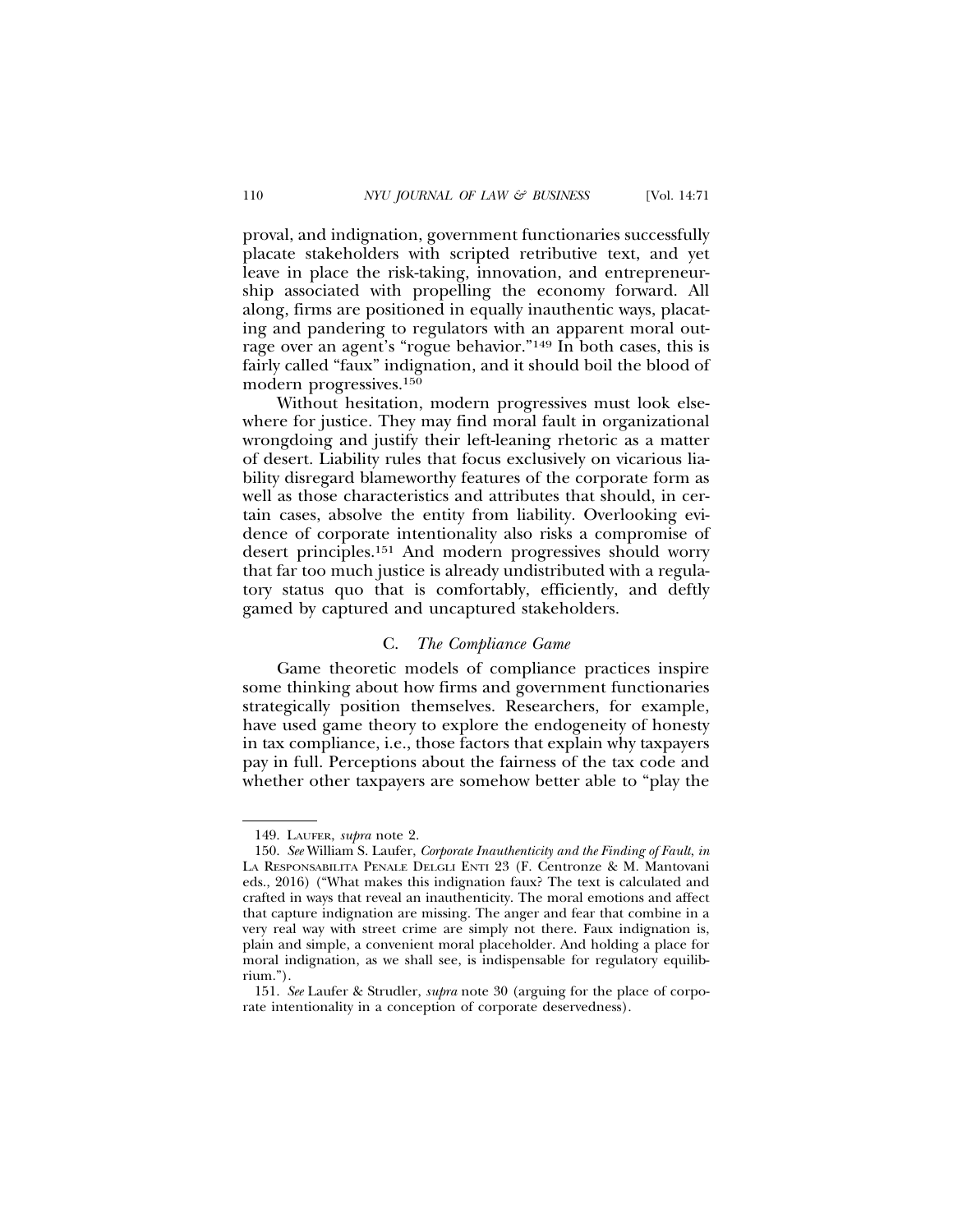proval, and indignation, government functionaries successfully placate stakeholders with scripted retributive text, and yet leave in place the risk-taking, innovation, and entrepreneurship associated with propelling the economy forward. All along, firms are positioned in equally inauthentic ways, placating and pandering to regulators with an apparent moral outrage over an agent's "rogue behavior."[149] In both cases, this is fairly called "faux" indignation, and it should boil the blood of modern progressives.[150]

Without hesitation, modern progressives must look elsewhere for justice. They may find moral fault in organizational wrongdoing and justify their left-leaning rhetoric as a matter of desert. Liability rules that focus exclusively on vicarious liability disregard blameworthy features of the corporate form as well as those characteristics and attributes that should, in certain cases, absolve the entity from liability. Overlooking evidence of corporate intentionality also risks a compromise of desert principles.[151] And modern progressives should worry that far too much justice is already undistributed with a regulatory status quo that is comfortably, efficiently, and deftly gamed by captured and uncaptured stakeholders.

### C. *The Compliance Game*

Game theoretic models of compliance practices inspire some thinking about how firms and government functionaries strategically position themselves. Researchers, for example, have used game theory to explore the endogeneity of honesty in tax compliance, i.e., those factors that explain why taxpayers pay in full. Perceptions about the fairness of the tax code and whether other taxpayers are somehow better able to "play the

---

149. LAUFER, *supra* note 2.

150. *See* William S. Laufer, *Corporate Inauthenticity and the Finding of Fault*, *in* LA RESPONSABILITA PENALE DELGLI ENTI 23 (F. Centronze & M. Mantovani eds., 2016) ("What makes this indignation faux? The text is calculated and crafted in ways that reveal an inauthenticity. The moral emotions and affect that capture indignation are missing. The anger and fear that combine in a very real way with street crime are simply not there. Faux indignation is, plain and simple, a convenient moral placeholder. And holding a place for moral indignation, as we shall see, is indispensable for regulatory equilibrium.").

151. *See* Laufer & Strudler, *supra* note 30 (arguing for the place of corporate intentionality in a conception of corporate deservedness).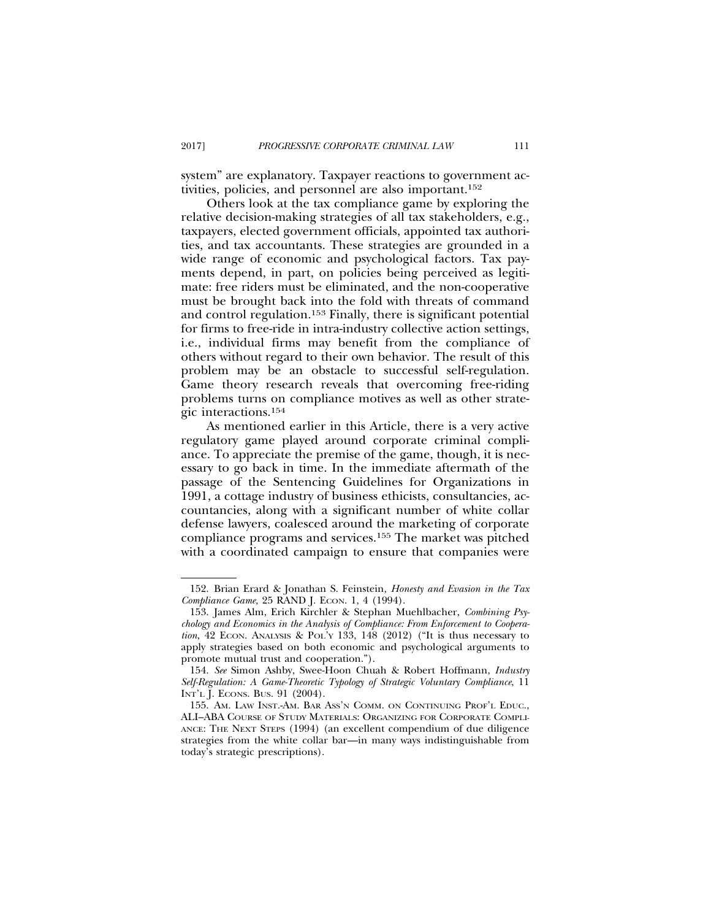system" are explanatory. Taxpayer reactions to government activities, policies, and personnel are also important.[152]

Others look at the tax compliance game by exploring the relative decision-making strategies of all tax stakeholders, e.g., taxpayers, elected government officials, appointed tax authorities, and tax accountants. These strategies are grounded in a wide range of economic and psychological factors. Tax payments depend, in part, on policies being perceived as legitimate: free riders must be eliminated, and the non-cooperative must be brought back into the fold with threats of command and control regulation.[153] Finally, there is significant potential for firms to free-ride in intra-industry collective action settings, i.e., individual firms may benefit from the compliance of others without regard to their own behavior. The result of this problem may be an obstacle to successful self-regulation. Game theory research reveals that overcoming free-riding problems turns on compliance motives as well as other strategic interactions.[154]

As mentioned earlier in this Article, there is a very active regulatory game played around corporate criminal compliance. To appreciate the premise of the game, though, it is necessary to go back in time. In the immediate aftermath of the passage of the Sentencing Guidelines for Organizations in 1991, a cottage industry of business ethicists, consultancies, accountancies, along with a significant number of white collar defense lawyers, coalesced around the marketing of corporate compliance programs and services.[155] The market was pitched with a coordinated campaign to ensure that companies were

---

152. Brian Erard & Jonathan S. Feinstein, *Honesty and Evasion in the Tax Compliance Game*, 25 RAND J. ECON. 1, 4 (1994).

153. James Alm, Erich Kirchler & Stephan Muehlbacher, *Combining Psychology and Economics in the Analysis of Compliance: From Enforcement to Cooperation*, 42 ECON. ANALYSIS & POL'Y 133, 148 (2012) ("It is thus necessary to apply strategies based on both economic and psychological arguments to promote mutual trust and cooperation.").

154. *See* Simon Ashby, Swee-Hoon Chuah & Robert Hoffmann, *Industry Self-Regulation: A Game-Theoretic Typology of Strategic Voluntary Compliance*, 11 INT'L J. ECONS. BUS. 91 (2004).

155. AM. LAW INST.-AM. BAR ASS'N COMM. ON CONTINUING PROF'L EDUC., ALI–ABA COURSE OF STUDY MATERIALS: ORGANIZING FOR CORPORATE COMPLIANCE: THE NEXT STEPS (1994) (an excellent compendium of due diligence strategies from the white collar bar—in many ways indistinguishable from today's strategic prescriptions).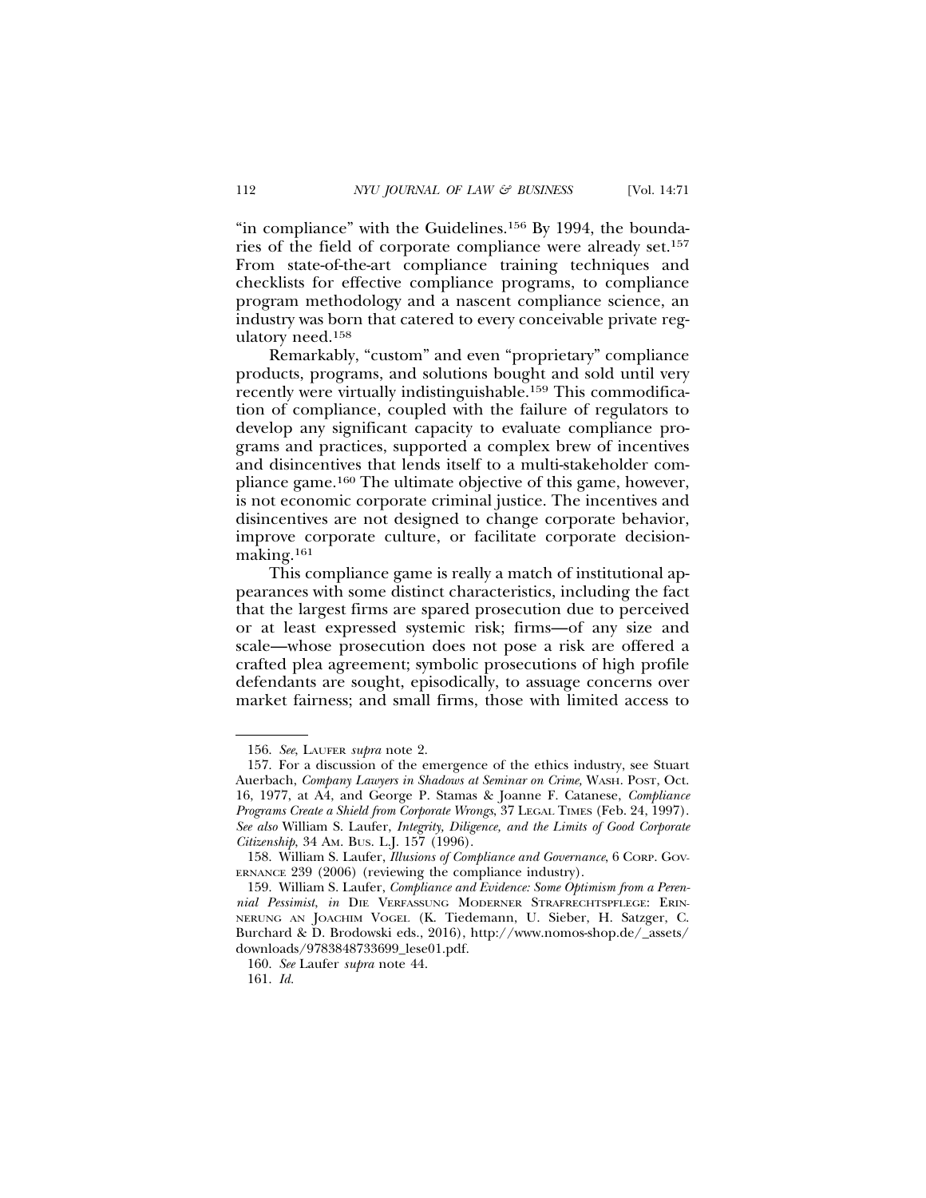"in compliance" with the Guidelines.[156] By 1994, the boundaries of the field of corporate compliance were already set.[157] From state-of-the-art compliance training techniques and checklists for effective compliance programs, to compliance program methodology and a nascent compliance science, an industry was born that catered to every conceivable private regulatory need.[158]

Remarkably, "custom" and even "proprietary" compliance products, programs, and solutions bought and sold until very recently were virtually indistinguishable.[159] This commodification of compliance, coupled with the failure of regulators to develop any significant capacity to evaluate compliance programs and practices, supported a complex brew of incentives and disincentives that lends itself to a multi-stakeholder compliance game.[160] The ultimate objective of this game, however, is not economic corporate criminal justice. The incentives and disincentives are not designed to change corporate behavior, improve corporate culture, or facilitate corporate decision-making.[161]

This compliance game is really a match of institutional appearances with some distinct characteristics, including the fact that the largest firms are spared prosecution due to perceived or at least expressed systemic risk; firms—of any size and scale—whose prosecution does not pose a risk are offered a crafted plea agreement; symbolic prosecutions of high profile defendants are sought, episodically, to assuage concerns over market fairness; and small firms, those with limited access to

---

156. *See*, LAUFER *supra* note 2.

157. For a discussion of the emergence of the ethics industry, see Stuart Auerbach, *Company Lawyers in Shadows at Seminar on Crime*, WASH. POST, Oct. 16, 1977, at A4, and George P. Stamas & Joanne F. Catanese, *Compliance Programs Create a Shield from Corporate Wrongs*, 37 LEGAL TIMES (Feb. 24, 1997). *See also* William S. Laufer, *Integrity, Diligence, and the Limits of Good Corporate Citizenship*, 34 AM. BUS. L.J. 157 (1996).

158. William S. Laufer, *Illusions of Compliance and Governance*, 6 CORP. GOVERNANCE 239 (2006) (reviewing the compliance industry).

159. William S. Laufer, *Compliance and Evidence: Some Optimism from a Perennial Pessimist*, *in* DIE VERFASSUNG MODERNER STRAFRECHTSPFLEGE: ERINNERUNG AN JOACHIM VOGEL (K. Tiedemann, U. Sieber, H. Satzger, C. Burchard & D. Brodowski eds., 2016), http://www.nomos-shop.de/_assets/downloads/9783848733699_lese01.pdf.

160. *See* Laufer *supra* note 44.

161. *Id.*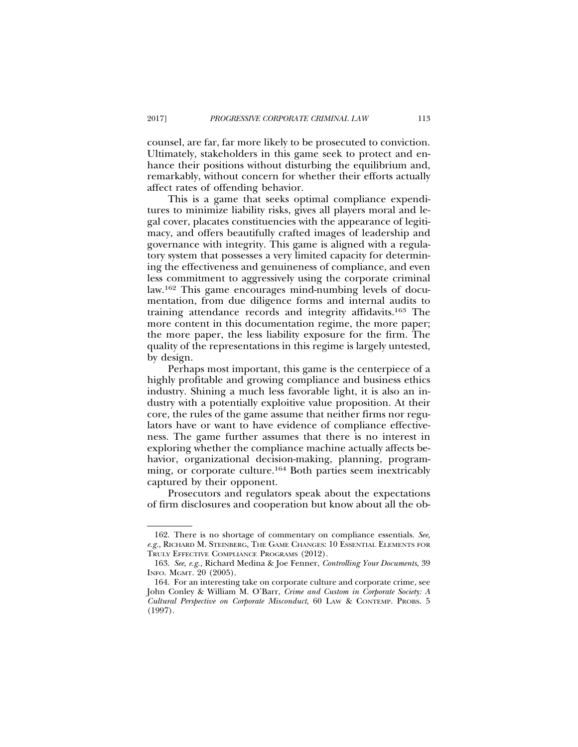counsel, are far, far more likely to be prosecuted to conviction. Ultimately, stakeholders in this game seek to protect and enhance their positions without disturbing the equilibrium and, remarkably, without concern for whether their efforts actually affect rates of offending behavior.

This is a game that seeks optimal compliance expenditures to minimize liability risks, gives all players moral and legal cover, placates constituencies with the appearance of legitimacy, and offers beautifully crafted images of leadership and governance with integrity. This game is aligned with a regulatory system that possesses a very limited capacity for determining the effectiveness and genuineness of compliance, and even less commitment to aggressively using the corporate criminal law.[162] This game encourages mind-numbing levels of documentation, from due diligence forms and internal audits to training attendance records and integrity affidavits.[163] The more content in this documentation regime, the more paper; the more paper, the less liability exposure for the firm. The quality of the representations in this regime is largely untested, by design.

Perhaps most important, this game is the centerpiece of a highly profitable and growing compliance and business ethics industry. Shining a much less favorable light, it is also an industry with a potentially exploitive value proposition. At their core, the rules of the game assume that neither firms nor regulators have or want to have evidence of compliance effectiveness. The game further assumes that there is no interest in exploring whether the compliance machine actually affects behavior, organizational decision-making, planning, programming, or corporate culture.[164] Both parties seem inextricably captured by their opponent.

Prosecutors and regulators speak about the expectations of firm disclosures and cooperation but know about all the ob-

---

162. There is no shortage of commentary on compliance essentials. *See, e.g.*, RICHARD M. STEINBERG, THE GAME CHANGES: 10 ESSENTIAL ELEMENTS FOR TRULY EFFECTIVE COMPLIANCE PROGRAMS (2012).

163. *See, e.g.*, Richard Medina & Joe Fenner, *Controlling Your Documents*, 39 INFO. MGMT. 20 (2005).

164. For an interesting take on corporate culture and corporate crime, see John Conley & William M. O'Barr, *Crime and Custom in Corporate Society: A Cultural Perspective on Corporate Misconduct*, 60 LAW & CONTEMP. PROBS. 5 (1997).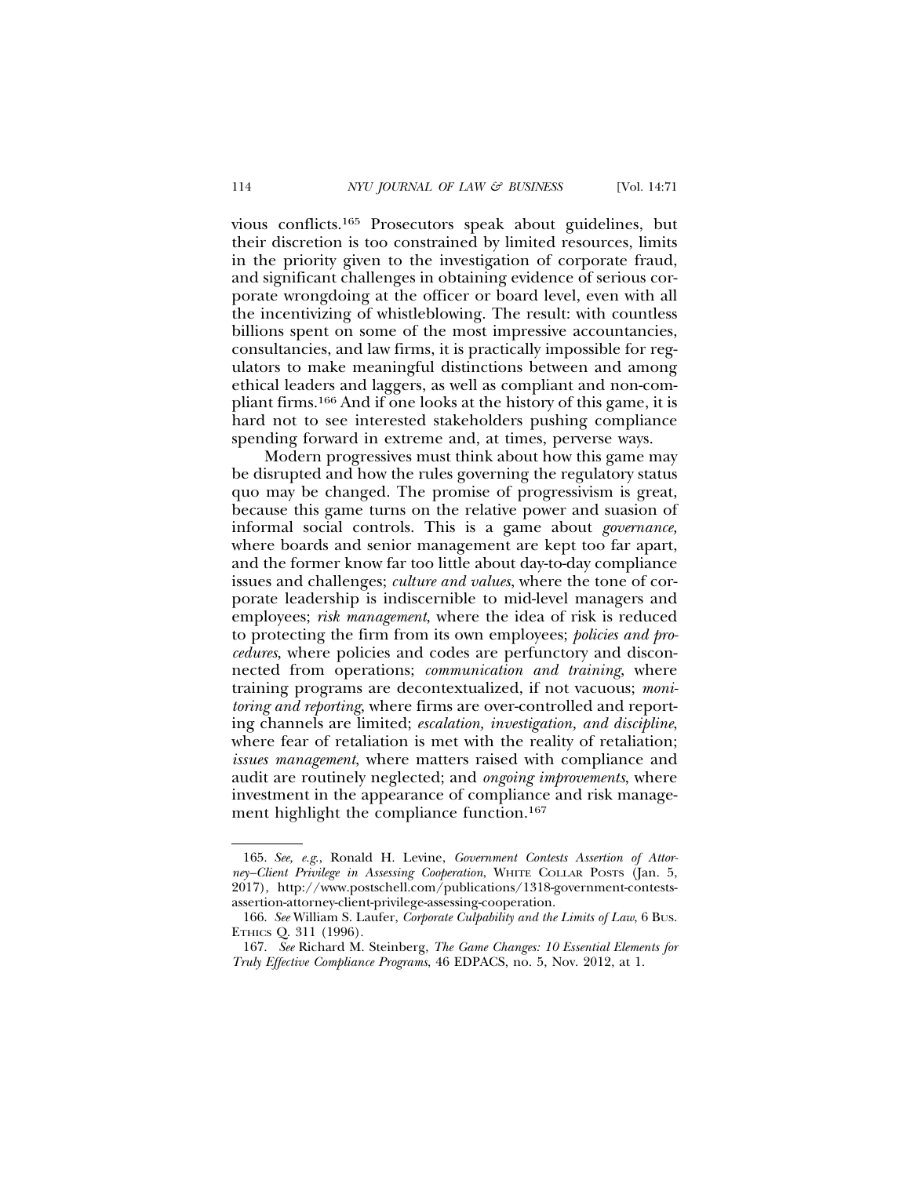vious conflicts.[165] Prosecutors speak about guidelines, but their discretion is too constrained by limited resources, limits in the priority given to the investigation of corporate fraud, and significant challenges in obtaining evidence of serious corporate wrongdoing at the officer or board level, even with all the incentivizing of whistleblowing. The result: with countless billions spent on some of the most impressive accountancies, consultancies, and law firms, it is practically impossible for regulators to make meaningful distinctions between and among ethical leaders and laggers, as well as compliant and non-compliant firms.[166] And if one looks at the history of this game, it is hard not to see interested stakeholders pushing compliance spending forward in extreme and, at times, perverse ways.

Modern progressives must think about how this game may be disrupted and how the rules governing the regulatory status quo may be changed. The promise of progressivism is great, because this game turns on the relative power and suasion of informal social controls. This is a game about *governance,* where boards and senior management are kept too far apart, and the former know far too little about day-to-day compliance issues and challenges; *culture and values*, where the tone of corporate leadership is indiscernible to mid-level managers and employees; *risk management*, where the idea of risk is reduced to protecting the firm from its own employees; *policies and procedures*, where policies and codes are perfunctory and disconnected from operations; *communication and training*, where training programs are decontextualized, if not vacuous; *monitoring and reporting*, where firms are over-controlled and reporting channels are limited; *escalation, investigation, and discipline*, where fear of retaliation is met with the reality of retaliation; *issues management*, where matters raised with compliance and audit are routinely neglected; and *ongoing improvements*, where investment in the appearance of compliance and risk management highlight the compliance function.[167]

165. *See, e.g.*, Ronald H. Levine, *Government Contests Assertion of Attorney–Client Privilege in Assessing Cooperation*, WHITE COLLAR POSTS (Jan. 5, 2017), http://www.postschell.com/publications/1318-government-contests-assertion-attorney-client-privilege-assessing-cooperation.

166. *See* William S. Laufer, *Corporate Culpability and the Limits of Law*, 6 BUS. ETHICS Q. 311 (1996).

167. *See* Richard M. Steinberg, *The Game Changes: 10 Essential Elements for Truly Effective Compliance Programs*, 46 EDPACS, no. 5, Nov. 2012, at 1.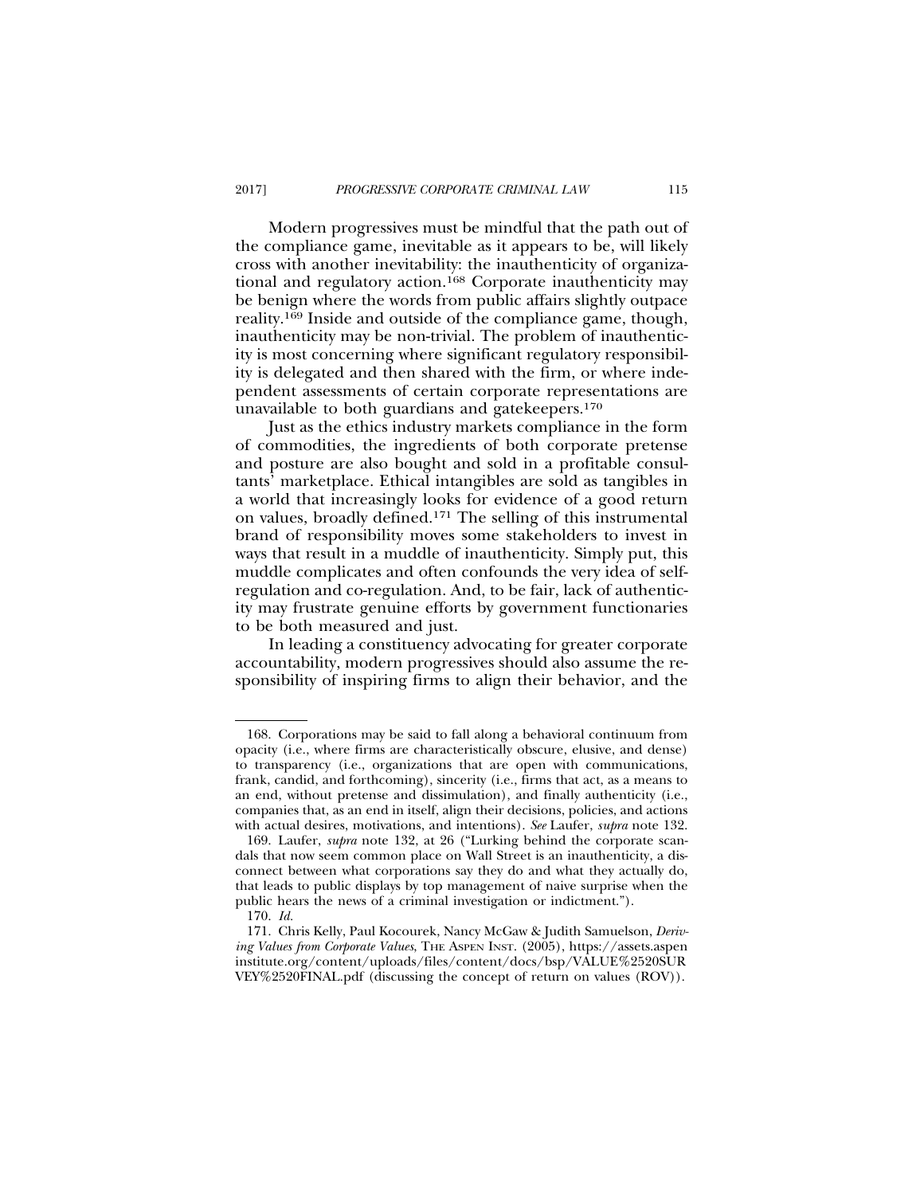Modern progressives must be mindful that the path out of the compliance game, inevitable as it appears to be, will likely cross with another inevitability: the inauthenticity of organizational and regulatory action.[168] Corporate inauthenticity may be benign where the words from public affairs slightly outpace reality.[169] Inside and outside of the compliance game, though, inauthenticity may be non-trivial. The problem of inauthenticity is most concerning where significant regulatory responsibility is delegated and then shared with the firm, or where independent assessments of certain corporate representations are unavailable to both guardians and gatekeepers.[170]

Just as the ethics industry markets compliance in the form of commodities, the ingredients of both corporate pretense and posture are also bought and sold in a profitable consultants' marketplace. Ethical intangibles are sold as tangibles in a world that increasingly looks for evidence of a good return on values, broadly defined.[171] The selling of this instrumental brand of responsibility moves some stakeholders to invest in ways that result in a muddle of inauthenticity. Simply put, this muddle complicates and often confounds the very idea of self-regulation and co-regulation. And, to be fair, lack of authenticity may frustrate genuine efforts by government functionaries to be both measured and just.

In leading a constituency advocating for greater corporate accountability, modern progressives should also assume the responsibility of inspiring firms to align their behavior, and the

---

168. Corporations may be said to fall along a behavioral continuum from opacity (i.e., where firms are characteristically obscure, elusive, and dense) to transparency (i.e., organizations that are open with communications, frank, candid, and forthcoming), sincerity (i.e., firms that act, as a means to an end, without pretense and dissimulation), and finally authenticity (i.e., companies that, as an end in itself, align their decisions, policies, and actions with actual desires, motivations, and intentions). *See* Laufer, *supra* note 132.

169. Laufer, *supra* note 132, at 26 ("Lurking behind the corporate scandals that now seem common place on Wall Street is an inauthenticity, a disconnect between what corporations say they do and what they actually do, that leads to public displays by top management of naive surprise when the public hears the news of a criminal investigation or indictment.").

170. *Id.*

171. Chris Kelly, Paul Kocourek, Nancy McGaw & Judith Samuelson, *Deriving Values from Corporate Values*, THE ASPEN INST. (2005), https://assets.aspeninstitute.org/content/uploads/files/content/docs/bsp/VALUE%2520SURVEY%2520FINAL.pdf (discussing the concept of return on values (ROV)).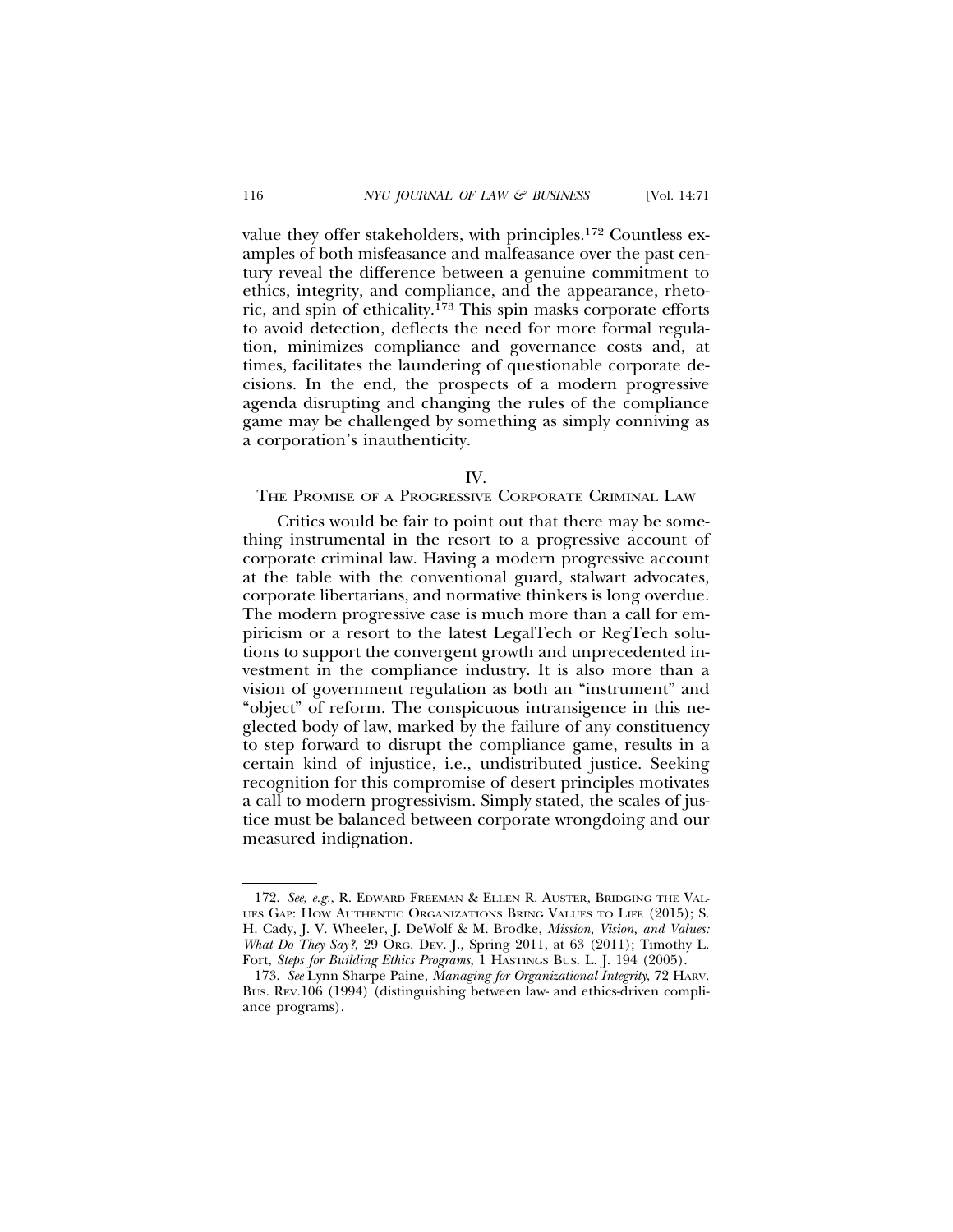value they offer stakeholders, with principles.[172] Countless examples of both misfeasance and malfeasance over the past century reveal the difference between a genuine commitment to ethics, integrity, and compliance, and the appearance, rhetoric, and spin of ethicality.[173] This spin masks corporate efforts to avoid detection, deflects the need for more formal regulation, minimizes compliance and governance costs and, at times, facilitates the laundering of questionable corporate decisions. In the end, the prospects of a modern progressive agenda disrupting and changing the rules of the compliance game may be challenged by something as simply conniving as a corporation's inauthenticity.

## IV.
## THE PROMISE OF A PROGRESSIVE CORPORATE CRIMINAL LAW

Critics would be fair to point out that there may be something instrumental in the resort to a progressive account of corporate criminal law. Having a modern progressive account at the table with the conventional guard, stalwart advocates, corporate libertarians, and normative thinkers is long overdue. The modern progressive case is much more than a call for empiricism or a resort to the latest LegalTech or RegTech solutions to support the convergent growth and unprecedented investment in the compliance industry. It is also more than a vision of government regulation as both an "instrument" and "object" of reform. The conspicuous intransigence in this neglected body of law, marked by the failure of any constituency to step forward to disrupt the compliance game, results in a certain kind of injustice, i.e., undistributed justice. Seeking recognition for this compromise of desert principles motivates a call to modern progressivism. Simply stated, the scales of justice must be balanced between corporate wrongdoing and our measured indignation.

---

172. *See, e.g.*, R. EDWARD FREEMAN & ELLEN R. AUSTER, BRIDGING THE VALUES GAP: HOW AUTHENTIC ORGANIZATIONS BRING VALUES TO LIFE (2015); S. H. Cady, J. V. Wheeler, J. DeWolf & M. Brodke, *Mission, Vision, and Values: What Do They Say?*, 29 ORG. DEV. J., Spring 2011, at 63 (2011); Timothy L. Fort, *Steps for Building Ethics Programs*, 1 HASTINGS BUS. L. J. 194 (2005).

173. *See* Lynn Sharpe Paine, *Managing for Organizational Integrity*, 72 HARV. BUS. REV.106 (1994) (distinguishing between law- and ethics-driven compliance programs).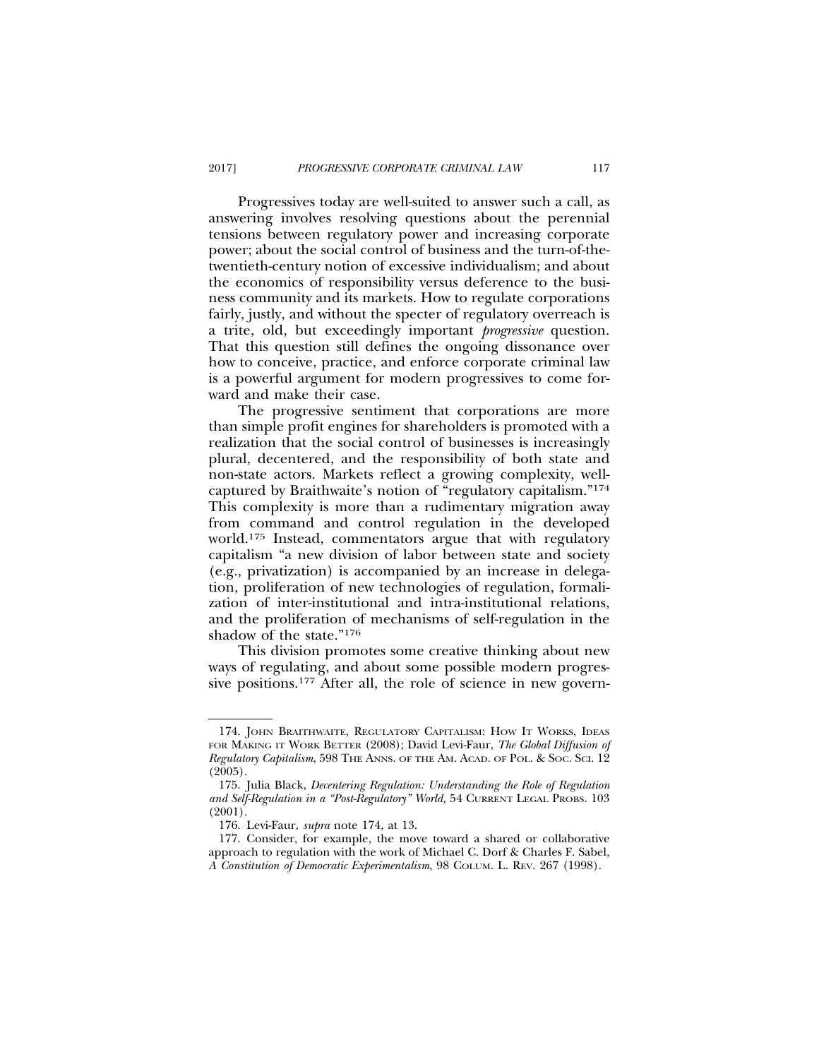Progressives today are well-suited to answer such a call, as answering involves resolving questions about the perennial tensions between regulatory power and increasing corporate power; about the social control of business and the turn-of-the-twentieth-century notion of excessive individualism; and about the economics of responsibility versus deference to the business community and its markets. How to regulate corporations fairly, justly, and without the specter of regulatory overreach is a trite, old, but exceedingly important *progressive* question. That this question still defines the ongoing dissonance over how to conceive, practice, and enforce corporate criminal law is a powerful argument for modern progressives to come forward and make their case.

The progressive sentiment that corporations are more than simple profit engines for shareholders is promoted with a realization that the social control of businesses is increasingly plural, decentered, and the responsibility of both state and non-state actors. Markets reflect a growing complexity, well-captured by Braithwaite's notion of "regulatory capitalism."[174] This complexity is more than a rudimentary migration away from command and control regulation in the developed world.[175] Instead, commentators argue that with regulatory capitalism "a new division of labor between state and society (e.g., privatization) is accompanied by an increase in delegation, proliferation of new technologies of regulation, formalization of inter-institutional and intra-institutional relations, and the proliferation of mechanisms of self-regulation in the shadow of the state."[176]

This division promotes some creative thinking about new ways of regulating, and about some possible modern progressive positions.[177] After all, the role of science in new govern-

---

174. John Braithwaite, Regulatory Capitalism: How It Works, Ideas for Making it Work Better (2008); David Levi-Faur, *The Global Diffusion of Regulatory Capitalism*, 598 The Anns. of the Am. Acad. of Pol. & Soc. Sci. 12 (2005).

175. Julia Black, *Decentering Regulation: Understanding the Role of Regulation and Self-Regulation in a "Post-Regulatory" World,* 54 Current Legal Probs. 103 (2001).

176. Levi-Faur, *supra* note 174, at 13.

177. Consider, for example, the move toward a shared or collaborative approach to regulation with the work of Michael C. Dorf & Charles F. Sabel, *A Constitution of Democratic Experimentalism*, 98 Colum. L. Rev. 267 (1998).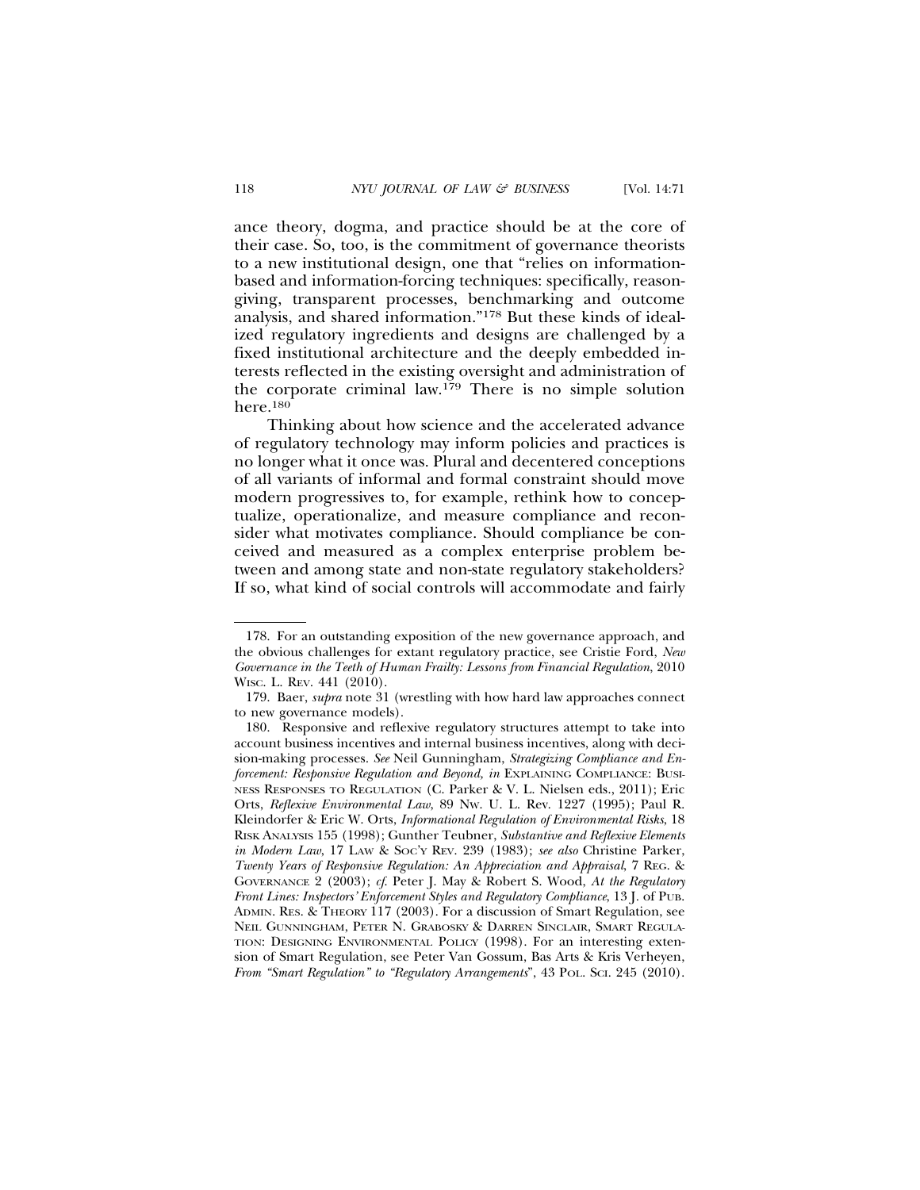ance theory, dogma, and practice should be at the core of their case. So, too, is the commitment of governance theorists to a new institutional design, one that "relies on information-based and information-forcing techniques: specifically, reason-giving, transparent processes, benchmarking and outcome analysis, and shared information."[178] But these kinds of idealized regulatory ingredients and designs are challenged by a fixed institutional architecture and the deeply embedded interests reflected in the existing oversight and administration of the corporate criminal law.[179] There is no simple solution here.[180]

Thinking about how science and the accelerated advance of regulatory technology may inform policies and practices is no longer what it once was. Plural and decentered conceptions of all variants of informal and formal constraint should move modern progressives to, for example, rethink how to conceptualize, operationalize, and measure compliance and reconsider what motivates compliance. Should compliance be conceived and measured as a complex enterprise problem between and among state and non-state regulatory stakeholders? If so, what kind of social controls will accommodate and fairly

---

178. For an outstanding exposition of the new governance approach, and the obvious challenges for extant regulatory practice, see Cristie Ford, *New Governance in the Teeth of Human Frailty: Lessons from Financial Regulation*, 2010 WISC. L. REV. 441 (2010).

179. Baer, *supra* note 31 (wrestling with how hard law approaches connect to new governance models).

180. Responsive and reflexive regulatory structures attempt to take into account business incentives and internal business incentives, along with decision-making processes. *See* Neil Gunningham, *Strategizing Compliance and Enforcement: Responsive Regulation and Beyond, in* EXPLAINING COMPLIANCE: BUSINESS RESPONSES TO REGULATION (C. Parker & V. L. Nielsen eds., 2011); Eric Orts, *Reflexive Environmental Law,* 89 NW. U. L. Rev. 1227 (1995); Paul R. Kleindorfer & Eric W. Orts, *Informational Regulation of Environmental Risks*, 18 RISK ANALYSIS 155 (1998); Gunther Teubner, *Substantive and Reflexive Elements in Modern Law*, 17 LAW & SOC'Y REV. 239 (1983); *see also* Christine Parker, *Twenty Years of Responsive Regulation: An Appreciation and Appraisal*, 7 REG. & GOVERNANCE 2 (2003); *cf.* Peter J. May & Robert S. Wood, *At the Regulatory Front Lines: Inspectors' Enforcement Styles and Regulatory Compliance*, 13 J. of PUB. ADMIN. RES. & THEORY 117 (2003). For a discussion of Smart Regulation, see NEIL GUNNINGHAM, PETER N. GRABOSKY & DARREN SINCLAIR, SMART REGULATION: DESIGNING ENVIRONMENTAL POLICY (1998). For an interesting extension of Smart Regulation, see Peter Van Gossum, Bas Arts & Kris Verheyen, *From "Smart Regulation" to "Regulatory Arrangements"*, 43 POL. SCI. 245 (2010).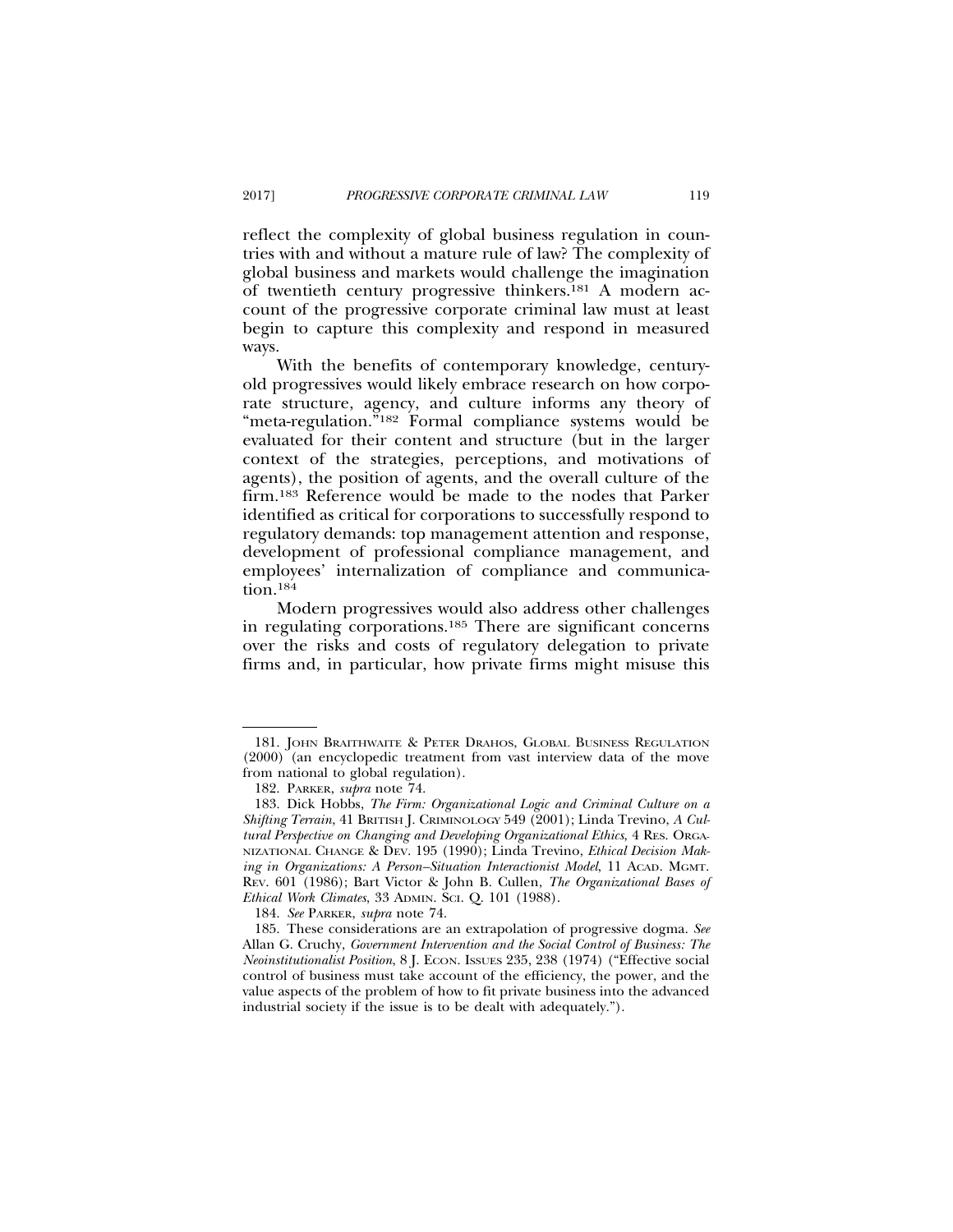reflect the complexity of global business regulation in countries with and without a mature rule of law? The complexity of global business and markets would challenge the imagination of twentieth century progressive thinkers.[181] A modern account of the progressive corporate criminal law must at least begin to capture this complexity and respond in measured ways.

With the benefits of contemporary knowledge, century-old progressives would likely embrace research on how corporate structure, agency, and culture informs any theory of "meta-regulation."[182] Formal compliance systems would be evaluated for their content and structure (but in the larger context of the strategies, perceptions, and motivations of agents), the position of agents, and the overall culture of the firm.[183] Reference would be made to the nodes that Parker identified as critical for corporations to successfully respond to regulatory demands: top management attention and response, development of professional compliance management, and employees' internalization of compliance and communication.[184]

Modern progressives would also address other challenges in regulating corporations.[185] There are significant concerns over the risks and costs of regulatory delegation to private firms and, in particular, how private firms might misuse this

---

181. JOHN BRAITHWAITE & PETER DRAHOS, GLOBAL BUSINESS REGULATION (2000) (an encyclopedic treatment from vast interview data of the move from national to global regulation).

182. PARKER, *supra* note 74.

183. Dick Hobbs, *The Firm: Organizational Logic and Criminal Culture on a Shifting Terrain*, 41 BRITISH J. CRIMINOLOGY 549 (2001); Linda Trevino, *A Cultural Perspective on Changing and Developing Organizational Ethics*, 4 RES. ORGANIZATIONAL CHANGE & DEV. 195 (1990); Linda Trevino, *Ethical Decision Making in Organizations: A Person–Situation Interactionist Model*, 11 ACAD. MGMT. REV. 601 (1986); Bart Victor & John B. Cullen, *The Organizational Bases of Ethical Work Climates*, 33 ADMIN. SCI. Q. 101 (1988).

184. *See* PARKER, *supra* note 74.

185. These considerations are an extrapolation of progressive dogma. *See* Allan G. Cruchy, *Government Intervention and the Social Control of Business: The Neoinstitutionalist Position*, 8 J. ECON. ISSUES 235, 238 (1974) ("Effective social control of business must take account of the efficiency, the power, and the value aspects of the problem of how to fit private business into the advanced industrial society if the issue is to be dealt with adequately.").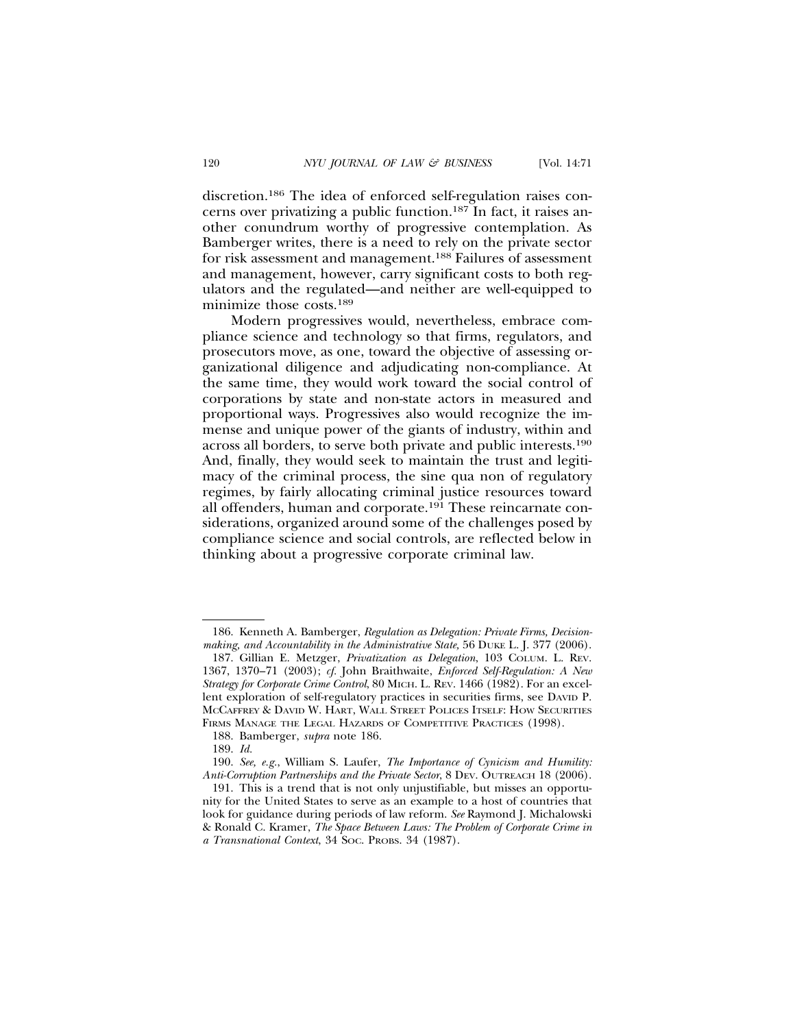discretion.[186] The idea of enforced self-regulation raises concerns over privatizing a public function.[187] In fact, it raises another conundrum worthy of progressive contemplation. As Bamberger writes, there is a need to rely on the private sector for risk assessment and management.[188] Failures of assessment and management, however, carry significant costs to both regulators and the regulated—and neither are well-equipped to minimize those costs.[189]

Modern progressives would, nevertheless, embrace compliance science and technology so that firms, regulators, and prosecutors move, as one, toward the objective of assessing organizational diligence and adjudicating non-compliance. At the same time, they would work toward the social control of corporations by state and non-state actors in measured and proportional ways. Progressives also would recognize the immense and unique power of the giants of industry, within and across all borders, to serve both private and public interests.[190] And, finally, they would seek to maintain the trust and legitimacy of the criminal process, the sine qua non of regulatory regimes, by fairly allocating criminal justice resources toward all offenders, human and corporate.[191] These reincarnate considerations, organized around some of the challenges posed by compliance science and social controls, are reflected below in thinking about a progressive corporate criminal law.

---

186. Kenneth A. Bamberger, *Regulation as Delegation: Private Firms, Decisionmaking, and Accountability in the Administrative State*, 56 DUKE L. J. 377 (2006).

187. Gillian E. Metzger, *Privatization as Delegation*, 103 COLUM. L. REV. 1367, 1370–71 (2003); *cf.* John Braithwaite, *Enforced Self-Regulation: A New Strategy for Corporate Crime Control*, 80 MICH. L. REV. 1466 (1982). For an excellent exploration of self-regulatory practices in securities firms, see DAVID P. MCCAFFREY & DAVID W. HART, WALL STREET POLICES ITSELF: HOW SECURITIES FIRMS MANAGE THE LEGAL HAZARDS OF COMPETITIVE PRACTICES (1998).

188. Bamberger, *supra* note 186.

189. *Id.*

190. *See, e.g.*, William S. Laufer, *The Importance of Cynicism and Humility: Anti-Corruption Partnerships and the Private Sector*, 8 DEV. OUTREACH 18 (2006).

191. This is a trend that is not only unjustifiable, but misses an opportunity for the United States to serve as an example to a host of countries that look for guidance during periods of law reform. *See* Raymond J. Michalowski & Ronald C. Kramer, *The Space Between Laws: The Problem of Corporate Crime in a Transnational Context*, 34 SOC. PROBS. 34 (1987).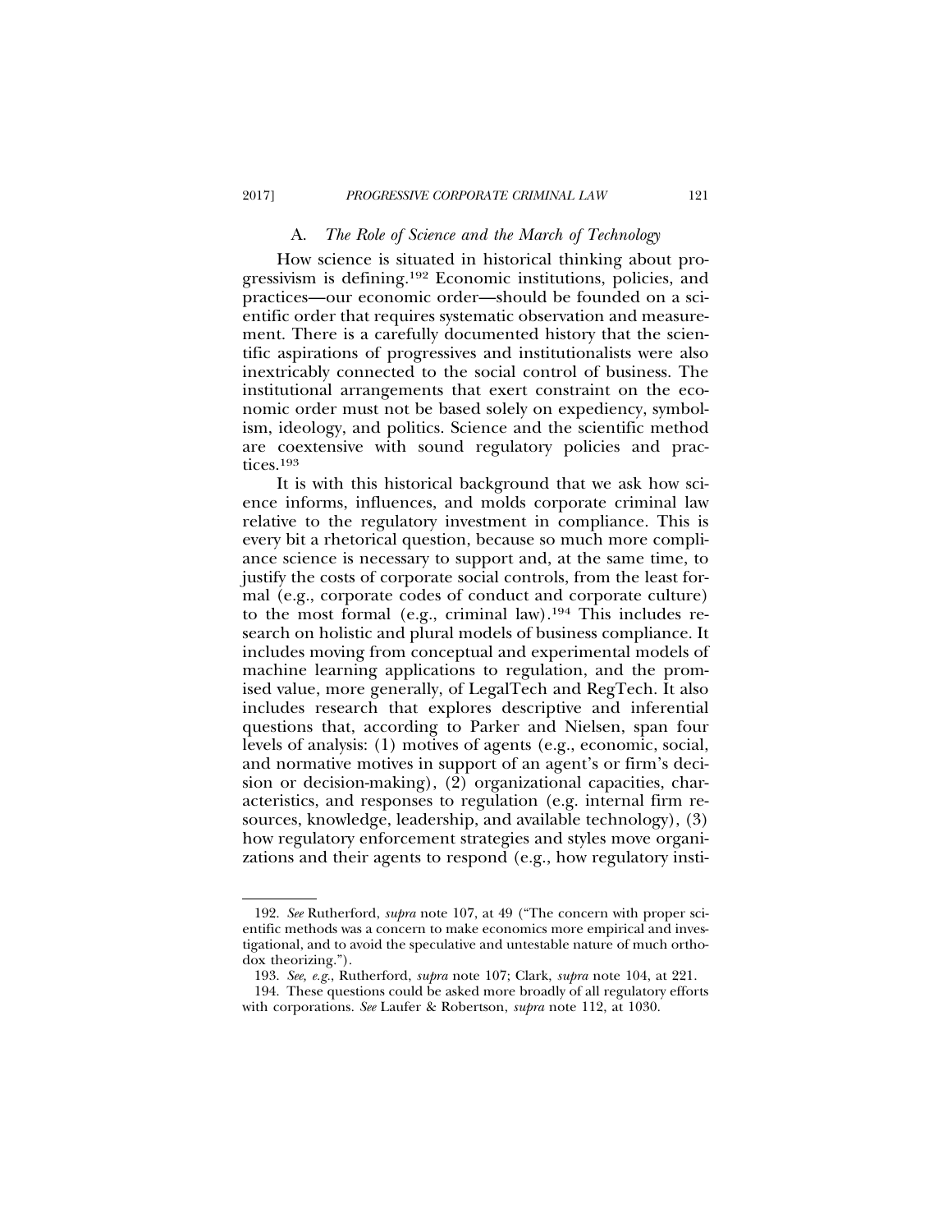### A. *The Role of Science and the March of Technology*

How science is situated in historical thinking about progressivism is defining.[192] Economic institutions, policies, and practices—our economic order—should be founded on a scientific order that requires systematic observation and measurement. There is a carefully documented history that the scientific aspirations of progressives and institutionalists were also inextricably connected to the social control of business. The institutional arrangements that exert constraint on the economic order must not be based solely on expediency, symbolism, ideology, and politics. Science and the scientific method are coextensive with sound regulatory policies and practices.[193]

It is with this historical background that we ask how science informs, influences, and molds corporate criminal law relative to the regulatory investment in compliance. This is every bit a rhetorical question, because so much more compliance science is necessary to support and, at the same time, to justify the costs of corporate social controls, from the least formal (e.g., corporate codes of conduct and corporate culture) to the most formal (e.g., criminal law).[194] This includes research on holistic and plural models of business compliance. It includes moving from conceptual and experimental models of machine learning applications to regulation, and the promised value, more generally, of LegalTech and RegTech. It also includes research that explores descriptive and inferential questions that, according to Parker and Nielsen, span four levels of analysis: (1) motives of agents (e.g., economic, social, and normative motives in support of an agent's or firm's decision or decision-making), (2) organizational capacities, characteristics, and responses to regulation (e.g. internal firm resources, knowledge, leadership, and available technology), (3) how regulatory enforcement strategies and styles move organizations and their agents to respond (e.g., how regulatory insti-

---

192. *See* Rutherford, *supra* note 107, at 49 ("The concern with proper scientific methods was a concern to make economics more empirical and investigational, and to avoid the speculative and untestable nature of much orthodox theorizing.").

193. *See, e.g.*, Rutherford, *supra* note 107; Clark, *supra* note 104, at 221.

194. These questions could be asked more broadly of all regulatory efforts with corporations. *See* Laufer & Robertson, *supra* note 112, at 1030.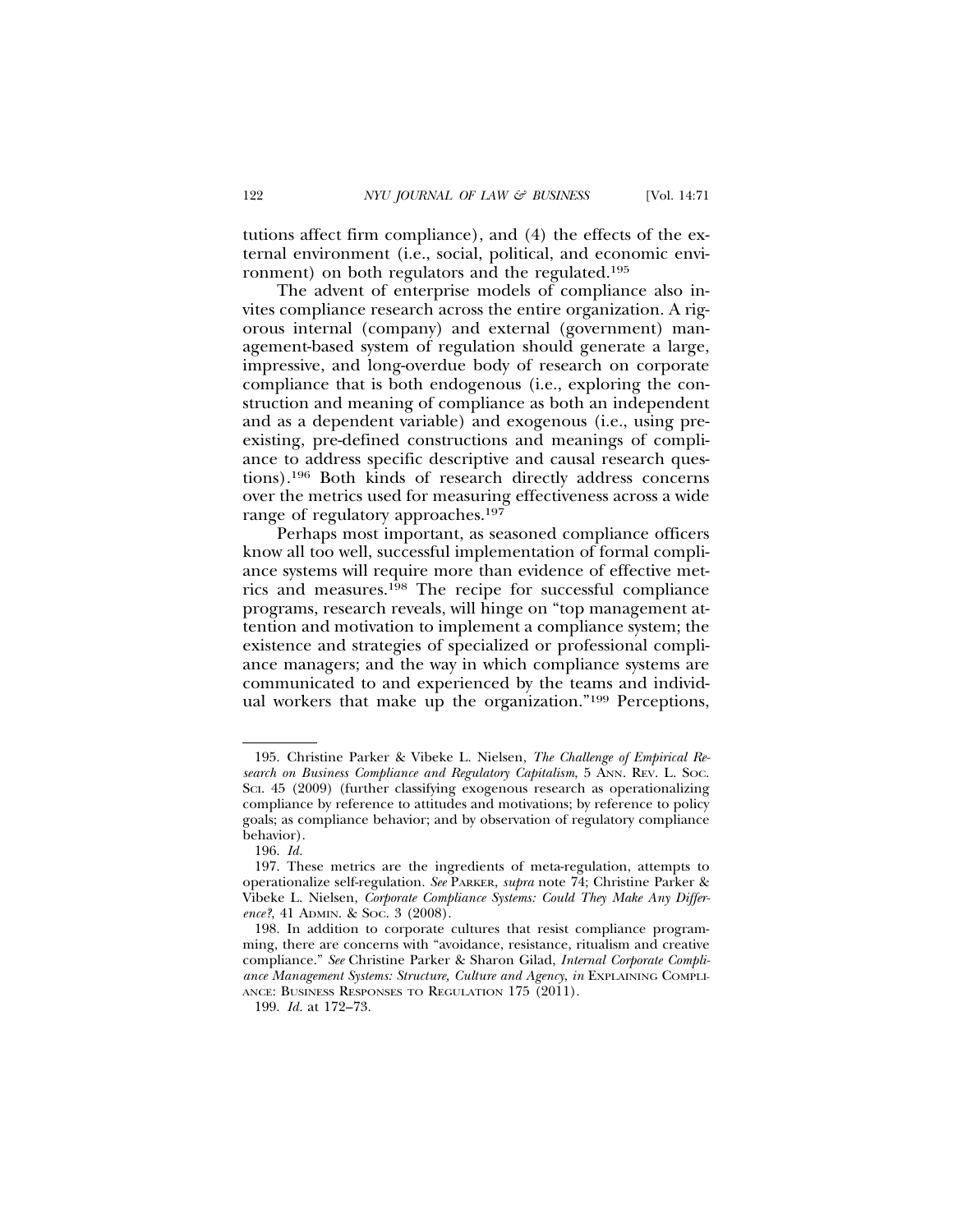tutions affect firm compliance), and (4) the effects of the external environment (i.e., social, political, and economic environment) on both regulators and the regulated.[195]

The advent of enterprise models of compliance also invites compliance research across the entire organization. A rigorous internal (company) and external (government) management-based system of regulation should generate a large, impressive, and long-overdue body of research on corporate compliance that is both endogenous (i.e., exploring the construction and meaning of compliance as both an independent and as a dependent variable) and exogenous (i.e., using preexisting, pre-defined constructions and meanings of compliance to address specific descriptive and causal research questions).[196] Both kinds of research directly address concerns over the metrics used for measuring effectiveness across a wide range of regulatory approaches.[197]

Perhaps most important, as seasoned compliance officers know all too well, successful implementation of formal compliance systems will require more than evidence of effective metrics and measures.[198] The recipe for successful compliance programs, research reveals, will hinge on "top management attention and motivation to implement a compliance system; the existence and strategies of specialized or professional compliance managers; and the way in which compliance systems are communicated to and experienced by the teams and individual workers that make up the organization."[199] Perceptions,

---

195. Christine Parker & Vibeke L. Nielsen, *The Challenge of Empirical Research on Business Compliance and Regulatory Capitalism,* 5 ANN. REV. L. SOC. SCI. 45 (2009) (further classifying exogenous research as operationalizing compliance by reference to attitudes and motivations; by reference to policy goals; as compliance behavior; and by observation of regulatory compliance behavior).

196. *Id.*

197. These metrics are the ingredients of meta-regulation, attempts to operationalize self-regulation. *See* PARKER, *supra* note 74; Christine Parker & Vibeke L. Nielsen, *Corporate Compliance Systems: Could They Make Any Difference?*, 41 ADMIN. & SOC. 3 (2008).

198. In addition to corporate cultures that resist compliance programming, there are concerns with "avoidance, resistance, ritualism and creative compliance." *See* Christine Parker & Sharon Gilad, *Internal Corporate Compliance Management Systems: Structure, Culture and Agency*, *in* EXPLAINING COMPLIANCE: BUSINESS RESPONSES TO REGULATION 175 (2011).

199. *Id.* at 172–73.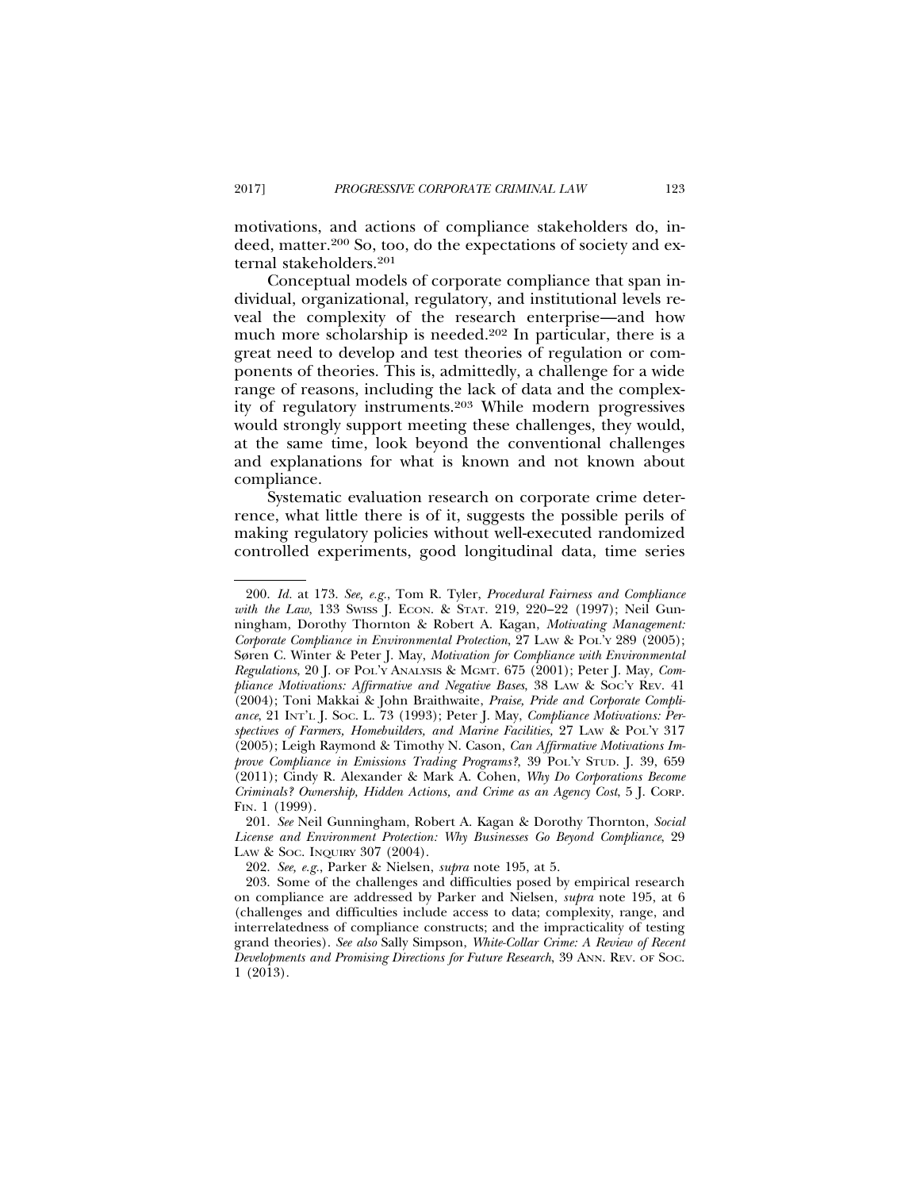motivations, and actions of compliance stakeholders do, indeed, matter.[200] So, too, do the expectations of society and external stakeholders.[201]

Conceptual models of corporate compliance that span individual, organizational, regulatory, and institutional levels reveal the complexity of the research enterprise—and how much more scholarship is needed.[202] In particular, there is a great need to develop and test theories of regulation or components of theories. This is, admittedly, a challenge for a wide range of reasons, including the lack of data and the complexity of regulatory instruments.[203] While modern progressives would strongly support meeting these challenges, they would, at the same time, look beyond the conventional challenges and explanations for what is known and not known about compliance.

Systematic evaluation research on corporate crime deterrence, what little there is of it, suggests the possible perils of making regulatory policies without well-executed randomized controlled experiments, good longitudinal data, time series

---

200. *Id.* at 173. *See, e.g.*, Tom R. Tyler, *Procedural Fairness and Compliance with the Law*, 133 SWISS J. ECON. & STAT. 219, 220–22 (1997); Neil Gunningham, Dorothy Thornton & Robert A. Kagan, *Motivating Management: Corporate Compliance in Environmental Protection*, 27 LAW & POL'Y 289 (2005); Søren C. Winter & Peter J. May, *Motivation for Compliance with Environmental Regulations*, 20 J. OF POL'Y ANALYSIS & MGMT. 675 (2001); Peter J. May, *Compliance Motivations: Affirmative and Negative Bases*, 38 LAW & SOC'Y REV. 41 (2004); Toni Makkai & John Braithwaite, *Praise, Pride and Corporate Compliance*, 21 INT'L J. SOC. L. 73 (1993); Peter J. May, *Compliance Motivations: Perspectives of Farmers, Homebuilders, and Marine Facilities*, 27 LAW & POL'Y 317 (2005); Leigh Raymond & Timothy N. Cason, *Can Affirmative Motivations Improve Compliance in Emissions Trading Programs?*, 39 POL'Y STUD. J. 39, 659 (2011); Cindy R. Alexander & Mark A. Cohen, *Why Do Corporations Become Criminals? Ownership, Hidden Actions, and Crime as an Agency Cost*, 5 J. CORP. FIN. 1 (1999).

201. *See* Neil Gunningham, Robert A. Kagan & Dorothy Thornton, *Social License and Environment Protection: Why Businesses Go Beyond Compliance*, 29 LAW & SOC. INQUIRY 307 (2004).

202. *See, e.g.*, Parker & Nielsen, *supra* note 195, at 5.

203. Some of the challenges and difficulties posed by empirical research on compliance are addressed by Parker and Nielsen, *supra* note 195, at 6 (challenges and difficulties include access to data; complexity, range, and interrelatedness of compliance constructs; and the impracticality of testing grand theories). *See also* Sally Simpson, *White-Collar Crime: A Review of Recent Developments and Promising Directions for Future Research*, 39 ANN. REV. OF SOC. 1 (2013).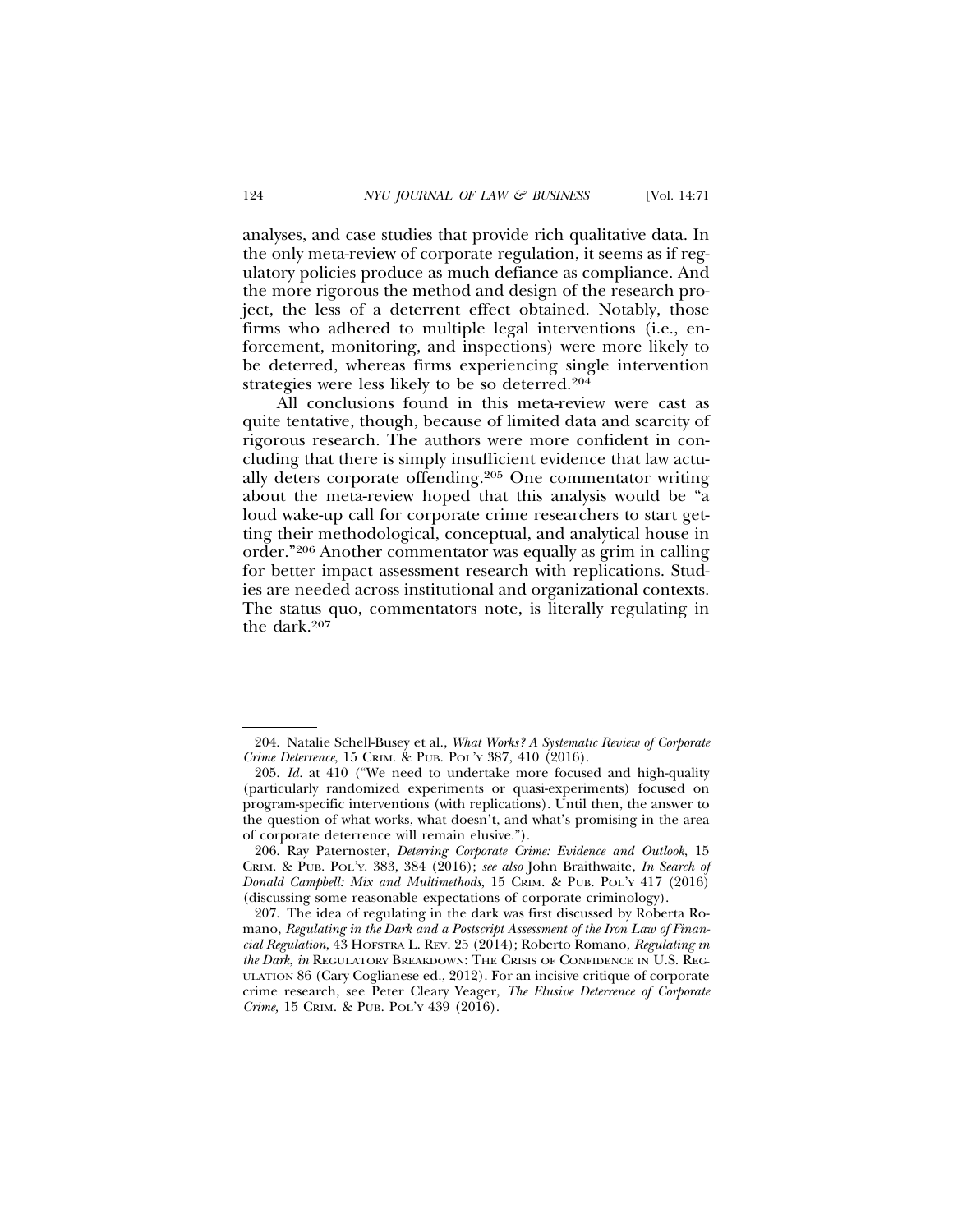analyses, and case studies that provide rich qualitative data. In the only meta-review of corporate regulation, it seems as if regulatory policies produce as much defiance as compliance. And the more rigorous the method and design of the research project, the less of a deterrent effect obtained. Notably, those firms who adhered to multiple legal interventions (i.e., enforcement, monitoring, and inspections) were more likely to be deterred, whereas firms experiencing single intervention strategies were less likely to be so deterred.[204]

All conclusions found in this meta-review were cast as quite tentative, though, because of limited data and scarcity of rigorous research. The authors were more confident in concluding that there is simply insufficient evidence that law actually deters corporate offending.[205] One commentator writing about the meta-review hoped that this analysis would be "a loud wake-up call for corporate crime researchers to start getting their methodological, conceptual, and analytical house in order."[206] Another commentator was equally as grim in calling for better impact assessment research with replications. Studies are needed across institutional and organizational contexts. The status quo, commentators note, is literally regulating in the dark.[207]

---

204. Natalie Schell-Busey et al., *What Works? A Systematic Review of Corporate Crime Deterrence*, 15 CRIM. & PUB. POL'Y 387, 410 (2016).

205. *Id.* at 410 ("We need to undertake more focused and high-quality (particularly randomized experiments or quasi-experiments) focused on program-specific interventions (with replications). Until then, the answer to the question of what works, what doesn't, and what's promising in the area of corporate deterrence will remain elusive.").

206. Ray Paternoster, *Deterring Corporate Crime: Evidence and Outlook*, 15 CRIM. & PUB. POL'Y. 383, 384 (2016); *see also* John Braithwaite, *In Search of Donald Campbell: Mix and Multimethods*, 15 CRIM. & PUB. POL'Y 417 (2016) (discussing some reasonable expectations of corporate criminology).

207. The idea of regulating in the dark was first discussed by Roberta Romano, *Regulating in the Dark and a Postscript Assessment of the Iron Law of Financial Regulation*, 43 HOFSTRA L. REV. 25 (2014); Roberto Romano, *Regulating in the Dark*, *in* REGULATORY BREAKDOWN: THE CRISIS OF CONFIDENCE IN U.S. REGULATION 86 (Cary Coglianese ed., 2012). For an incisive critique of corporate crime research, see Peter Cleary Yeager, *The Elusive Deterrence of Corporate Crime*, 15 CRIM. & PUB. POL'Y 439 (2016).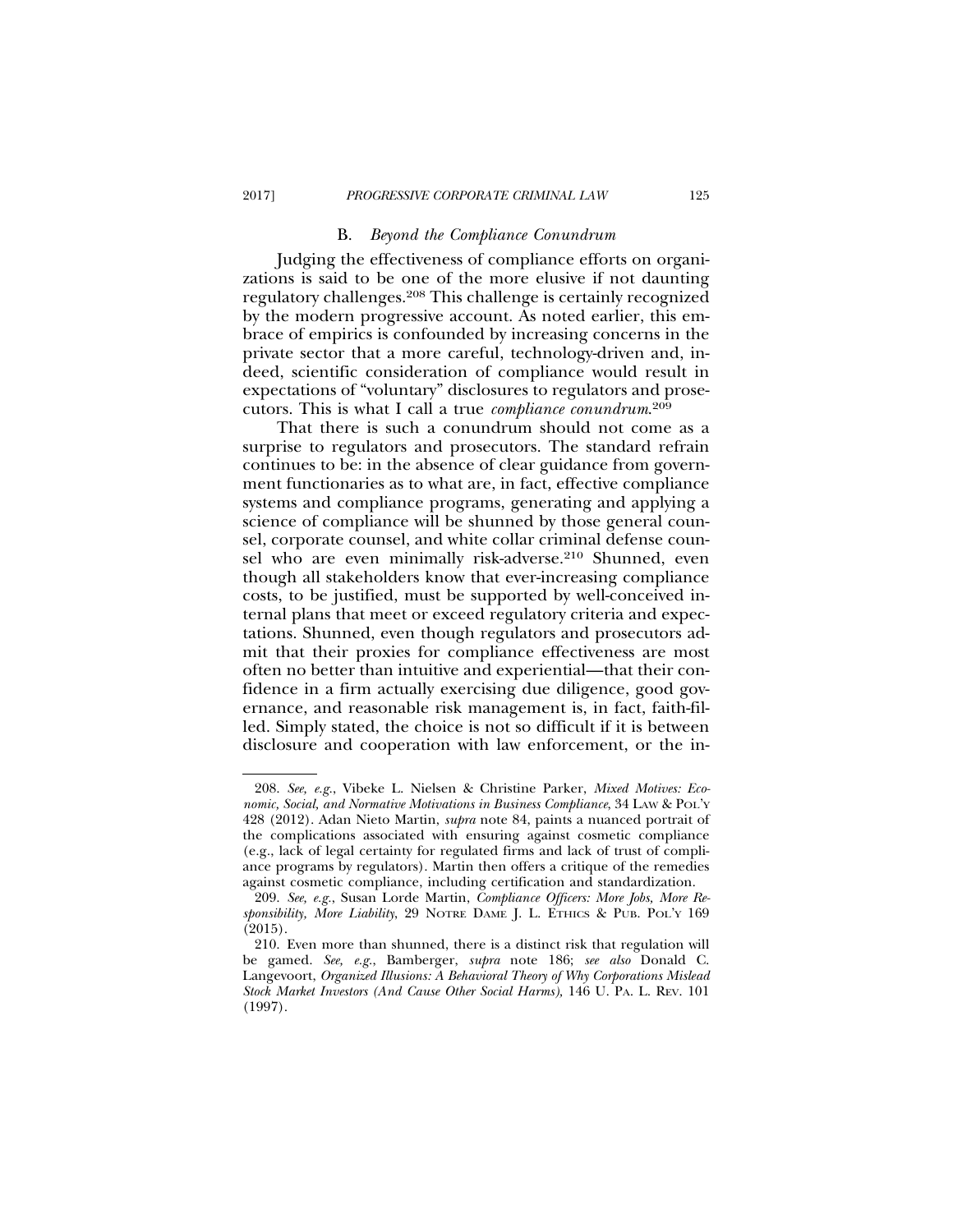### B. *Beyond the Compliance Conundrum*

Judging the effectiveness of compliance efforts on organizations is said to be one of the more elusive if not daunting regulatory challenges.[208] This challenge is certainly recognized by the modern progressive account. As noted earlier, this embrace of empirics is confounded by increasing concerns in the private sector that a more careful, technology-driven and, indeed, scientific consideration of compliance would result in expectations of "voluntary" disclosures to regulators and prosecutors. This is what I call a true *compliance conundrum*.[209]

That there is such a conundrum should not come as a surprise to regulators and prosecutors. The standard refrain continues to be: in the absence of clear guidance from government functionaries as to what are, in fact, effective compliance systems and compliance programs, generating and applying a science of compliance will be shunned by those general counsel, corporate counsel, and white collar criminal defense counsel who are even minimally risk-adverse.[210] Shunned, even though all stakeholders know that ever-increasing compliance costs, to be justified, must be supported by well-conceived internal plans that meet or exceed regulatory criteria and expectations. Shunned, even though regulators and prosecutors admit that their proxies for compliance effectiveness are most often no better than intuitive and experiential—that their confidence in a firm actually exercising due diligence, good governance, and reasonable risk management is, in fact, faith-filled. Simply stated, the choice is not so difficult if it is between disclosure and cooperation with law enforcement, or the in-

---

208. *See, e.g.*, Vibeke L. Nielsen & Christine Parker, *Mixed Motives: Economic, Social, and Normative Motivations in Business Compliance*, 34 LAW & POL'Y 428 (2012). Adan Nieto Martin, *supra* note 84, paints a nuanced portrait of the complications associated with ensuring against cosmetic compliance (e.g., lack of legal certainty for regulated firms and lack of trust of compliance programs by regulators). Martin then offers a critique of the remedies against cosmetic compliance, including certification and standardization.

209. *See, e.g.*, Susan Lorde Martin, *Compliance Officers: More Jobs, More Responsibility, More Liability*, 29 NOTRE DAME J. L. ETHICS & PUB. POL'Y 169 (2015).

210. Even more than shunned, there is a distinct risk that regulation will be gamed. *See, e.g.*, Bamberger, *supra* note 186; *see also* Donald C. Langevoort, *Organized Illusions: A Behavioral Theory of Why Corporations Mislead Stock Market Investors (And Cause Other Social Harms)*, 146 U. PA. L. REV. 101 (1997).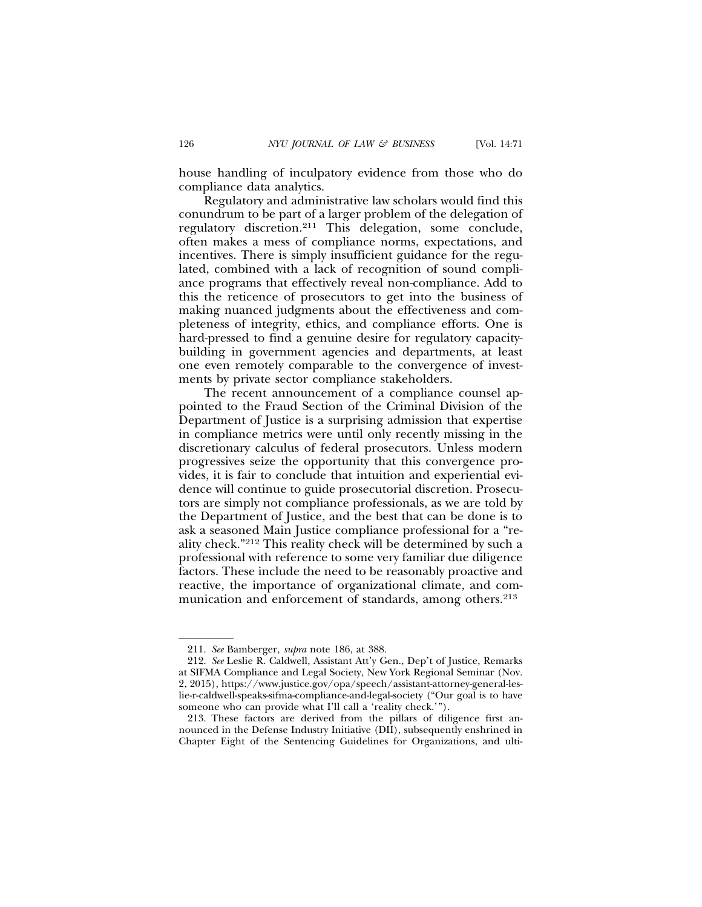house handling of inculpatory evidence from those who do compliance data analytics.

Regulatory and administrative law scholars would find this conundrum to be part of a larger problem of the delegation of regulatory discretion.[211] This delegation, some conclude, often makes a mess of compliance norms, expectations, and incentives. There is simply insufficient guidance for the regulated, combined with a lack of recognition of sound compliance programs that effectively reveal non-compliance. Add to this the reticence of prosecutors to get into the business of making nuanced judgments about the effectiveness and completeness of integrity, ethics, and compliance efforts. One is hard-pressed to find a genuine desire for regulatory capacity-building in government agencies and departments, at least one even remotely comparable to the convergence of investments by private sector compliance stakeholders.

The recent announcement of a compliance counsel appointed to the Fraud Section of the Criminal Division of the Department of Justice is a surprising admission that expertise in compliance metrics were until only recently missing in the discretionary calculus of federal prosecutors. Unless modern progressives seize the opportunity that this convergence provides, it is fair to conclude that intuition and experiential evidence will continue to guide prosecutorial discretion. Prosecutors are simply not compliance professionals, as we are told by the Department of Justice, and the best that can be done is to ask a seasoned Main Justice compliance professional for a "reality check."[212] This reality check will be determined by such a professional with reference to some very familiar due diligence factors. These include the need to be reasonably proactive and reactive, the importance of organizational climate, and communication and enforcement of standards, among others.[213]

---

211. *See* Bamberger, *supra* note 186, at 388.

212. *See* Leslie R. Caldwell, Assistant Att'y Gen., Dep't of Justice, Remarks at SIFMA Compliance and Legal Society, New York Regional Seminar (Nov. 2, 2015), https://www.justice.gov/opa/speech/assistant-attorney-general-leslie-r-caldwell-speaks-sifma-compliance-and-legal-society ("Our goal is to have someone who can provide what I'll call a 'reality check.'").

213. These factors are derived from the pillars of diligence first announced in the Defense Industry Initiative (DII), subsequently enshrined in Chapter Eight of the Sentencing Guidelines for Organizations, and ulti-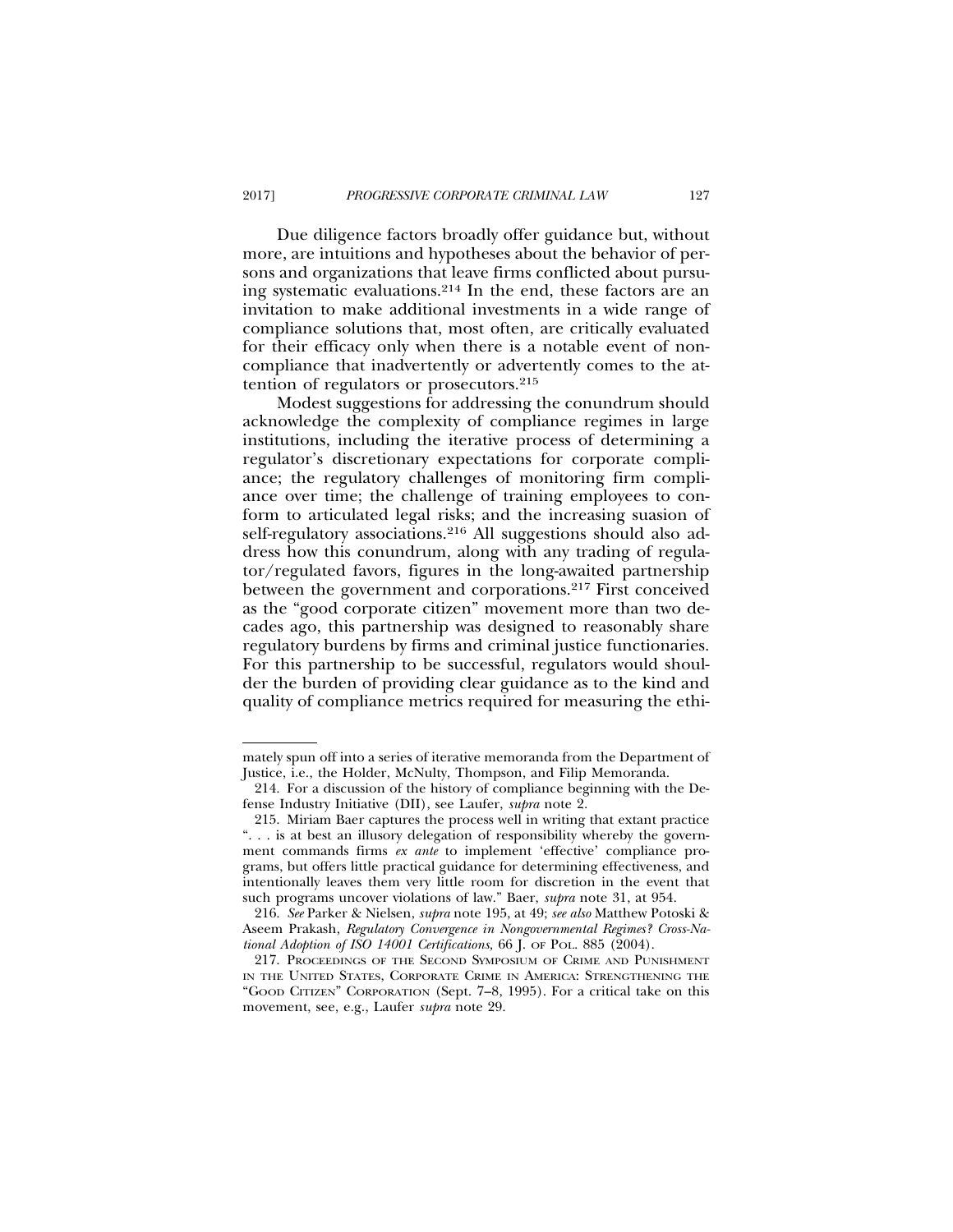Due diligence factors broadly offer guidance but, without more, are intuitions and hypotheses about the behavior of persons and organizations that leave firms conflicted about pursuing systematic evaluations.[214] In the end, these factors are an invitation to make additional investments in a wide range of compliance solutions that, most often, are critically evaluated for their efficacy only when there is a notable event of noncompliance that inadvertently or advertently comes to the attention of regulators or prosecutors.[215]

Modest suggestions for addressing the conundrum should acknowledge the complexity of compliance regimes in large institutions, including the iterative process of determining a regulator's discretionary expectations for corporate compliance; the regulatory challenges of monitoring firm compliance over time; the challenge of training employees to conform to articulated legal risks; and the increasing suasion of self-regulatory associations.[216] All suggestions should also address how this conundrum, along with any trading of regulator/regulated favors, figures in the long-awaited partnership between the government and corporations.[217] First conceived as the "good corporate citizen" movement more than two decades ago, this partnership was designed to reasonably share regulatory burdens by firms and criminal justice functionaries. For this partnership to be successful, regulators would shoulder the burden of providing clear guidance as to the kind and quality of compliance metrics required for measuring the ethi-

---

mately spun off into a series of iterative memoranda from the Department of Justice, i.e., the Holder, McNulty, Thompson, and Filip Memoranda.

214. For a discussion of the history of compliance beginning with the Defense Industry Initiative (DII), see Laufer, *supra* note 2.

215. Miriam Baer captures the process well in writing that extant practice ". . . is at best an illusory delegation of responsibility whereby the government commands firms *ex ante* to implement 'effective' compliance programs, but offers little practical guidance for determining effectiveness, and intentionally leaves them very little room for discretion in the event that such programs uncover violations of law." Baer, *supra* note 31, at 954.

216. *See* Parker & Nielsen, *supra* note 195, at 49; *see also* Matthew Potoski & Aseem Prakash, *Regulatory Convergence in Nongovernmental Regimes? Cross-National Adoption of ISO 14001 Certifications,* 66 J. OF POL. 885 (2004).

217. PROCEEDINGS OF THE SECOND SYMPOSIUM OF CRIME AND PUNISHMENT IN THE UNITED STATES, CORPORATE CRIME IN AMERICA: STRENGTHENING THE "GOOD CITIZEN" CORPORATION (Sept. 7–8, 1995). For a critical take on this movement, see, e.g., Laufer *supra* note 29.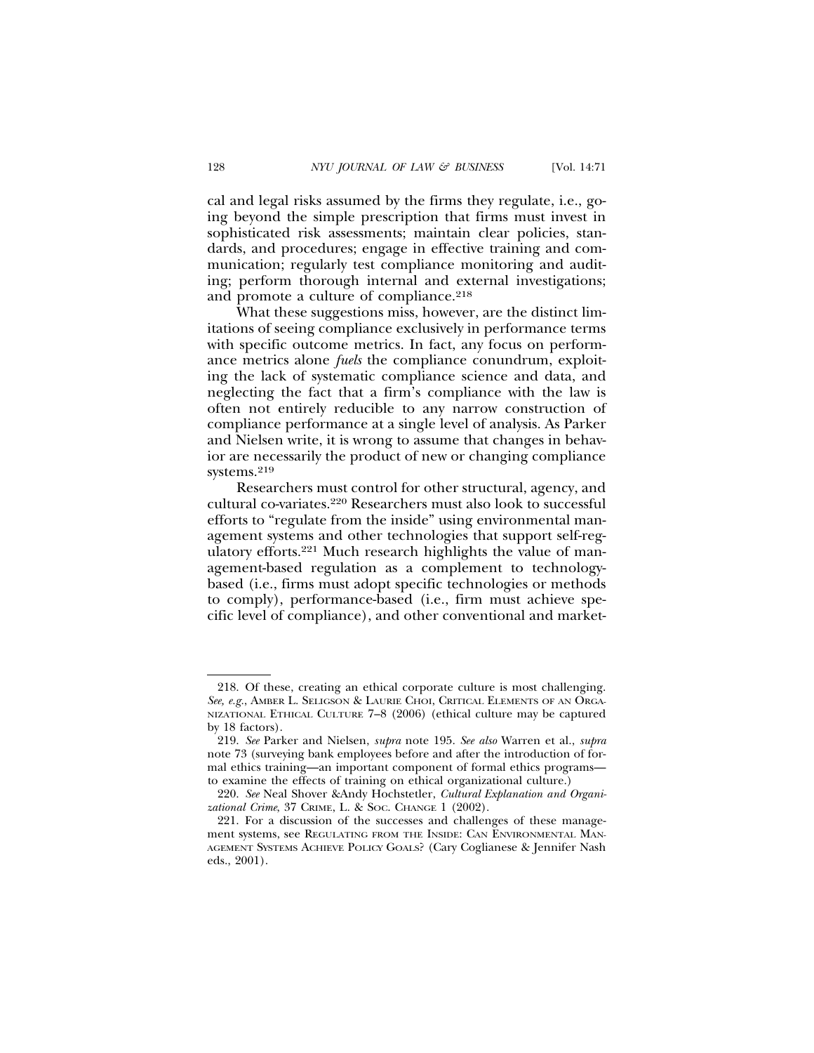cal and legal risks assumed by the firms they regulate, i.e., going beyond the simple prescription that firms must invest in sophisticated risk assessments; maintain clear policies, standards, and procedures; engage in effective training and communication; regularly test compliance monitoring and auditing; perform thorough internal and external investigations; and promote a culture of compliance.[218]

What these suggestions miss, however, are the distinct limitations of seeing compliance exclusively in performance terms with specific outcome metrics. In fact, any focus on performance metrics alone *fuels* the compliance conundrum, exploiting the lack of systematic compliance science and data, and neglecting the fact that a firm's compliance with the law is often not entirely reducible to any narrow construction of compliance performance at a single level of analysis. As Parker and Nielsen write, it is wrong to assume that changes in behavior are necessarily the product of new or changing compliance systems.[219]

Researchers must control for other structural, agency, and cultural co-variates.[220] Researchers must also look to successful efforts to "regulate from the inside" using environmental management systems and other technologies that support self-regulatory efforts.[221] Much research highlights the value of management-based regulation as a complement to technology-based (i.e., firms must adopt specific technologies or methods to comply), performance-based (i.e., firm must achieve specific level of compliance), and other conventional and market-

---

218. Of these, creating an ethical corporate culture is most challenging. *See, e.g.*, AMBER L. SELIGSON & LAURIE CHOI, CRITICAL ELEMENTS OF AN ORGANIZATIONAL ETHICAL CULTURE 7–8 (2006) (ethical culture may be captured by 18 factors).

219. *See* Parker and Nielsen, *supra* note 195. *See also* Warren et al., *supra* note 73 (surveying bank employees before and after the introduction of formal ethics training—an important component of formal ethics programs—to examine the effects of training on ethical organizational culture.)

220. *See* Neal Shover &Andy Hochstetler, *Cultural Explanation and Organizational Crime*, 37 CRIME, L. & SOC. CHANGE 1 (2002).

221. For a discussion of the successes and challenges of these management systems, see REGULATING FROM THE INSIDE: CAN ENVIRONMENTAL MANAGEMENT SYSTEMS ACHIEVE POLICY GOALS? (Cary Coglianese & Jennifer Nash eds., 2001).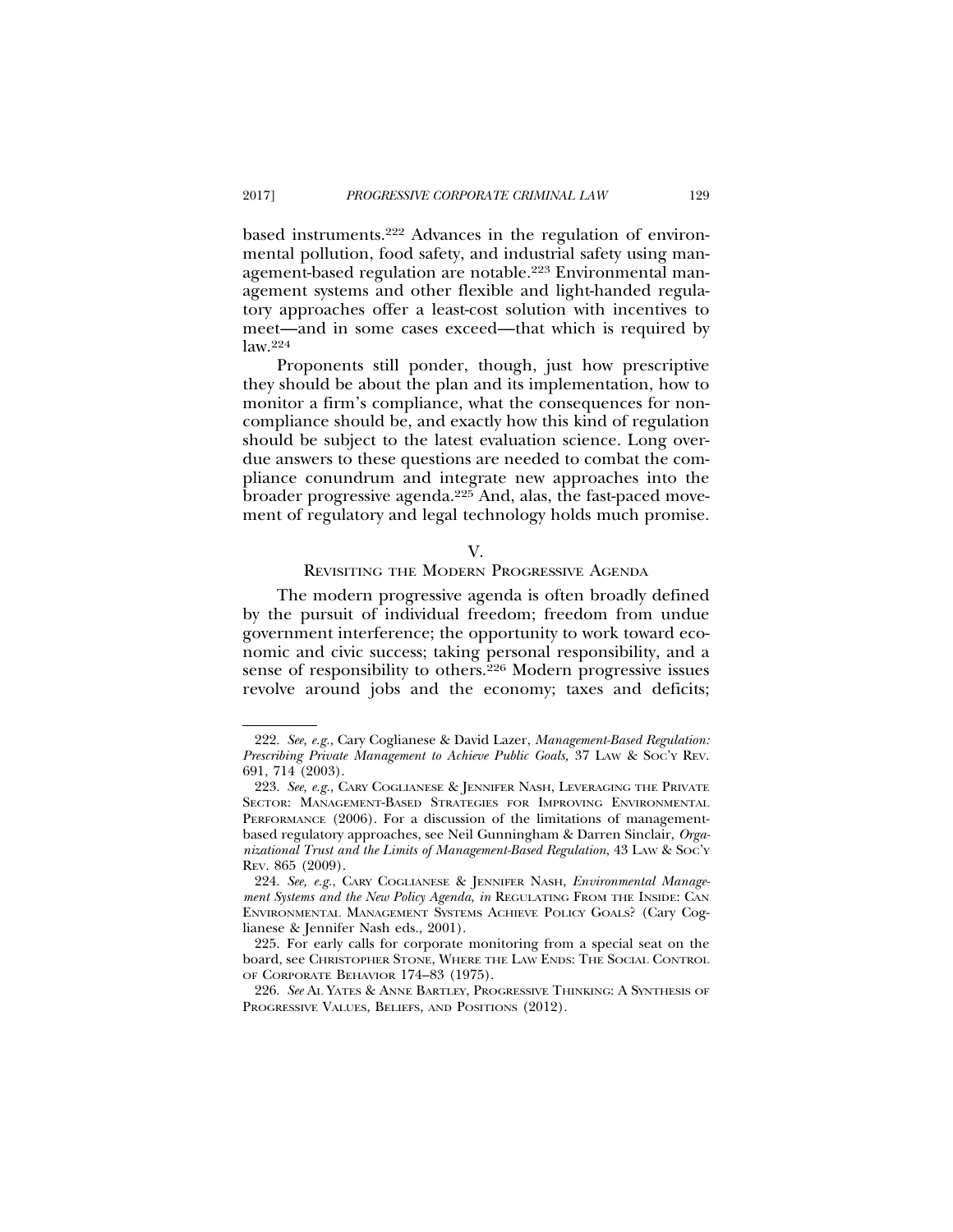based instruments.[222] Advances in the regulation of environmental pollution, food safety, and industrial safety using management-based regulation are notable.[223] Environmental management systems and other flexible and light-handed regulatory approaches offer a least-cost solution with incentives to meet—and in some cases exceed—that which is required by law.[224]

Proponents still ponder, though, just how prescriptive they should be about the plan and its implementation, how to monitor a firm's compliance, what the consequences for noncompliance should be, and exactly how this kind of regulation should be subject to the latest evaluation science. Long overdue answers to these questions are needed to combat the compliance conundrum and integrate new approaches into the broader progressive agenda.[225] And, alas, the fast-paced movement of regulatory and legal technology holds much promise.

## V.
## REVISITING THE MODERN PROGRESSIVE AGENDA

The modern progressive agenda is often broadly defined by the pursuit of individual freedom; freedom from undue government interference; the opportunity to work toward economic and civic success; taking personal responsibility, and a sense of responsibility to others.[226] Modern progressive issues revolve around jobs and the economy; taxes and deficits;

---

222. *See, e.g.*, Cary Coglianese & David Lazer, *Management-Based Regulation: Prescribing Private Management to Achieve Public Goals,* 37 LAW & SOC'Y REV. 691, 714 (2003).

223. *See, e.g.*, CARY COGLIANESE & JENNIFER NASH, LEVERAGING THE PRIVATE SECTOR: MANAGEMENT-BASED STRATEGIES FOR IMPROVING ENVIRONMENTAL PERFORMANCE (2006). For a discussion of the limitations of management-based regulatory approaches, see Neil Gunningham & Darren Sinclair, *Organizational Trust and the Limits of Management-Based Regulation*, 43 LAW & SOC'Y REV. 865 (2009).

224. *See, e.g.*, CARY COGLIANESE & JENNIFER NASH, *Environmental Management Systems and the New Policy Agenda, in* REGULATING FROM THE INSIDE: CAN ENVIRONMENTAL MANAGEMENT SYSTEMS ACHIEVE POLICY GOALS? (Cary Coglianese & Jennifer Nash eds., 2001).

225. For early calls for corporate monitoring from a special seat on the board, see CHRISTOPHER STONE, WHERE THE LAW ENDS: THE SOCIAL CONTROL OF CORPORATE BEHAVIOR 174–83 (1975).

226. *See* AL YATES & ANNE BARTLEY, PROGRESSIVE THINKING: A SYNTHESIS OF PROGRESSIVE VALUES, BELIEFS, AND POSITIONS (2012).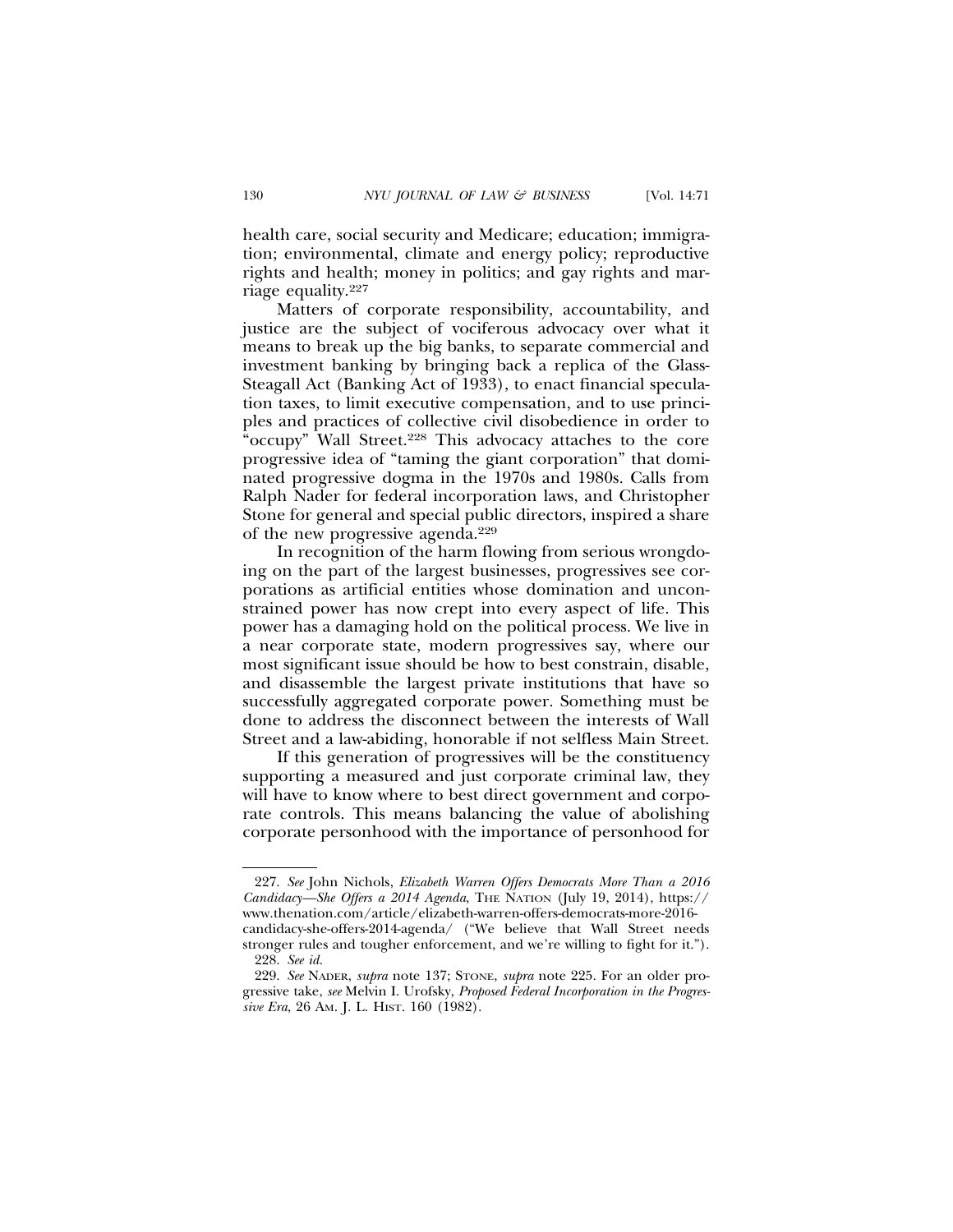health care, social security and Medicare; education; immigration; environmental, climate and energy policy; reproductive rights and health; money in politics; and gay rights and marriage equality.[227]

Matters of corporate responsibility, accountability, and justice are the subject of vociferous advocacy over what it means to break up the big banks, to separate commercial and investment banking by bringing back a replica of the Glass-Steagall Act (Banking Act of 1933), to enact financial speculation taxes, to limit executive compensation, and to use principles and practices of collective civil disobedience in order to "occupy" Wall Street.[228] This advocacy attaches to the core progressive idea of "taming the giant corporation" that dominated progressive dogma in the 1970s and 1980s. Calls from Ralph Nader for federal incorporation laws, and Christopher Stone for general and special public directors, inspired a share of the new progressive agenda.[229]

In recognition of the harm flowing from serious wrongdoing on the part of the largest businesses, progressives see corporations as artificial entities whose domination and unconstrained power has now crept into every aspect of life. This power has a damaging hold on the political process. We live in a near corporate state, modern progressives say, where our most significant issue should be how to best constrain, disable, and disassemble the largest private institutions that have so successfully aggregated corporate power. Something must be done to address the disconnect between the interests of Wall Street and a law-abiding, honorable if not selfless Main Street.

If this generation of progressives will be the constituency supporting a measured and just corporate criminal law, they will have to know where to best direct government and corporate controls. This means balancing the value of abolishing corporate personhood with the importance of personhood for

---

227. *See* John Nichols, *Elizabeth Warren Offers Democrats More Than a 2016 Candidacy—She Offers a 2014 Agenda*, THE NATION (July 19, 2014), https://www.thenation.com/article/elizabeth-warren-offers-democrats-more-2016-candidacy-she-offers-2014-agenda/ ("We believe that Wall Street needs stronger rules and tougher enforcement, and we're willing to fight for it.").

228. *See id.*

229. *See* NADER, *supra* note 137; STONE, *supra* note 225. For an older progressive take, *see* Melvin I. Urofsky, *Proposed Federal Incorporation in the Progressive Era*, 26 AM. J. L. HIST. 160 (1982).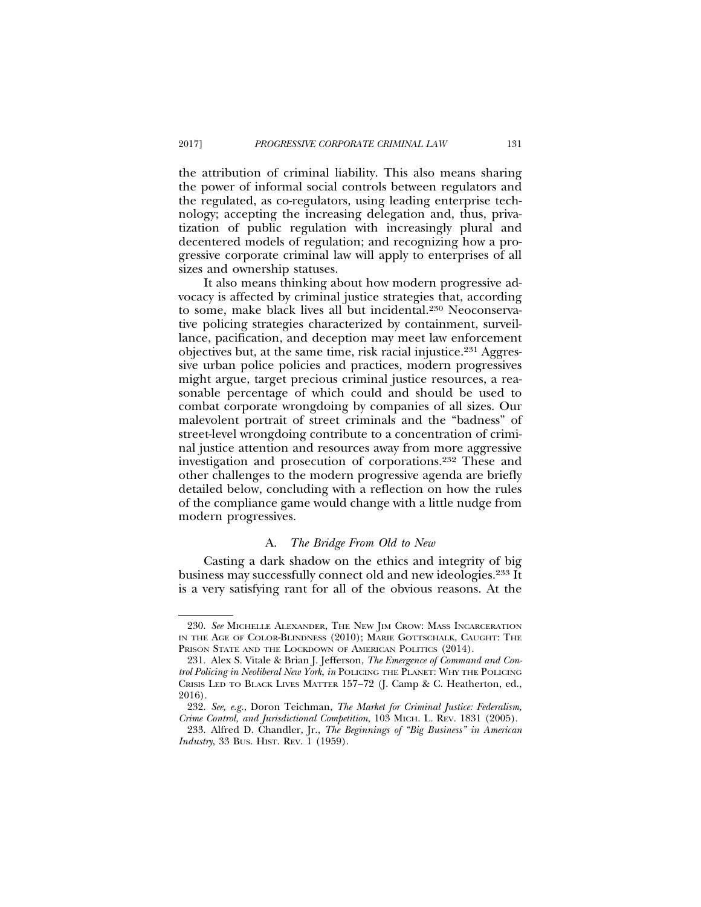the attribution of criminal liability. This also means sharing the power of informal social controls between regulators and the regulated, as co-regulators, using leading enterprise technology; accepting the increasing delegation and, thus, privatization of public regulation with increasingly plural and decentered models of regulation; and recognizing how a progressive corporate criminal law will apply to enterprises of all sizes and ownership statuses.

It also means thinking about how modern progressive advocacy is affected by criminal justice strategies that, according to some, make black lives all but incidental.[230] Neoconservative policing strategies characterized by containment, surveillance, pacification, and deception may meet law enforcement objectives but, at the same time, risk racial injustice.[231] Aggressive urban police policies and practices, modern progressives might argue, target precious criminal justice resources, a reasonable percentage of which could and should be used to combat corporate wrongdoing by companies of all sizes. Our malevolent portrait of street criminals and the "badness" of street-level wrongdoing contribute to a concentration of criminal justice attention and resources away from more aggressive investigation and prosecution of corporations.[232] These and other challenges to the modern progressive agenda are briefly detailed below, concluding with a reflection on how the rules of the compliance game would change with a little nudge from modern progressives.

### A. *The Bridge From Old to New*

Casting a dark shadow on the ethics and integrity of big business may successfully connect old and new ideologies.[233] It is a very satisfying rant for all of the obvious reasons. At the

---

230. *See* Michelle Alexander, The New Jim Crow: Mass Incarceration in the Age of Color-Blindness (2010); Marie Gottschalk, Caught: The Prison State and the Lockdown of American Politics (2014).

231. Alex S. Vitale & Brian J. Jefferson, *The Emergence of Command and Control Policing in Neoliberal New York*, *in* Policing the Planet: Why the Policing Crisis Led to Black Lives Matter 157–72 (J. Camp & C. Heatherton, ed., 2016).

232. *See, e.g.*, Doron Teichman, *The Market for Criminal Justice: Federalism, Crime Control, and Jurisdictional Competition*, 103 Mich. L. Rev. 1831 (2005).

233. Alfred D. Chandler, Jr., *The Beginnings of "Big Business" in American Industry*, 33 Bus. Hist. Rev. 1 (1959).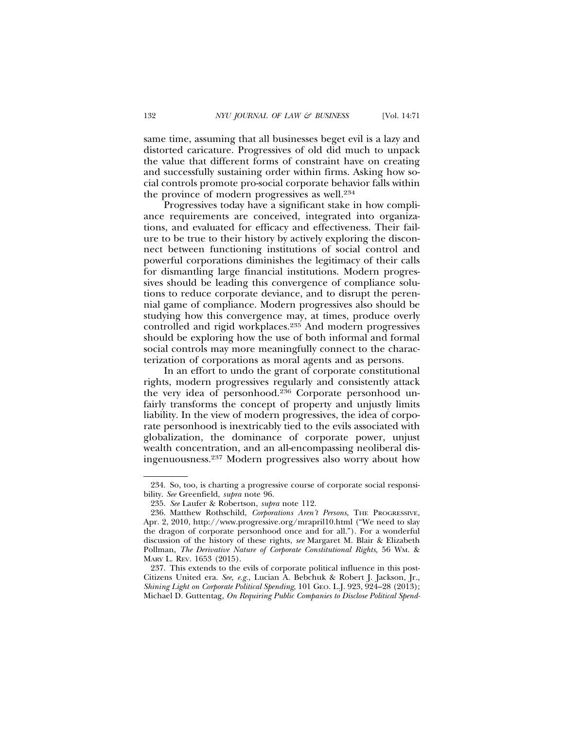same time, assuming that all businesses beget evil is a lazy and distorted caricature. Progressives of old did much to unpack the value that different forms of constraint have on creating and successfully sustaining order within firms. Asking how social controls promote pro-social corporate behavior falls within the province of modern progressives as well.[234]

Progressives today have a significant stake in how compliance requirements are conceived, integrated into organizations, and evaluated for efficacy and effectiveness. Their failure to be true to their history by actively exploring the disconnect between functioning institutions of social control and powerful corporations diminishes the legitimacy of their calls for dismantling large financial institutions. Modern progressives should be leading this convergence of compliance solutions to reduce corporate deviance, and to disrupt the perennial game of compliance. Modern progressives also should be studying how this convergence may, at times, produce overly controlled and rigid workplaces.[235] And modern progressives should be exploring how the use of both informal and formal social controls may more meaningfully connect to the characterization of corporations as moral agents and as persons.

In an effort to undo the grant of corporate constitutional rights, modern progressives regularly and consistently attack the very idea of personhood.[236] Corporate personhood unfairly transforms the concept of property and unjustly limits liability. In the view of modern progressives, the idea of corporate personhood is inextricably tied to the evils associated with globalization, the dominance of corporate power, unjust wealth concentration, and an all-encompassing neoliberal disingenuousness.[237] Modern progressives also worry about how

---

234. So, too, is charting a progressive course of corporate social responsibility. *See* Greenfield, *supra* note 96.

235. *See* Laufer & Robertson, *supra* note 112.

236. Matthew Rothschild, *Corporations Aren't Persons*, THE PROGRESSIVE, Apr. 2, 2010, http://www.progressive.org/mrapril10.html ("We need to slay the dragon of corporate personhood once and for all."). For a wonderful discussion of the history of these rights, *see* Margaret M. Blair & Elizabeth Pollman, *The Derivative Nature of Corporate Constitutional Rights,* 56 WM. & MARY L. REV. 1653 (2015).

237. This extends to the evils of corporate political influence in this post-Citizens United era. *See, e.g.*, Lucian A. Bebchuk & Robert J. Jackson, Jr., *Shining Light on Corporate Political Spending*, 101 GEO. L.J. 923, 924–28 (2013); Michael D. Guttentag, *On Requiring Public Companies to Disclose Political Spend-*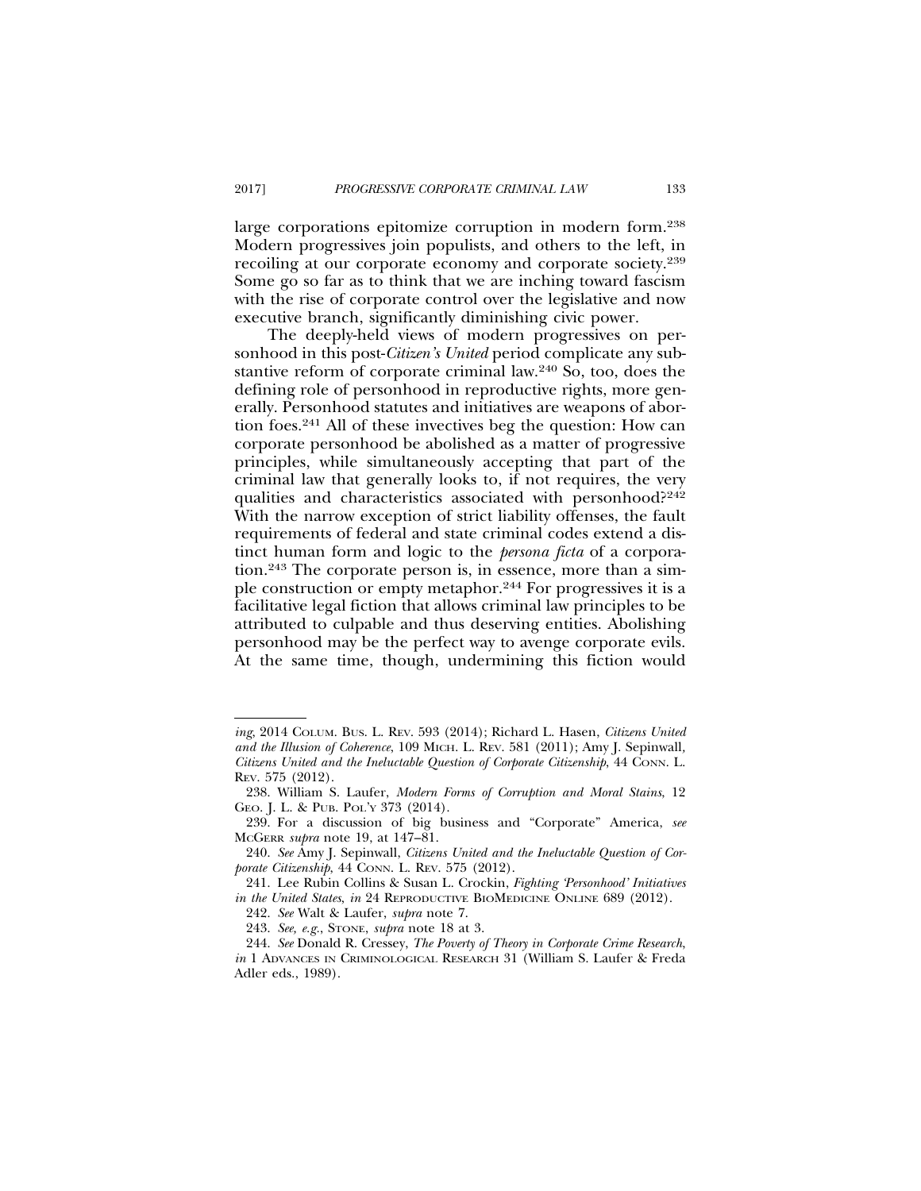large corporations epitomize corruption in modern form.[238] Modern progressives join populists, and others to the left, in recoiling at our corporate economy and corporate society.[239] Some go so far as to think that we are inching toward fascism with the rise of corporate control over the legislative and now executive branch, significantly diminishing civic power.

The deeply-held views of modern progressives on personhood in this post-*Citizen's United* period complicate any substantive reform of corporate criminal law.[240] So, too, does the defining role of personhood in reproductive rights, more generally. Personhood statutes and initiatives are weapons of abortion foes.[241] All of these invectives beg the question: How can corporate personhood be abolished as a matter of progressive principles, while simultaneously accepting that part of the criminal law that generally looks to, if not requires, the very qualities and characteristics associated with personhood?[242] With the narrow exception of strict liability offenses, the fault requirements of federal and state criminal codes extend a distinct human form and logic to the *persona ficta* of a corporation.[243] The corporate person is, in essence, more than a simple construction or empty metaphor.[244] For progressives it is a facilitative legal fiction that allows criminal law principles to be attributed to culpable and thus deserving entities. Abolishing personhood may be the perfect way to avenge corporate evils. At the same time, though, undermining this fiction would

---

*ing*, 2014 COLUM. BUS. L. REV. 593 (2014); Richard L. Hasen, *Citizens United and the Illusion of Coherence*, 109 MICH. L. REV. 581 (2011); Amy J. Sepinwall, *Citizens United and the Ineluctable Question of Corporate Citizenship*, 44 CONN. L. REV. 575 (2012).

238. William S. Laufer, *Modern Forms of Corruption and Moral Stains*, 12 GEO. J. L. & PUB. POL'Y 373 (2014).

239. For a discussion of big business and "Corporate" America, *see* MCGERR *supra* note 19, at 147–81.

240. *See* Amy J. Sepinwall, *Citizens United and the Ineluctable Question of Corporate Citizenship*, 44 CONN. L. REV. 575 (2012).

241. Lee Rubin Collins & Susan L. Crockin, *Fighting 'Personhood' Initiatives in the United States*, *in* 24 REPRODUCTIVE BIOMEDICINE ONLINE 689 (2012).

242. *See* Walt & Laufer, *supra* note 7.

243. *See, e.g.*, STONE, *supra* note 18 at 3.

244. *See* Donald R. Cressey, *The Poverty of Theory in Corporate Crime Research*, *in* 1 ADVANCES IN CRIMINOLOGICAL RESEARCH 31 (William S. Laufer & Freda Adler eds., 1989).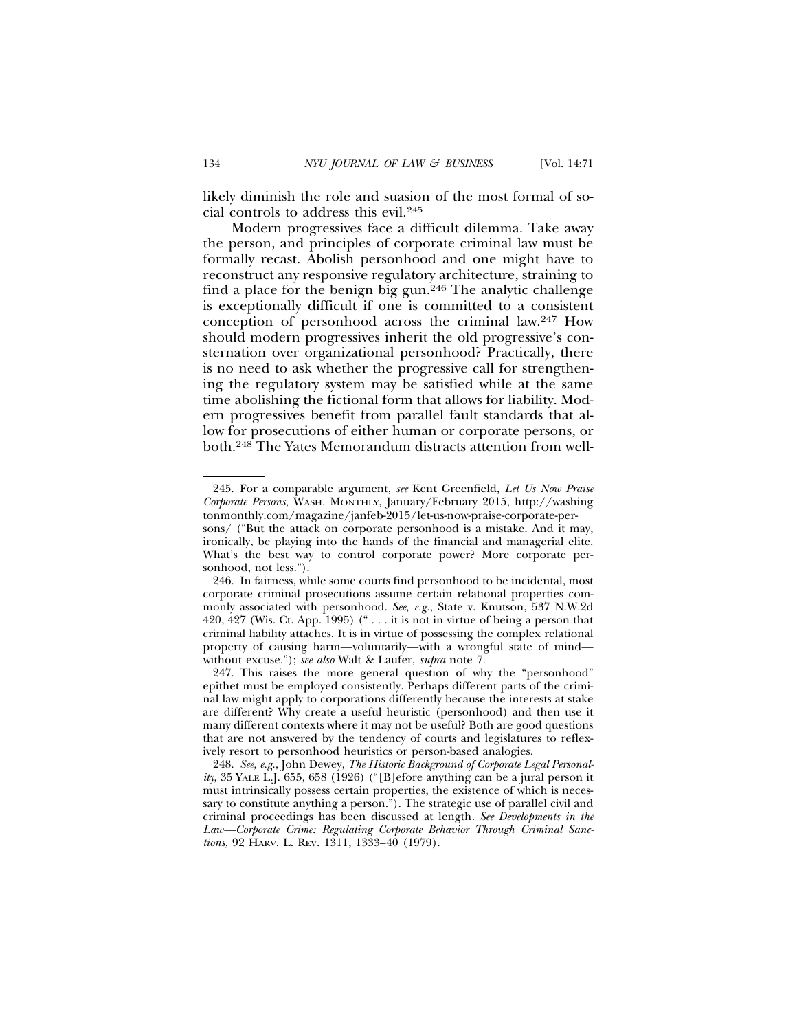likely diminish the role and suasion of the most formal of social controls to address this evil.[245]

Modern progressives face a difficult dilemma. Take away the person, and principles of corporate criminal law must be formally recast. Abolish personhood and one might have to reconstruct any responsive regulatory architecture, straining to find a place for the benign big gun.[246] The analytic challenge is exceptionally difficult if one is committed to a consistent conception of personhood across the criminal law.[247] How should modern progressives inherit the old progressive's consternation over organizational personhood? Practically, there is no need to ask whether the progressive call for strengthening the regulatory system may be satisfied while at the same time abolishing the fictional form that allows for liability. Modern progressives benefit from parallel fault standards that allow for prosecutions of either human or corporate persons, or both.[248] The Yates Memorandum distracts attention from well-

---

245. For a comparable argument, *see* Kent Greenfield, *Let Us Now Praise Corporate Persons*, WASH. MONTHLY, January/February 2015, http://washingtonmonthly.com/magazine/janfeb-2015/let-us-now-praise-corporate-persons/ ("But the attack on corporate personhood is a mistake. And it may, ironically, be playing into the hands of the financial and managerial elite. What's the best way to control corporate power? More corporate personhood, not less.").

246. In fairness, while some courts find personhood to be incidental, most corporate criminal prosecutions assume certain relational properties commonly associated with personhood. *See, e.g.*, State v. Knutson, 537 N.W.2d 420, 427 (Wis. Ct. App. 1995) (" . . . it is not in virtue of being a person that criminal liability attaches. It is in virtue of possessing the complex relational property of causing harm—voluntarily—with a wrongful state of mind—without excuse."); *see also* Walt & Laufer, *supra* note 7.

247. This raises the more general question of why the "personhood" epithet must be employed consistently. Perhaps different parts of the criminal law might apply to corporations differently because the interests at stake are different? Why create a useful heuristic (personhood) and then use it many different contexts where it may not be useful? Both are good questions that are not answered by the tendency of courts and legislatures to reflexively resort to personhood heuristics or person-based analogies.

248. *See, e.g.*, John Dewey, *The Historic Background of Corporate Legal Personality*, 35 YALE L.J. 655, 658 (1926) ("[B]efore anything can be a jural person it must intrinsically possess certain properties, the existence of which is necessary to constitute anything a person."). The strategic use of parallel civil and criminal proceedings has been discussed at length. *See Developments in the Law—Corporate Crime: Regulating Corporate Behavior Through Criminal Sanctions*, 92 HARV. L. REV. 1311, 1333–40 (1979).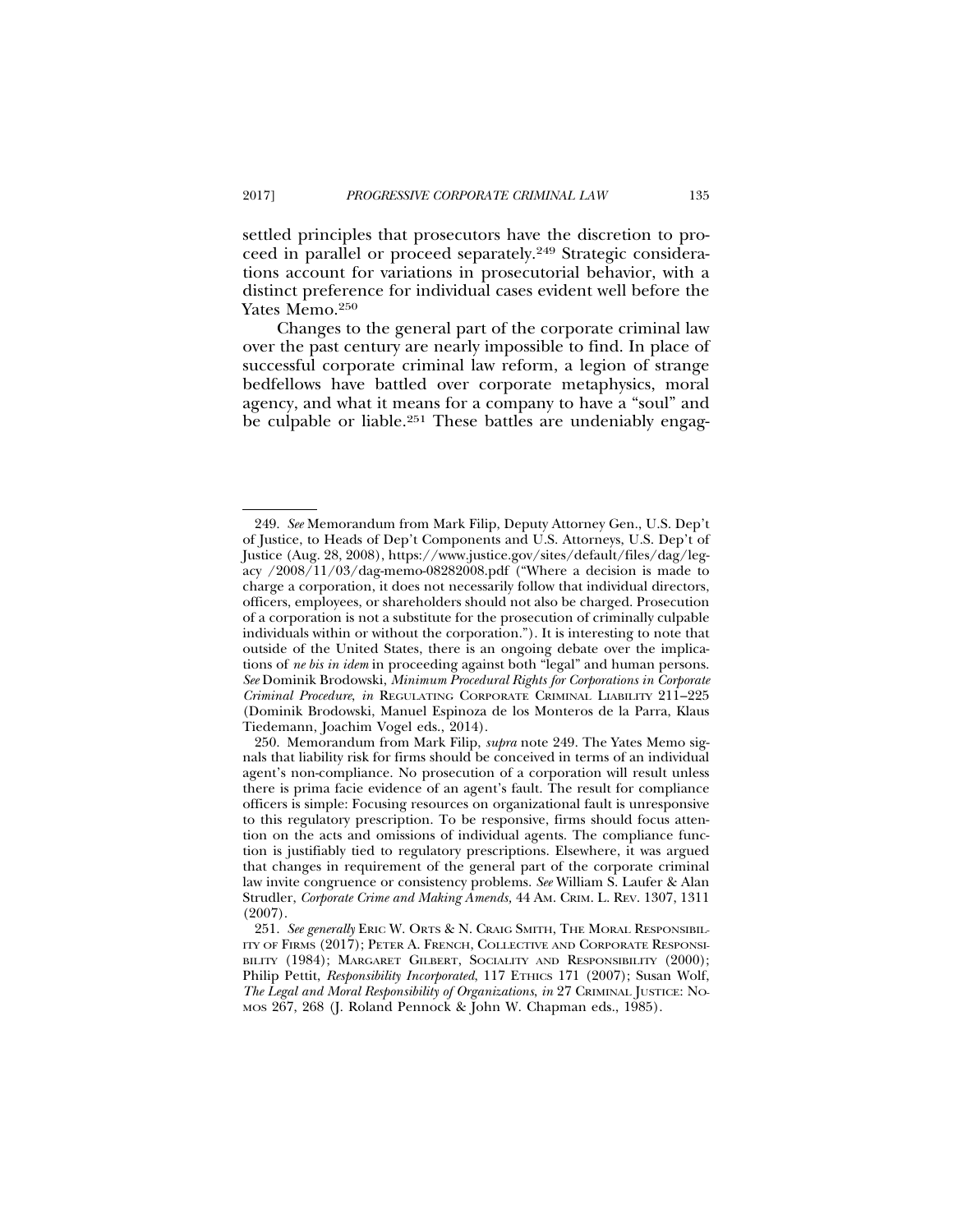settled principles that prosecutors have the discretion to proceed in parallel or proceed separately.[249] Strategic considerations account for variations in prosecutorial behavior, with a distinct preference for individual cases evident well before the Yates Memo.[250]

Changes to the general part of the corporate criminal law over the past century are nearly impossible to find. In place of successful corporate criminal law reform, a legion of strange bedfellows have battled over corporate metaphysics, moral agency, and what it means for a company to have a "soul" and be culpable or liable.[251] These battles are undeniably engag-

---

249. *See* Memorandum from Mark Filip, Deputy Attorney Gen., U.S. Dep't of Justice, to Heads of Dep't Components and U.S. Attorneys, U.S. Dep't of Justice (Aug. 28, 2008), https://www.justice.gov/sites/default/files/dag/legacy /2008/11/03/dag-memo-08282008.pdf ("Where a decision is made to charge a corporation, it does not necessarily follow that individual directors, officers, employees, or shareholders should not also be charged. Prosecution of a corporation is not a substitute for the prosecution of criminally culpable individuals within or without the corporation."). It is interesting to note that outside of the United States, there is an ongoing debate over the implications of *ne bis in idem* in proceeding against both "legal" and human persons. *See* Dominik Brodowski, *Minimum Procedural Rights for Corporations in Corporate Criminal Procedure*, *in* REGULATING CORPORATE CRIMINAL LIABILITY 211–225 (Dominik Brodowski, Manuel Espinoza de los Monteros de la Parra, Klaus Tiedemann, Joachim Vogel eds., 2014).

250. Memorandum from Mark Filip, *supra* note 249. The Yates Memo signals that liability risk for firms should be conceived in terms of an individual agent's non-compliance. No prosecution of a corporation will result unless there is prima facie evidence of an agent's fault. The result for compliance officers is simple: Focusing resources on organizational fault is unresponsive to this regulatory prescription. To be responsive, firms should focus attention on the acts and omissions of individual agents. The compliance function is justifiably tied to regulatory prescriptions. Elsewhere, it was argued that changes in requirement of the general part of the corporate criminal law invite congruence or consistency problems. *See* William S. Laufer & Alan Strudler, *Corporate Crime and Making Amends,* 44 AM. CRIM. L. REV. 1307, 1311 (2007).

251. *See generally* ERIC W. ORTS & N. CRAIG SMITH, THE MORAL RESPONSIBILITY OF FIRMS (2017); PETER A. FRENCH, COLLECTIVE AND CORPORATE RESPONSIBILITY (1984); MARGARET GILBERT, SOCIALITY AND RESPONSIBILITY (2000); Philip Pettit, *Responsibility Incorporated*, 117 ETHICS 171 (2007); Susan Wolf, *The Legal and Moral Responsibility of Organizations*, *in* 27 CRIMINAL JUSTICE: NOMOS 267, 268 (J. Roland Pennock & John W. Chapman eds., 1985).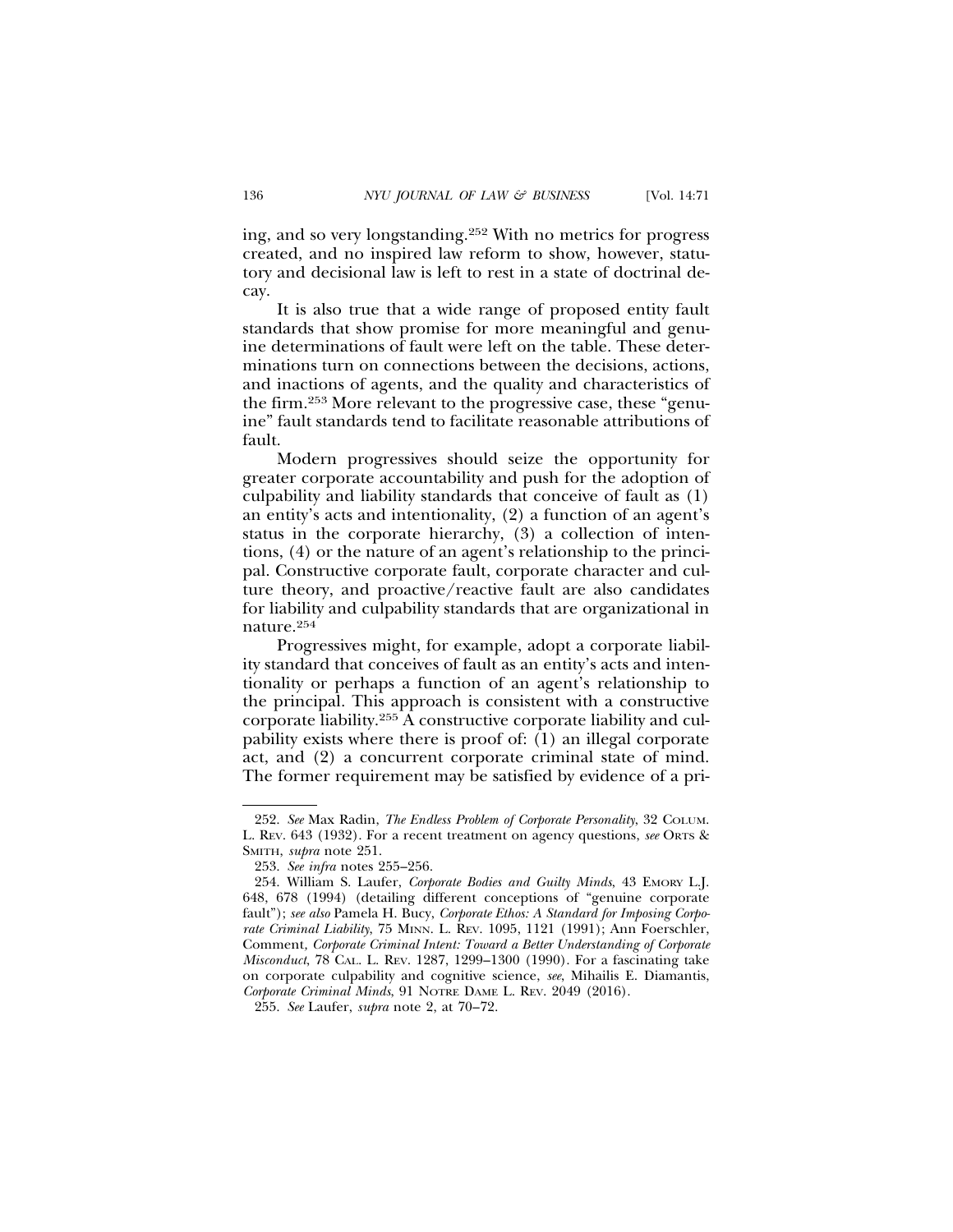ing, and so very longstanding.[252] With no metrics for progress created, and no inspired law reform to show, however, statutory and decisional law is left to rest in a state of doctrinal decay.

It is also true that a wide range of proposed entity fault standards that show promise for more meaningful and genuine determinations of fault were left on the table. These determinations turn on connections between the decisions, actions, and inactions of agents, and the quality and characteristics of the firm.[253] More relevant to the progressive case, these "genuine" fault standards tend to facilitate reasonable attributions of fault.

Modern progressives should seize the opportunity for greater corporate accountability and push for the adoption of culpability and liability standards that conceive of fault as (1) an entity's acts and intentionality, (2) a function of an agent's status in the corporate hierarchy, (3) a collection of intentions, (4) or the nature of an agent's relationship to the principal. Constructive corporate fault, corporate character and culture theory, and proactive/reactive fault are also candidates for liability and culpability standards that are organizational in nature.[254]

Progressives might, for example, adopt a corporate liability standard that conceives of fault as an entity's acts and intentionality or perhaps a function of an agent's relationship to the principal. This approach is consistent with a constructive corporate liability.[255] A constructive corporate liability and culpability exists where there is proof of: (1) an illegal corporate act, and (2) a concurrent corporate criminal state of mind. The former requirement may be satisfied by evidence of a pri-

---

252. *See* Max Radin, *The Endless Problem of Corporate Personality*, 32 COLUM. L. REV. 643 (1932). For a recent treatment on agency questions, *see* ORTS & SMITH, *supra* note 251.

253. *See infra* notes 255–256.

254. William S. Laufer, *Corporate Bodies and Guilty Minds*, 43 EMORY L.J. 648, 678 (1994) (detailing different conceptions of "genuine corporate fault"); *see also* Pamela H. Bucy, *Corporate Ethos: A Standard for Imposing Corporate Criminal Liability*, 75 MINN. L. REV. 1095, 1121 (1991); Ann Foerschler, Comment, *Corporate Criminal Intent: Toward a Better Understanding of Corporate Misconduct*, 78 CAL. L. REV. 1287, 1299–1300 (1990). For a fascinating take on corporate culpability and cognitive science, *see*, Mihailis E. Diamantis, *Corporate Criminal Minds*, 91 NOTRE DAME L. REV. 2049 (2016).

255. *See* Laufer, *supra* note 2, at 70–72.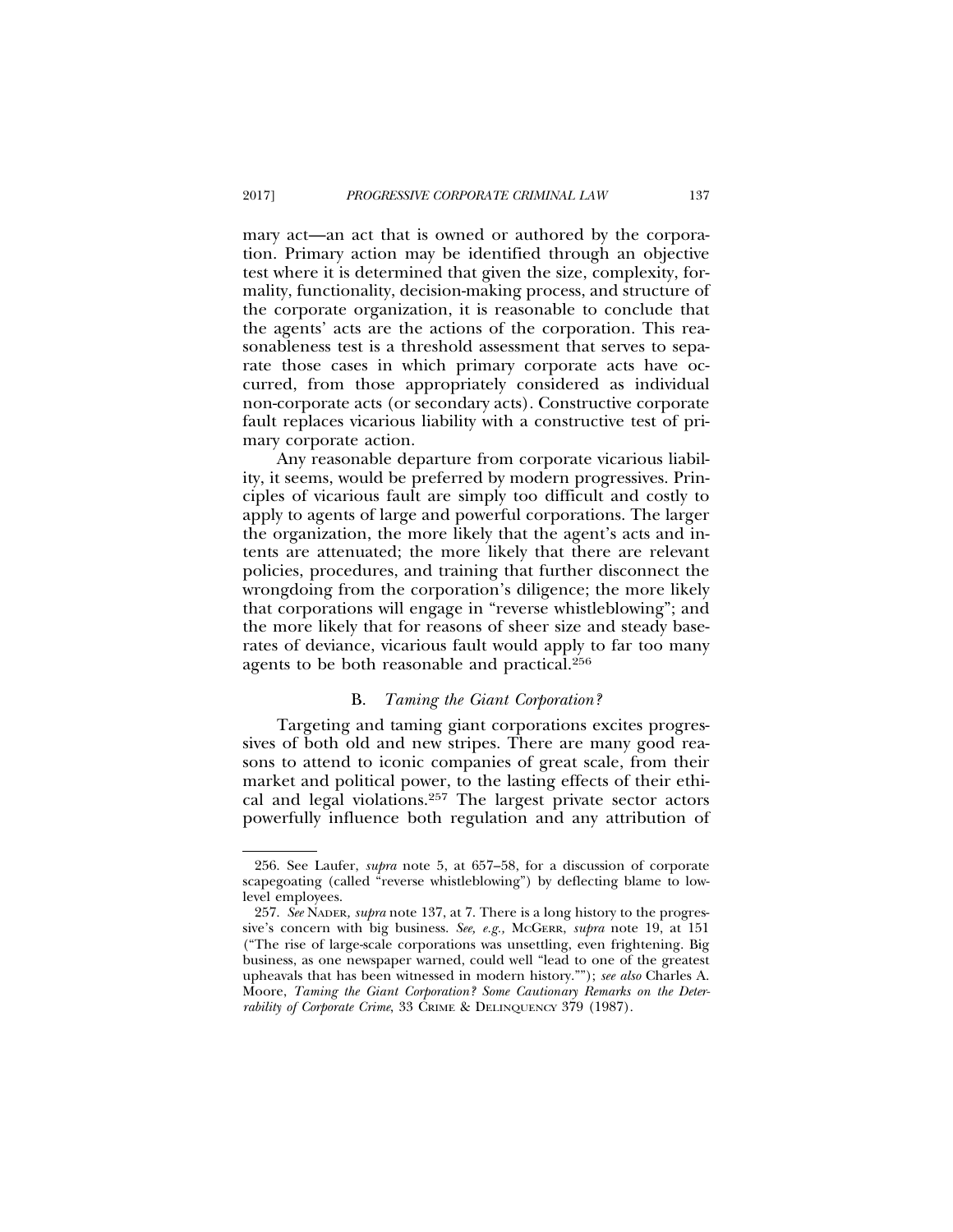mary act—an act that is owned or authored by the corporation. Primary action may be identified through an objective test where it is determined that given the size, complexity, formality, functionality, decision-making process, and structure of the corporate organization, it is reasonable to conclude that the agents' acts are the actions of the corporation. This reasonableness test is a threshold assessment that serves to separate those cases in which primary corporate acts have occurred, from those appropriately considered as individual non-corporate acts (or secondary acts). Constructive corporate fault replaces vicarious liability with a constructive test of primary corporate action.

Any reasonable departure from corporate vicarious liability, it seems, would be preferred by modern progressives. Principles of vicarious fault are simply too difficult and costly to apply to agents of large and powerful corporations. The larger the organization, the more likely that the agent's acts and intents are attenuated; the more likely that there are relevant policies, procedures, and training that further disconnect the wrongdoing from the corporation's diligence; the more likely that corporations will engage in "reverse whistleblowing"; and the more likely that for reasons of sheer size and steady base-rates of deviance, vicarious fault would apply to far too many agents to be both reasonable and practical.[256]

### B. *Taming the Giant Corporation?*

Targeting and taming giant corporations excites progressives of both old and new stripes. There are many good reasons to attend to iconic companies of great scale, from their market and political power, to the lasting effects of their ethical and legal violations.[257] The largest private sector actors powerfully influence both regulation and any attribution of

---

256. See Laufer, *supra* note 5, at 657–58, for a discussion of corporate scapegoating (called "reverse whistleblowing") by deflecting blame to low-level employees.

257. *See* NADER, *supra* note 137, at 7. There is a long history to the progressive's concern with big business. *See, e.g.*, MCGERR, *supra* note 19, at 151 ("The rise of large-scale corporations was unsettling, even frightening. Big business, as one newspaper warned, could well "lead to one of the greatest upheavals that has been witnessed in modern history.""); *see also* Charles A. Moore, *Taming the Giant Corporation? Some Cautionary Remarks on the Deterrability of Corporate Crime*, 33 CRIME & DELINQUENCY 379 (1987).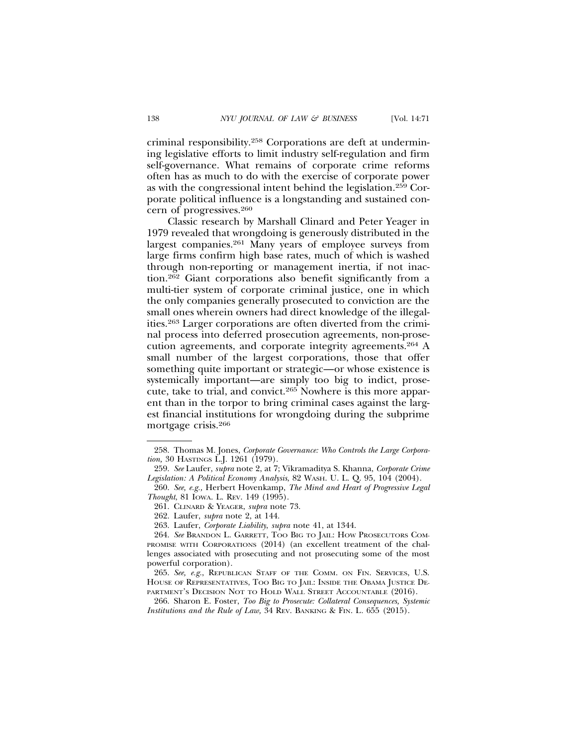criminal responsibility.[258] Corporations are deft at undermining legislative efforts to limit industry self-regulation and firm self-governance. What remains of corporate crime reforms often has as much to do with the exercise of corporate power as with the congressional intent behind the legislation.[259] Corporate political influence is a longstanding and sustained concern of progressives.[260]

Classic research by Marshall Clinard and Peter Yeager in 1979 revealed that wrongdoing is generously distributed in the largest companies.[261] Many years of employee surveys from large firms confirm high base rates, much of which is washed through non-reporting or management inertia, if not inaction.[262] Giant corporations also benefit significantly from a multi-tier system of corporate criminal justice, one in which the only companies generally prosecuted to conviction are the small ones wherein owners had direct knowledge of the illegalities.[263] Larger corporations are often diverted from the criminal process into deferred prosecution agreements, non-prosecution agreements, and corporate integrity agreements.[264] A small number of the largest corporations, those that offer something quite important or strategic—or whose existence is systemically important—are simply too big to indict, prosecute, take to trial, and convict.[265] Nowhere is this more apparent than in the torpor to bring criminal cases against the largest financial institutions for wrongdoing during the subprime mortgage crisis.[266]

---

258. Thomas M. Jones, *Corporate Governance: Who Controls the Large Corporation,* 30 HASTINGS L.J. 1261 (1979).

259. *See* Laufer, *supra* note 2, at 7; Vikramaditya S. Khanna, *Corporate Crime Legislation: A Political Economy Analysis*, 82 WASH. U. L. Q. 95, 104 (2004).

260. *See, e.g.*, Herbert Hovenkamp, *The Mind and Heart of Progressive Legal Thought*, 81 IOWA. L. REV. 149 (1995).

261. CLINARD & YEAGER, *supra* note 73.

262. Laufer, *supra* note 2, at 144.

263. Laufer, *Corporate Liability*, *supra* note 41, at 1344.

264. *See* BRANDON L. GARRETT, TOO BIG TO JAIL: HOW PROSECUTORS COMPROMISE WITH CORPORATIONS (2014) (an excellent treatment of the challenges associated with prosecuting and not prosecuting some of the most powerful corporation).

265. *See, e.g.*, REPUBLICAN STAFF OF THE COMM. ON FIN. SERVICES, U.S. HOUSE OF REPRESENTATIVES, TOO BIG TO JAIL: INSIDE THE OBAMA JUSTICE DEPARTMENT'S DECISION NOT TO HOLD WALL STREET ACCOUNTABLE (2016).

266. Sharon E. Foster, *Too Big to Prosecute: Collateral Consequences, Systemic Institutions and the Rule of Law,* 34 REV. BANKING & FIN. L. 655 (2015).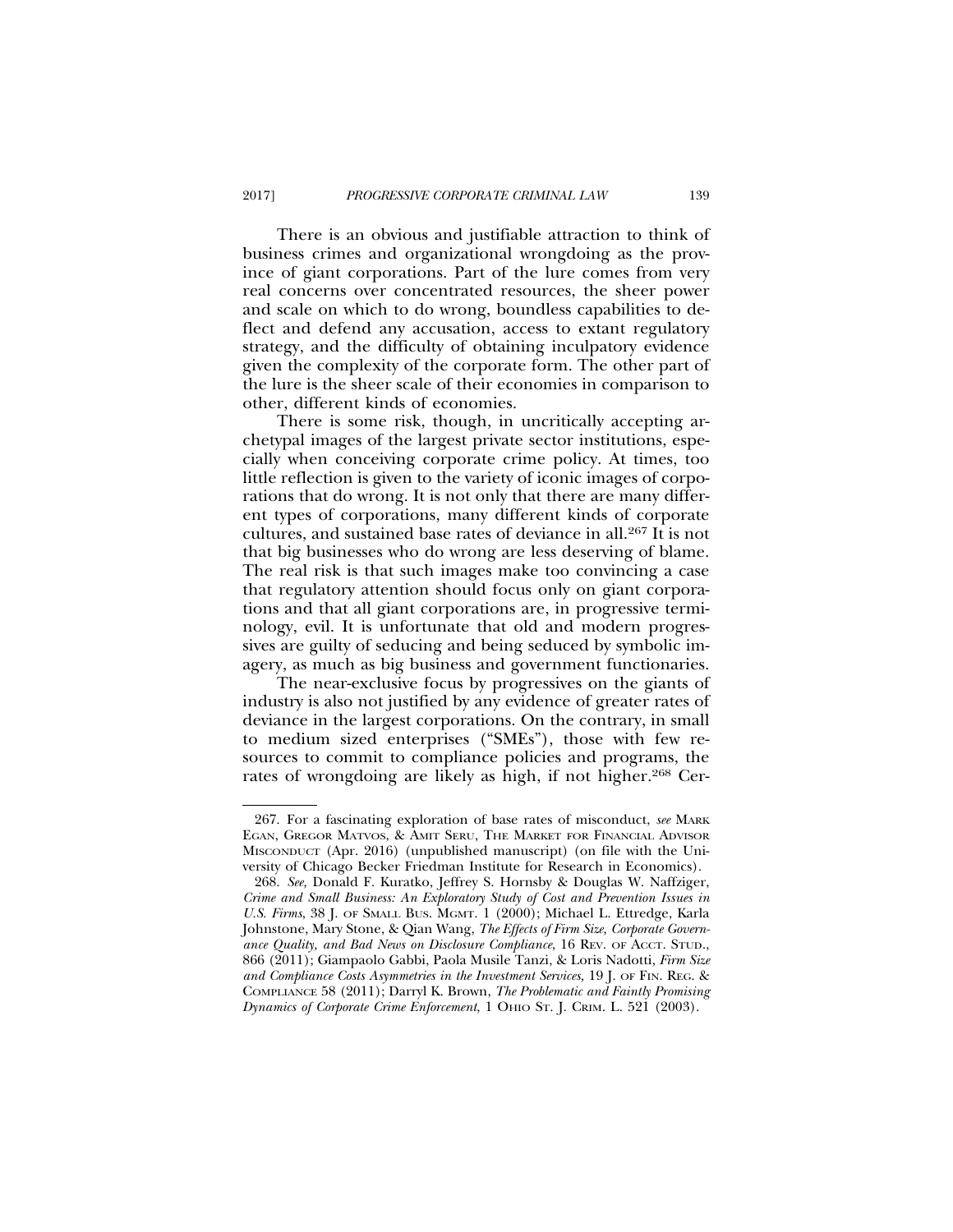There is an obvious and justifiable attraction to think of business crimes and organizational wrongdoing as the province of giant corporations. Part of the lure comes from very real concerns over concentrated resources, the sheer power and scale on which to do wrong, boundless capabilities to deflect and defend any accusation, access to extant regulatory strategy, and the difficulty of obtaining inculpatory evidence given the complexity of the corporate form. The other part of the lure is the sheer scale of their economies in comparison to other, different kinds of economies.

There is some risk, though, in uncritically accepting archetypal images of the largest private sector institutions, especially when conceiving corporate crime policy. At times, too little reflection is given to the variety of iconic images of corporations that do wrong. It is not only that there are many different types of corporations, many different kinds of corporate cultures, and sustained base rates of deviance in all.[267] It is not that big businesses who do wrong are less deserving of blame. The real risk is that such images make too convincing a case that regulatory attention should focus only on giant corporations and that all giant corporations are, in progressive terminology, evil. It is unfortunate that old and modern progressives are guilty of seducing and being seduced by symbolic imagery, as much as big business and government functionaries.

The near-exclusive focus by progressives on the giants of industry is also not justified by any evidence of greater rates of deviance in the largest corporations. On the contrary, in small to medium sized enterprises ("SMEs"), those with few resources to commit to compliance policies and programs, the rates of wrongdoing are likely as high, if not higher.[268] Cer-

---

267. For a fascinating exploration of base rates of misconduct, *see* MARK EGAN, GREGOR MATVOS, & AMIT SERU, THE MARKET FOR FINANCIAL ADVISOR MISCONDUCT (Apr. 2016) (unpublished manuscript) (on file with the University of Chicago Becker Friedman Institute for Research in Economics).

268. *See,* Donald F. Kuratko, Jeffrey S. Hornsby & Douglas W. Naffziger, *Crime and Small Business: An Exploratory Study of Cost and Prevention Issues in U.S. Firms*, 38 J. OF SMALL BUS. MGMT. 1 (2000); Michael L. Ettredge, Karla Johnstone, Mary Stone, & Qian Wang, *The Effects of Firm Size, Corporate Governance Quality, and Bad News on Disclosure Compliance*, 16 REV. OF ACCT. STUD., 866 (2011); Giampaolo Gabbi, Paola Musile Tanzi, & Loris Nadotti, *Firm Size and Compliance Costs Asymmetries in the Investment Services,* 19 J. OF FIN. REG. & COMPLIANCE 58 (2011); Darryl K. Brown, *The Problematic and Faintly Promising Dynamics of Corporate Crime Enforcement*, 1 OHIO ST. J. CRIM. L. 521 (2003).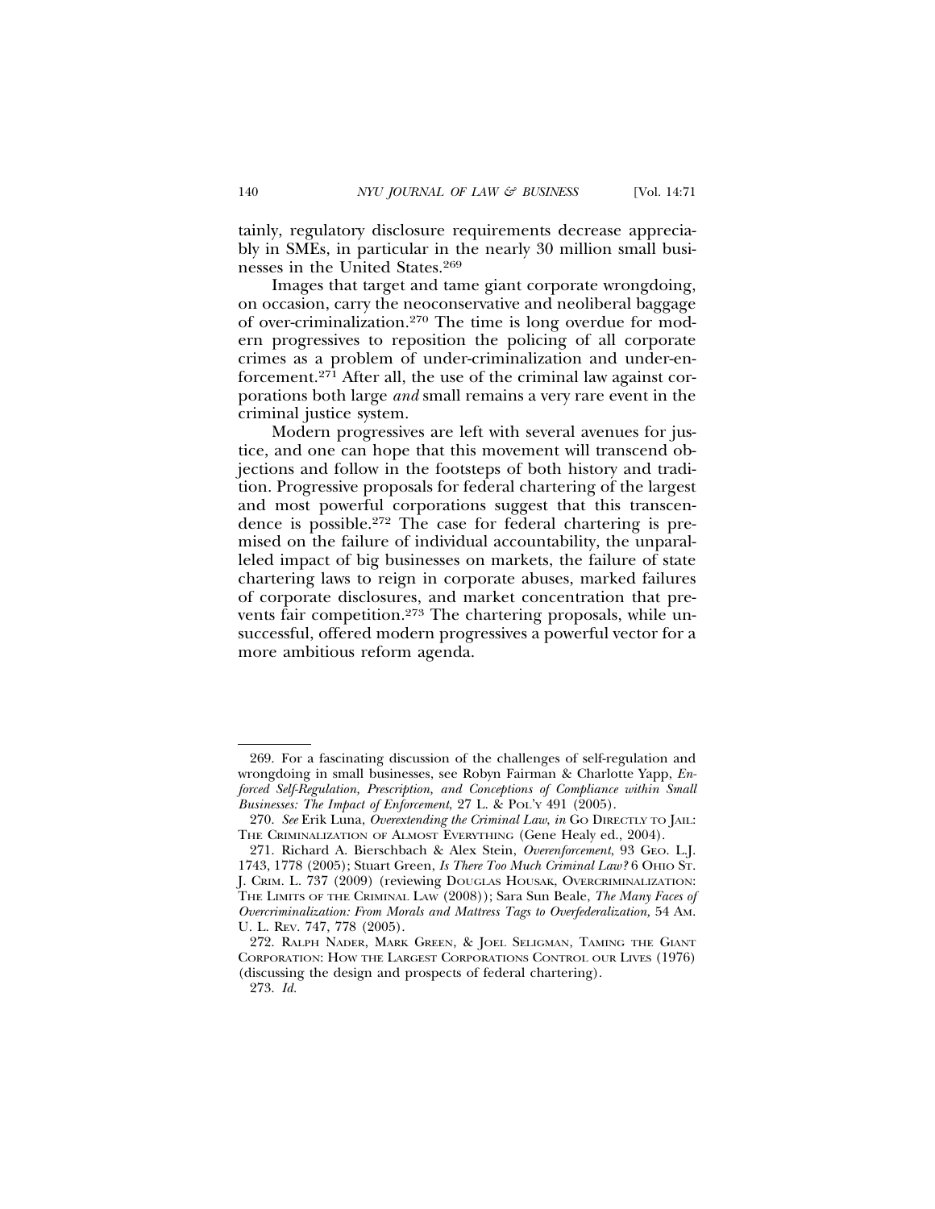tainly, regulatory disclosure requirements decrease appreciably in SMEs, in particular in the nearly 30 million small businesses in the United States.[269]

Images that target and tame giant corporate wrongdoing, on occasion, carry the neoconservative and neoliberal baggage of over-criminalization.[270] The time is long overdue for modern progressives to reposition the policing of all corporate crimes as a problem of under-criminalization and under-enforcement.[271] After all, the use of the criminal law against corporations both large *and* small remains a very rare event in the criminal justice system.

Modern progressives are left with several avenues for justice, and one can hope that this movement will transcend objections and follow in the footsteps of both history and tradition. Progressive proposals for federal chartering of the largest and most powerful corporations suggest that this transcendence is possible.[272] The case for federal chartering is premised on the failure of individual accountability, the unparalleled impact of big businesses on markets, the failure of state chartering laws to reign in corporate abuses, marked failures of corporate disclosures, and market concentration that prevents fair competition.[273] The chartering proposals, while unsuccessful, offered modern progressives a powerful vector for a more ambitious reform agenda.

---

269. For a fascinating discussion of the challenges of self-regulation and wrongdoing in small businesses, see Robyn Fairman & Charlotte Yapp, *Enforced Self-Regulation, Prescription, and Conceptions of Compliance within Small Businesses: The Impact of Enforcement*, 27 L. & POL'Y 491 (2005).

270. *See* Erik Luna, *Overextending the Criminal Law, in* GO DIRECTLY TO JAIL: THE CRIMINALIZATION OF ALMOST EVERYTHING (Gene Healy ed., 2004).

271. Richard A. Bierschbach & Alex Stein, *Overenforcement*, 93 GEO. L.J. 1743, 1778 (2005); Stuart Green, *Is There Too Much Criminal Law?* 6 OHIO ST. J. CRIM. L. 737 (2009) (reviewing DOUGLAS HOUSAK, OVERCRIMINALIZATION: THE LIMITS OF THE CRIMINAL LAW (2008)); Sara Sun Beale, *The Many Faces of Overcriminalization: From Morals and Mattress Tags to Overfederalization,* 54 AM. U. L. REV. 747, 778 (2005).

272. RALPH NADER, MARK GREEN, & JOEL SELIGMAN, TAMING THE GIANT CORPORATION: HOW THE LARGEST CORPORATIONS CONTROL OUR LIVES (1976) (discussing the design and prospects of federal chartering).

273. *Id.*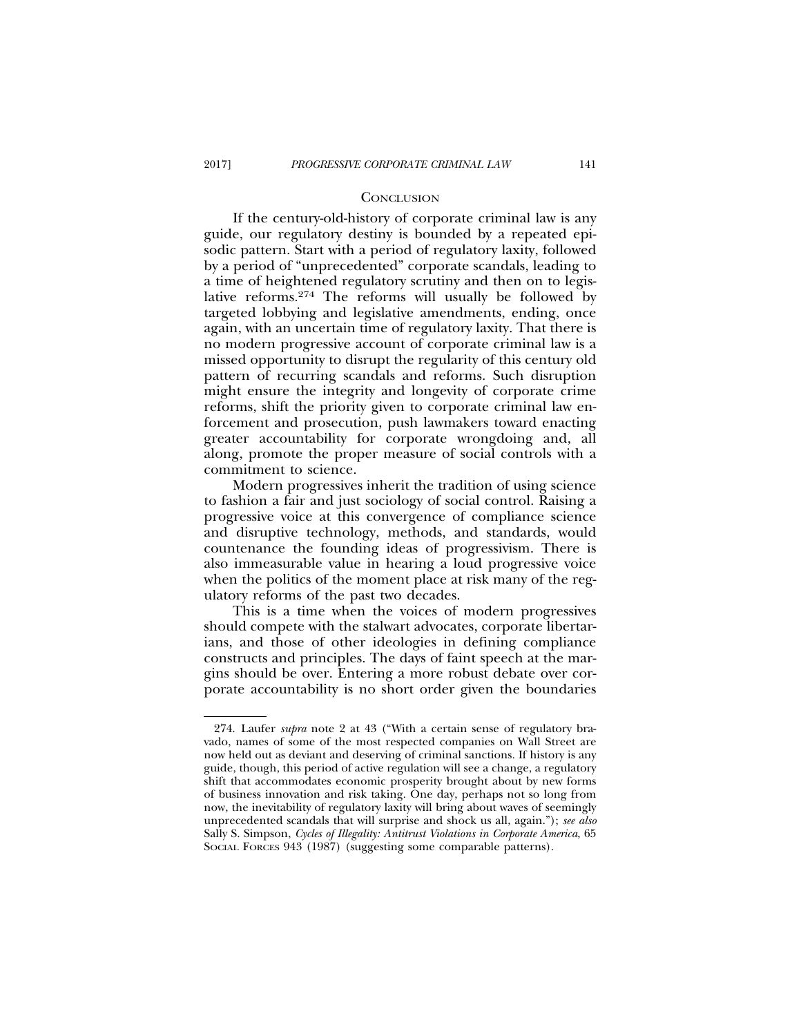## CONCLUSION

If the century-old-history of corporate criminal law is any guide, our regulatory destiny is bounded by a repeated episodic pattern. Start with a period of regulatory laxity, followed by a period of "unprecedented" corporate scandals, leading to a time of heightened regulatory scrutiny and then on to legislative reforms.[274] The reforms will usually be followed by targeted lobbying and legislative amendments, ending, once again, with an uncertain time of regulatory laxity. That there is no modern progressive account of corporate criminal law is a missed opportunity to disrupt the regularity of this century old pattern of recurring scandals and reforms. Such disruption might ensure the integrity and longevity of corporate crime reforms, shift the priority given to corporate criminal law enforcement and prosecution, push lawmakers toward enacting greater accountability for corporate wrongdoing and, all along, promote the proper measure of social controls with a commitment to science.

Modern progressives inherit the tradition of using science to fashion a fair and just sociology of social control. Raising a progressive voice at this convergence of compliance science and disruptive technology, methods, and standards, would countenance the founding ideas of progressivism. There is also immeasurable value in hearing a loud progressive voice when the politics of the moment place at risk many of the regulatory reforms of the past two decades.

This is a time when the voices of modern progressives should compete with the stalwart advocates, corporate libertarians, and those of other ideologies in defining compliance constructs and principles. The days of faint speech at the margins should be over. Entering a more robust debate over corporate accountability is no short order given the boundaries

---

274. Laufer *supra* note 2 at 43 ("With a certain sense of regulatory bravado, names of some of the most respected companies on Wall Street are now held out as deviant and deserving of criminal sanctions. If history is any guide, though, this period of active regulation will see a change, a regulatory shift that accommodates economic prosperity brought about by new forms of business innovation and risk taking. One day, perhaps not so long from now, the inevitability of regulatory laxity will bring about waves of seemingly unprecedented scandals that will surprise and shock us all, again."); *see also* Sally S. Simpson, *Cycles of Illegality: Antitrust Violations in Corporate America*, 65 SOCIAL FORCES 943 (1987) (suggesting some comparable patterns).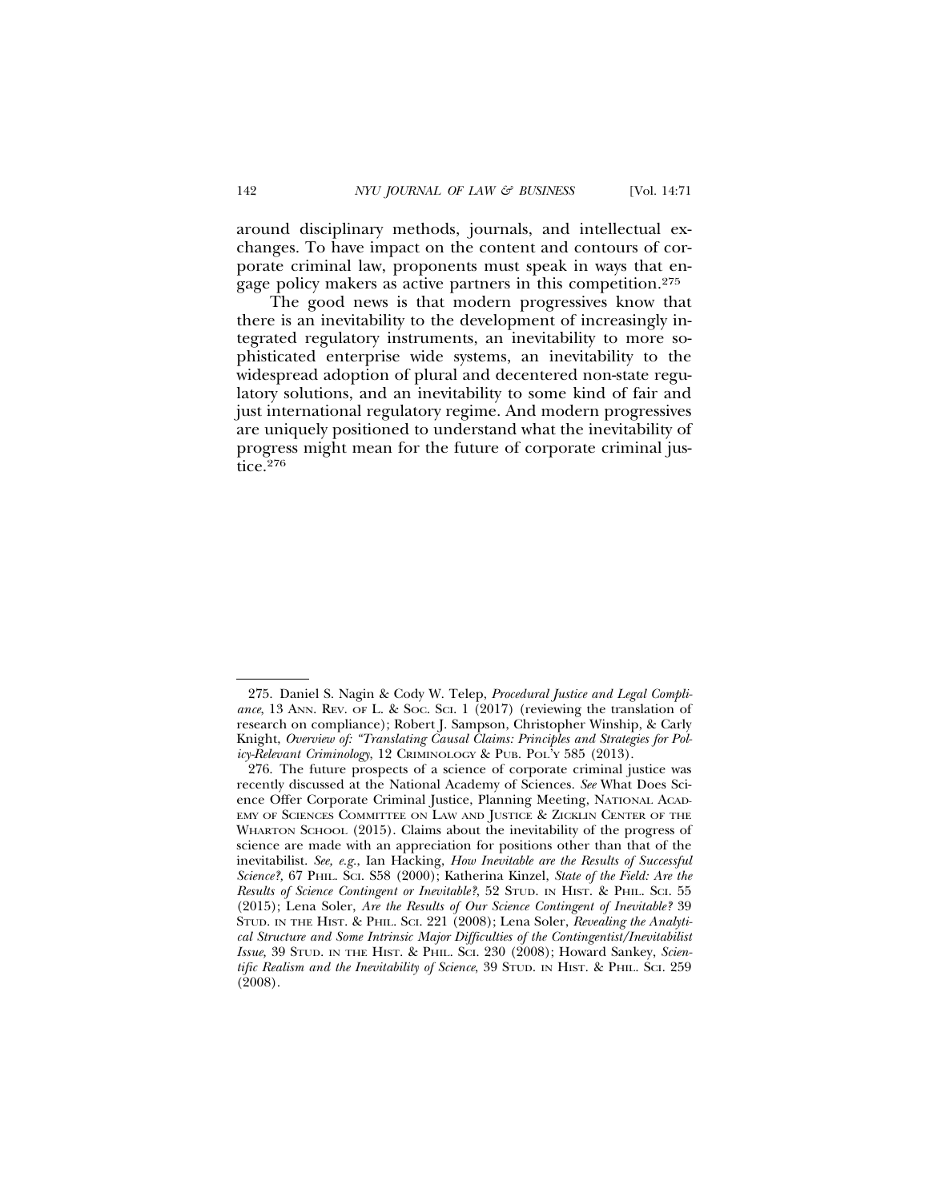around disciplinary methods, journals, and intellectual exchanges. To have impact on the content and contours of corporate criminal law, proponents must speak in ways that engage policy makers as active partners in this competition.[275]

The good news is that modern progressives know that there is an inevitability to the development of increasingly integrated regulatory instruments, an inevitability to more sophisticated enterprise wide systems, an inevitability to the widespread adoption of plural and decentered non-state regulatory solutions, and an inevitability to some kind of fair and just international regulatory regime. And modern progressives are uniquely positioned to understand what the inevitability of progress might mean for the future of corporate criminal justice.[276]

---

275. Daniel S. Nagin & Cody W. Telep, *Procedural Justice and Legal Compliance*, 13 ANN. REV. OF L. & SOC. SCI. 1 (2017) (reviewing the translation of research on compliance); Robert J. Sampson, Christopher Winship, & Carly Knight, *Overview of: "Translating Causal Claims: Principles and Strategies for Policy-Relevant Criminology*, 12 CRIMINOLOGY & PUB. POL'Y 585 (2013).

276. The future prospects of a science of corporate criminal justice was recently discussed at the National Academy of Sciences. *See* What Does Science Offer Corporate Criminal Justice, Planning Meeting, NATIONAL ACADEMY OF SCIENCES COMMITTEE ON LAW AND JUSTICE & ZICKLIN CENTER OF THE WHARTON SCHOOL (2015). Claims about the inevitability of the progress of science are made with an appreciation for positions other than that of the inevitabilist. *See, e.g.*, Ian Hacking, *How Inevitable are the Results of Successful Science?,* 67 PHIL. SCI. S58 (2000); Katherina Kinzel, *State of the Field: Are the Results of Science Contingent or Inevitable?*, 52 STUD. IN HIST. & PHIL. SCI. 55 (2015); Lena Soler, *Are the Results of Our Science Contingent of Inevitable?* 39 STUD. IN THE HIST. & PHIL. SCI. 221 (2008); Lena Soler, *Revealing the Analytical Structure and Some Intrinsic Major Difficulties of the Contingentist/Inevitabilist Issue*, 39 STUD. IN THE HIST. & PHIL. SCI. 230 (2008); Howard Sankey, *Scientific Realism and the Inevitability of Science*, 39 STUD. IN HIST. & PHIL. SCI. 259 (2008).